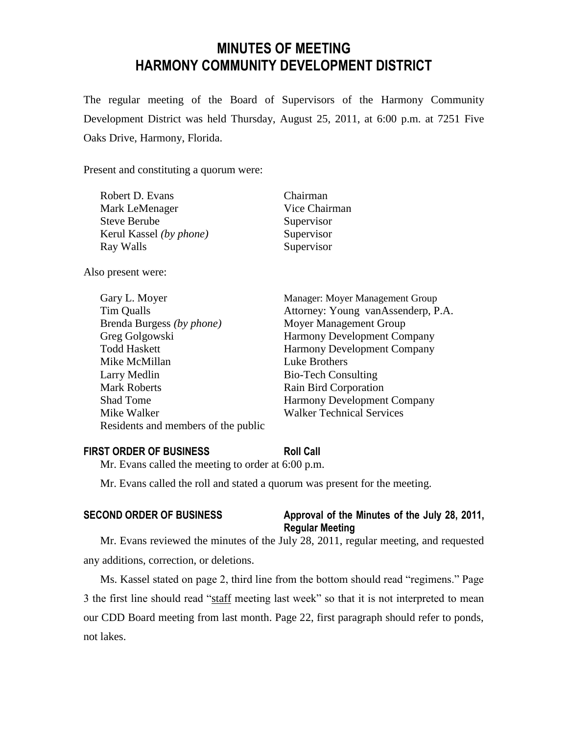# MINUTES OF MEETING
# HARMONY COMMUNITY DEVELOPMENT DISTRICT

The regular meeting of the Board of Supervisors of the Harmony Community Development District was held Thursday, August 25, 2011, at 6:00 p.m. at 7251 Five Oaks Drive, Harmony, Florida.

Present and constituting a quorum were:

| | |
|---|---|
| Robert D. Evans | Chairman |
| Mark LeMenager | Vice Chairman |
| Steve Berube | Supervisor |
| Kerul Kassel *(by phone)* | Supervisor |
| Ray Walls | Supervisor |

Also present were:

| | |
|---|---|
| Gary L. Moyer | Manager: Moyer Management Group |
| Tim Qualls | Attorney: Young vanAssenderp, P.A. |
| Brenda Burgess *(by phone)* | Moyer Management Group |
| Greg Golgowski | Harmony Development Company |
| Todd Haskett | Harmony Development Company |
| Mike McMillan | Luke Brothers |
| Larry Medlin | Bio-Tech Consulting |
| Mark Roberts | Rain Bird Corporation |
| Shad Tome | Harmony Development Company |
| Mike Walker | Walker Technical Services |
| Residents and members of the public | |

**FIRST ORDER OF BUSINESS** **Roll Call**

Mr. Evans called the meeting to order at 6:00 p.m.

Mr. Evans called the roll and stated a quorum was present for the meeting.

**SECOND ORDER OF BUSINESS** **Approval of the Minutes of the July 28, 2011, Regular Meeting**

Mr. Evans reviewed the minutes of the July 28, 2011, regular meeting, and requested any additions, correction, or deletions.

Ms. Kassel stated on page 2, third line from the bottom should read "regimens." Page 3 the first line should read "staff meeting last week" so that it is not interpreted to mean our CDD Board meeting from last month. Page 22, first paragraph should refer to ponds, not lakes.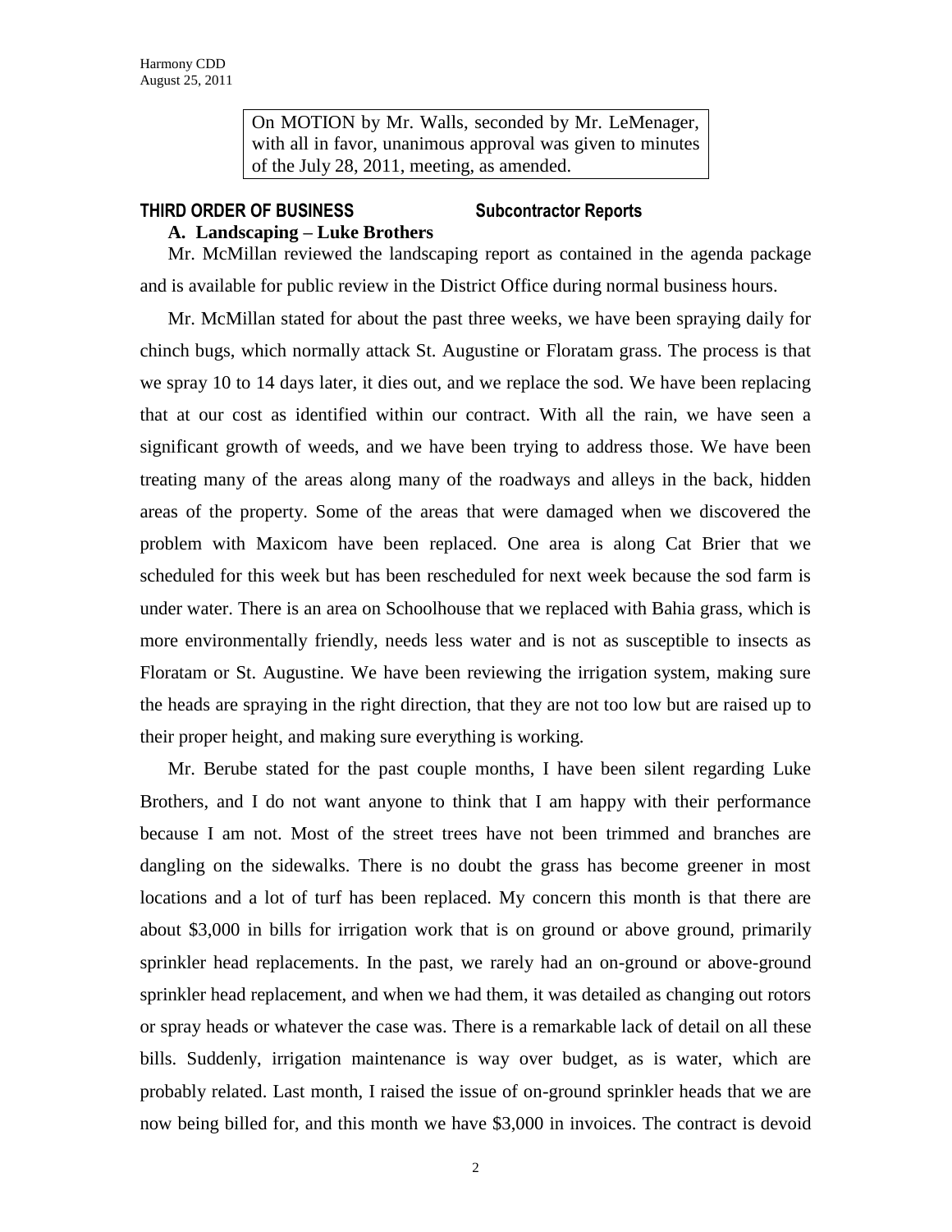On MOTION by Mr. Walls, seconded by Mr. LeMenager, with all in favor, unanimous approval was given to minutes of the July 28, 2011, meeting, as amended.

**THIRD ORDER OF BUSINESS Subcontractor Reports**

**A. Landscaping – Luke Brothers**

Mr. McMillan reviewed the landscaping report as contained in the agenda package and is available for public review in the District Office during normal business hours.

Mr. McMillan stated for about the past three weeks, we have been spraying daily for chinch bugs, which normally attack St. Augustine or Floratam grass. The process is that we spray 10 to 14 days later, it dies out, and we replace the sod. We have been replacing that at our cost as identified within our contract. With all the rain, we have seen a significant growth of weeds, and we have been trying to address those. We have been treating many of the areas along many of the roadways and alleys in the back, hidden areas of the property. Some of the areas that were damaged when we discovered the problem with Maxicom have been replaced. One area is along Cat Brier that we scheduled for this week but has been rescheduled for next week because the sod farm is under water. There is an area on Schoolhouse that we replaced with Bahia grass, which is more environmentally friendly, needs less water and is not as susceptible to insects as Floratam or St. Augustine. We have been reviewing the irrigation system, making sure the heads are spraying in the right direction, that they are not too low but are raised up to their proper height, and making sure everything is working.

Mr. Berube stated for the past couple months, I have been silent regarding Luke Brothers, and I do not want anyone to think that I am happy with their performance because I am not. Most of the street trees have not been trimmed and branches are dangling on the sidewalks. There is no doubt the grass has become greener in most locations and a lot of turf has been replaced. My concern this month is that there are about $3,000 in bills for irrigation work that is on ground or above ground, primarily sprinkler head replacements. In the past, we rarely had an on-ground or above-ground sprinkler head replacement, and when we had them, it was detailed as changing out rotors or spray heads or whatever the case was. There is a remarkable lack of detail on all these bills. Suddenly, irrigation maintenance is way over budget, as is water, which are probably related. Last month, I raised the issue of on-ground sprinkler heads that we are now being billed for, and this month we have $3,000 in invoices. The contract is devoid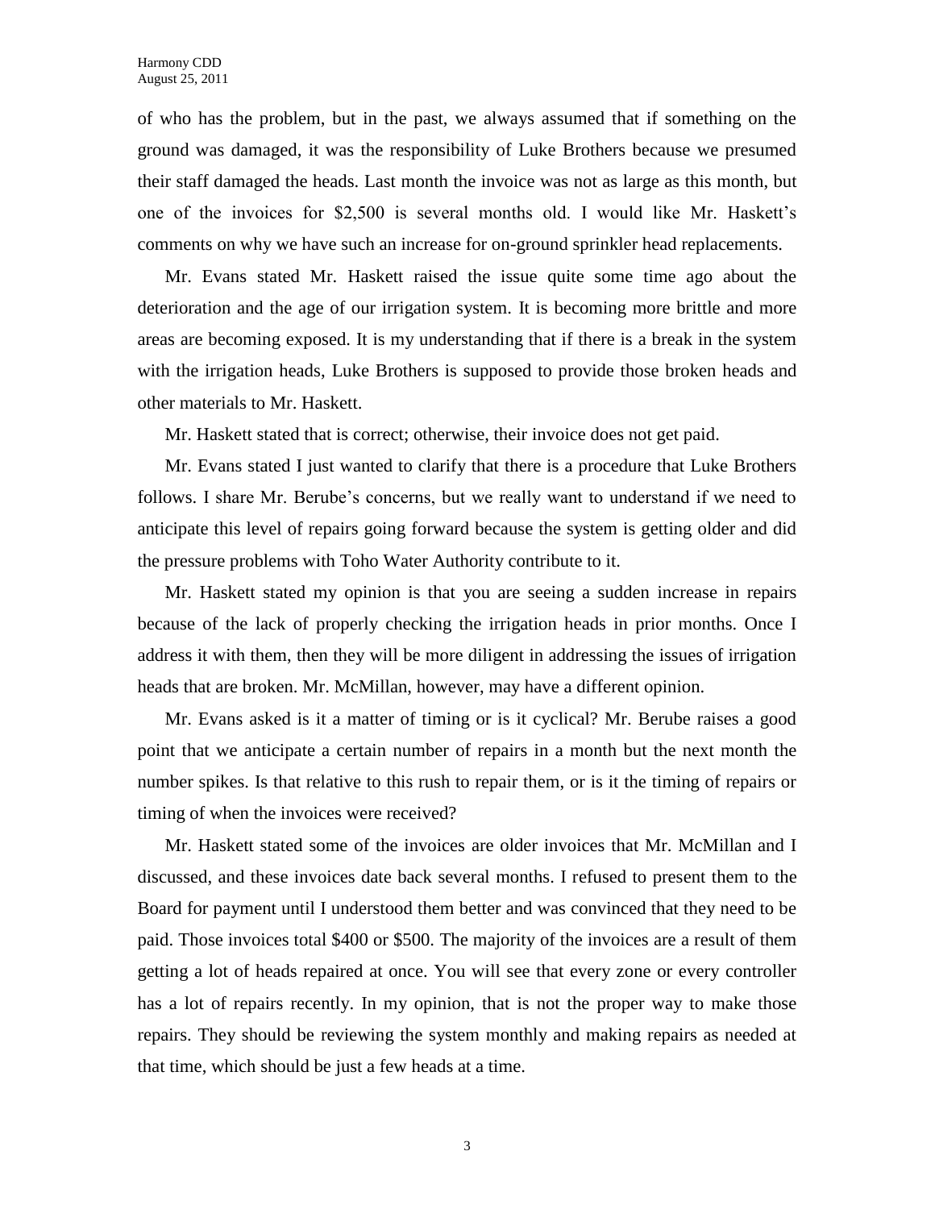of who has the problem, but in the past, we always assumed that if something on the ground was damaged, it was the responsibility of Luke Brothers because we presumed their staff damaged the heads. Last month the invoice was not as large as this month, but one of the invoices for $2,500 is several months old. I would like Mr. Haskett's comments on why we have such an increase for on-ground sprinkler head replacements.

Mr. Evans stated Mr. Haskett raised the issue quite some time ago about the deterioration and the age of our irrigation system. It is becoming more brittle and more areas are becoming exposed. It is my understanding that if there is a break in the system with the irrigation heads, Luke Brothers is supposed to provide those broken heads and other materials to Mr. Haskett.

Mr. Haskett stated that is correct; otherwise, their invoice does not get paid.

Mr. Evans stated I just wanted to clarify that there is a procedure that Luke Brothers follows. I share Mr. Berube's concerns, but we really want to understand if we need to anticipate this level of repairs going forward because the system is getting older and did the pressure problems with Toho Water Authority contribute to it.

Mr. Haskett stated my opinion is that you are seeing a sudden increase in repairs because of the lack of properly checking the irrigation heads in prior months. Once I address it with them, then they will be more diligent in addressing the issues of irrigation heads that are broken. Mr. McMillan, however, may have a different opinion.

Mr. Evans asked is it a matter of timing or is it cyclical? Mr. Berube raises a good point that we anticipate a certain number of repairs in a month but the next month the number spikes. Is that relative to this rush to repair them, or is it the timing of repairs or timing of when the invoices were received?

Mr. Haskett stated some of the invoices are older invoices that Mr. McMillan and I discussed, and these invoices date back several months. I refused to present them to the Board for payment until I understood them better and was convinced that they need to be paid. Those invoices total $400 or $500. The majority of the invoices are a result of them getting a lot of heads repaired at once. You will see that every zone or every controller has a lot of repairs recently. In my opinion, that is not the proper way to make those repairs. They should be reviewing the system monthly and making repairs as needed at that time, which should be just a few heads at a time.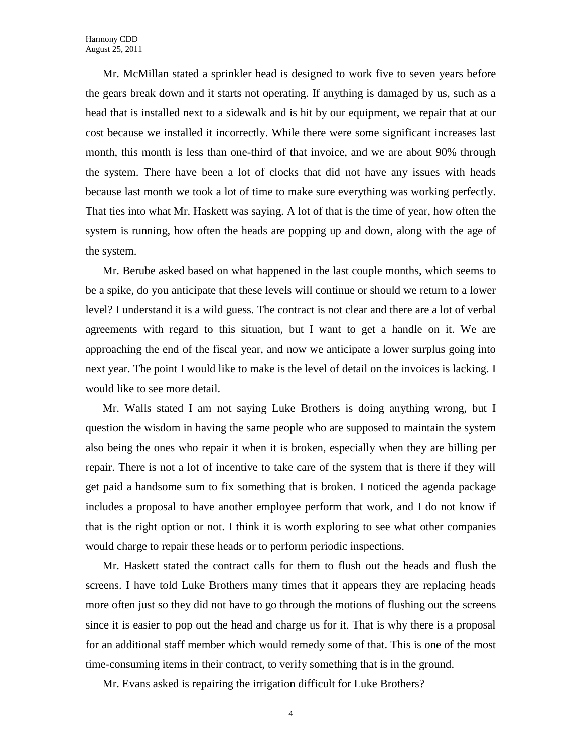Mr. McMillan stated a sprinkler head is designed to work five to seven years before the gears break down and it starts not operating. If anything is damaged by us, such as a head that is installed next to a sidewalk and is hit by our equipment, we repair that at our cost because we installed it incorrectly. While there were some significant increases last month, this month is less than one-third of that invoice, and we are about 90% through the system. There have been a lot of clocks that did not have any issues with heads because last month we took a lot of time to make sure everything was working perfectly. That ties into what Mr. Haskett was saying. A lot of that is the time of year, how often the system is running, how often the heads are popping up and down, along with the age of the system.

Mr. Berube asked based on what happened in the last couple months, which seems to be a spike, do you anticipate that these levels will continue or should we return to a lower level? I understand it is a wild guess. The contract is not clear and there are a lot of verbal agreements with regard to this situation, but I want to get a handle on it. We are approaching the end of the fiscal year, and now we anticipate a lower surplus going into next year. The point I would like to make is the level of detail on the invoices is lacking. I would like to see more detail.

Mr. Walls stated I am not saying Luke Brothers is doing anything wrong, but I question the wisdom in having the same people who are supposed to maintain the system also being the ones who repair it when it is broken, especially when they are billing per repair. There is not a lot of incentive to take care of the system that is there if they will get paid a handsome sum to fix something that is broken. I noticed the agenda package includes a proposal to have another employee perform that work, and I do not know if that is the right option or not. I think it is worth exploring to see what other companies would charge to repair these heads or to perform periodic inspections.

Mr. Haskett stated the contract calls for them to flush out the heads and flush the screens. I have told Luke Brothers many times that it appears they are replacing heads more often just so they did not have to go through the motions of flushing out the screens since it is easier to pop out the head and charge us for it. That is why there is a proposal for an additional staff member which would remedy some of that. This is one of the most time-consuming items in their contract, to verify something that is in the ground.

Mr. Evans asked is repairing the irrigation difficult for Luke Brothers?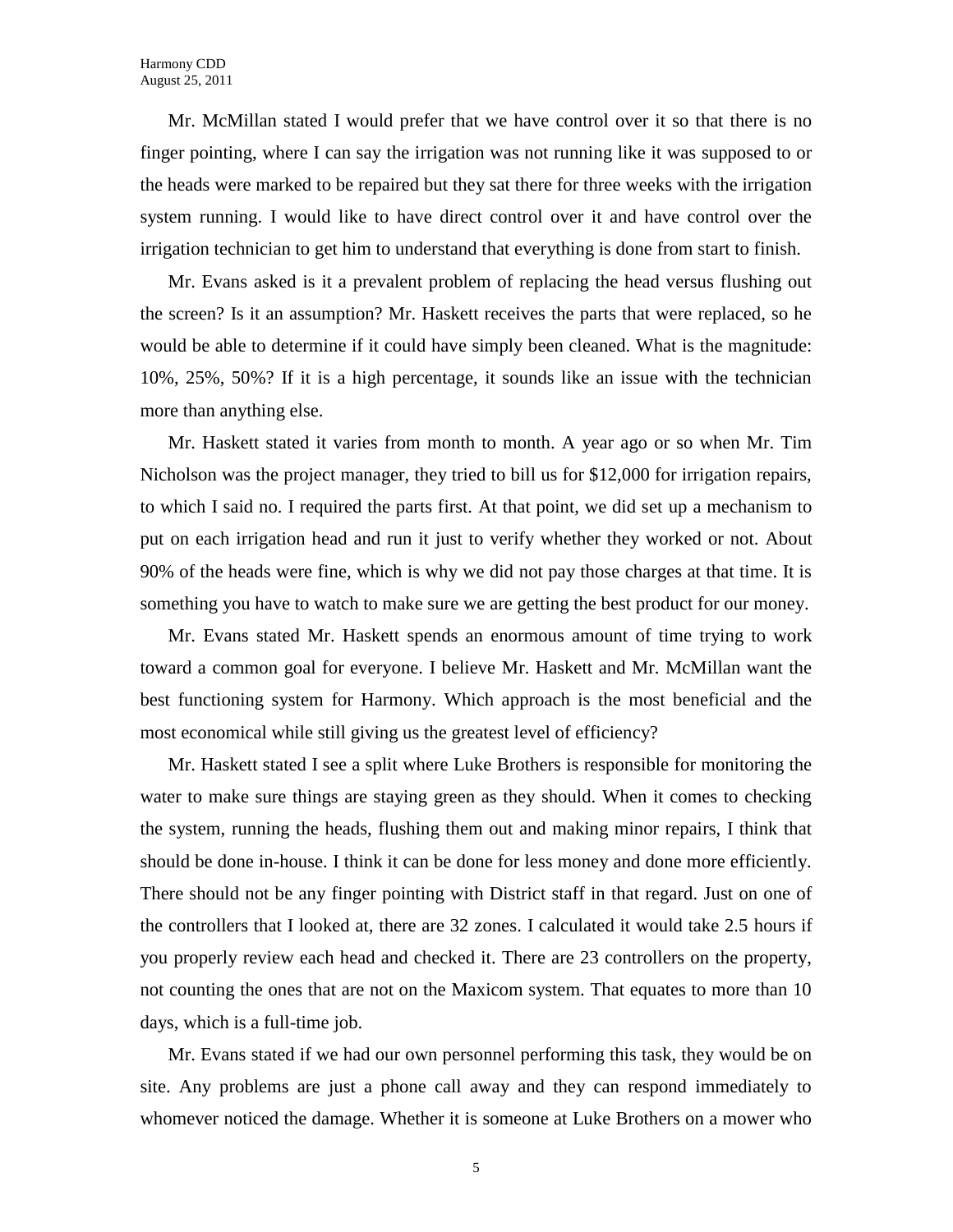Mr. McMillan stated I would prefer that we have control over it so that there is no finger pointing, where I can say the irrigation was not running like it was supposed to or the heads were marked to be repaired but they sat there for three weeks with the irrigation system running. I would like to have direct control over it and have control over the irrigation technician to get him to understand that everything is done from start to finish.

Mr. Evans asked is it a prevalent problem of replacing the head versus flushing out the screen? Is it an assumption? Mr. Haskett receives the parts that were replaced, so he would be able to determine if it could have simply been cleaned. What is the magnitude: 10%, 25%, 50%? If it is a high percentage, it sounds like an issue with the technician more than anything else.

Mr. Haskett stated it varies from month to month. A year ago or so when Mr. Tim Nicholson was the project manager, they tried to bill us for $12,000 for irrigation repairs, to which I said no. I required the parts first. At that point, we did set up a mechanism to put on each irrigation head and run it just to verify whether they worked or not. About 90% of the heads were fine, which is why we did not pay those charges at that time. It is something you have to watch to make sure we are getting the best product for our money.

Mr. Evans stated Mr. Haskett spends an enormous amount of time trying to work toward a common goal for everyone. I believe Mr. Haskett and Mr. McMillan want the best functioning system for Harmony. Which approach is the most beneficial and the most economical while still giving us the greatest level of efficiency?

Mr. Haskett stated I see a split where Luke Brothers is responsible for monitoring the water to make sure things are staying green as they should. When it comes to checking the system, running the heads, flushing them out and making minor repairs, I think that should be done in-house. I think it can be done for less money and done more efficiently. There should not be any finger pointing with District staff in that regard. Just on one of the controllers that I looked at, there are 32 zones. I calculated it would take 2.5 hours if you properly review each head and checked it. There are 23 controllers on the property, not counting the ones that are not on the Maxicom system. That equates to more than 10 days, which is a full-time job.

Mr. Evans stated if we had our own personnel performing this task, they would be on site. Any problems are just a phone call away and they can respond immediately to whomever noticed the damage. Whether it is someone at Luke Brothers on a mower who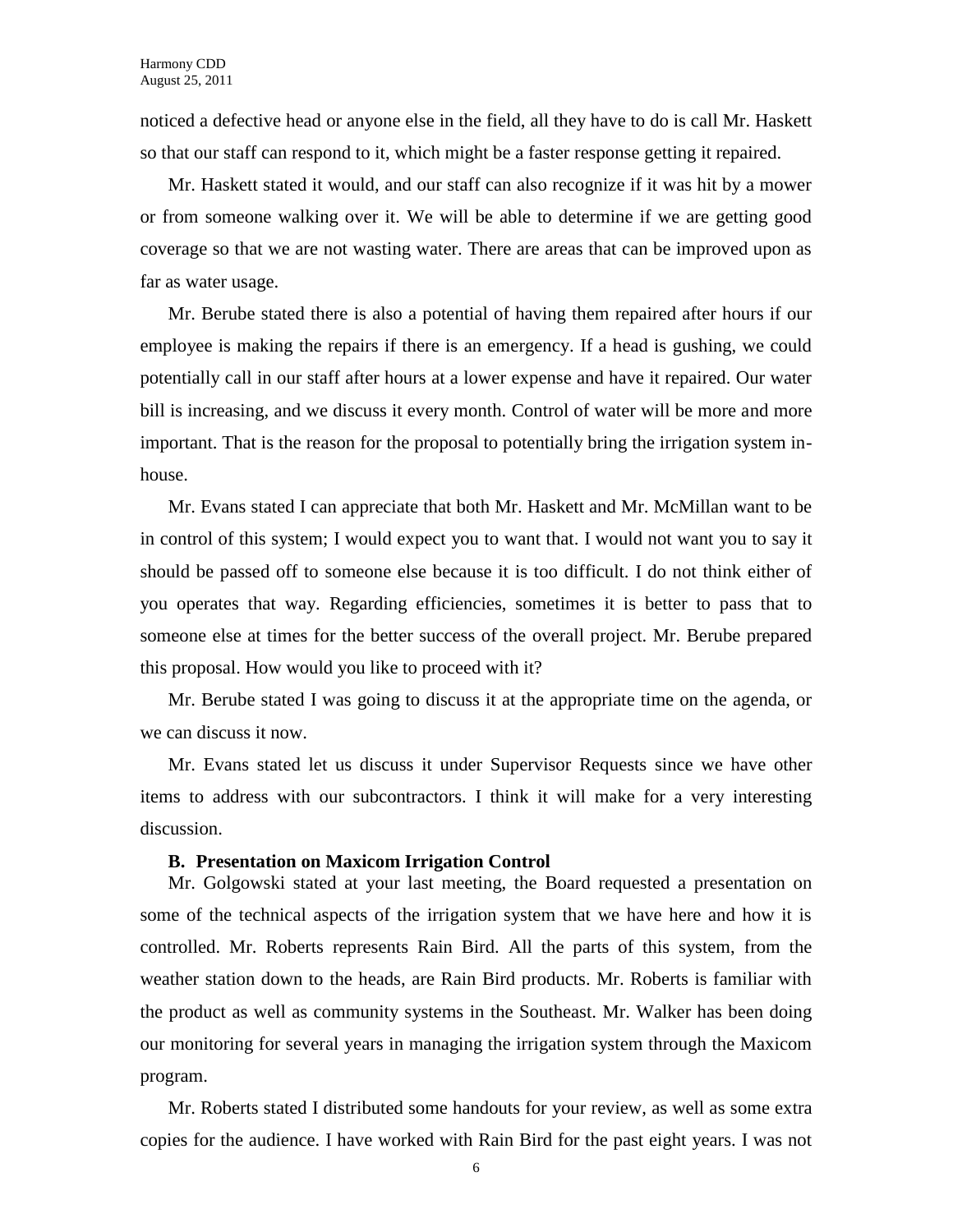noticed a defective head or anyone else in the field, all they have to do is call Mr. Haskett so that our staff can respond to it, which might be a faster response getting it repaired.

Mr. Haskett stated it would, and our staff can also recognize if it was hit by a mower or from someone walking over it. We will be able to determine if we are getting good coverage so that we are not wasting water. There are areas that can be improved upon as far as water usage.

Mr. Berube stated there is also a potential of having them repaired after hours if our employee is making the repairs if there is an emergency. If a head is gushing, we could potentially call in our staff after hours at a lower expense and have it repaired. Our water bill is increasing, and we discuss it every month. Control of water will be more and more important. That is the reason for the proposal to potentially bring the irrigation system in-house.

Mr. Evans stated I can appreciate that both Mr. Haskett and Mr. McMillan want to be in control of this system; I would expect you to want that. I would not want you to say it should be passed off to someone else because it is too difficult. I do not think either of you operates that way. Regarding efficiencies, sometimes it is better to pass that to someone else at times for the better success of the overall project. Mr. Berube prepared this proposal. How would you like to proceed with it?

Mr. Berube stated I was going to discuss it at the appropriate time on the agenda, or we can discuss it now.

Mr. Evans stated let us discuss it under Supervisor Requests since we have other items to address with our subcontractors. I think it will make for a very interesting discussion.

**B. Presentation on Maxicom Irrigation Control**

Mr. Golgowski stated at your last meeting, the Board requested a presentation on some of the technical aspects of the irrigation system that we have here and how it is controlled. Mr. Roberts represents Rain Bird. All the parts of this system, from the weather station down to the heads, are Rain Bird products. Mr. Roberts is familiar with the product as well as community systems in the Southeast. Mr. Walker has been doing our monitoring for several years in managing the irrigation system through the Maxicom program.

Mr. Roberts stated I distributed some handouts for your review, as well as some extra copies for the audience. I have worked with Rain Bird for the past eight years. I was not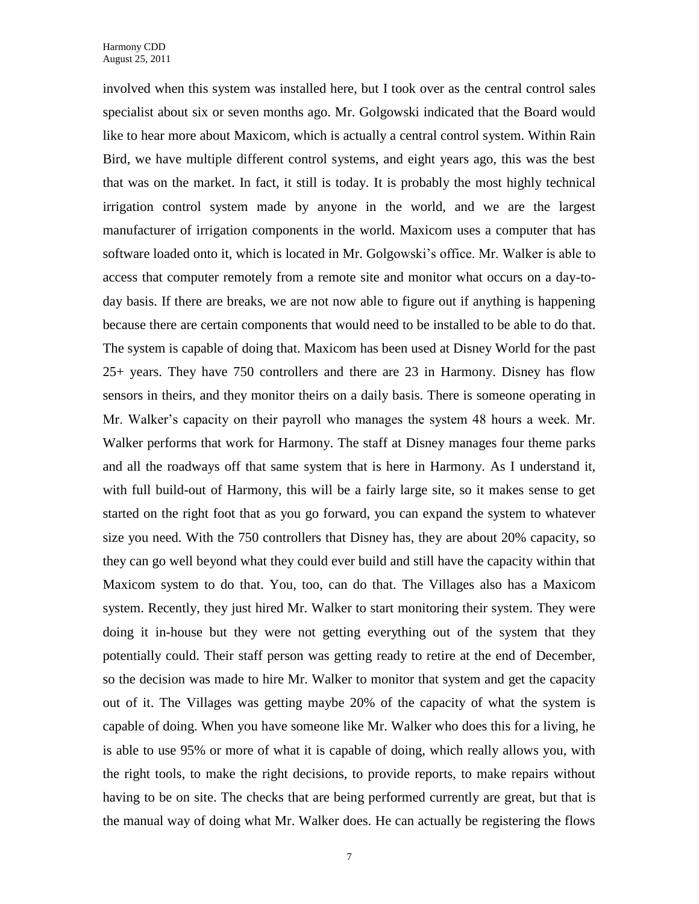involved when this system was installed here, but I took over as the central control sales specialist about six or seven months ago. Mr. Golgowski indicated that the Board would like to hear more about Maxicom, which is actually a central control system. Within Rain Bird, we have multiple different control systems, and eight years ago, this was the best that was on the market. In fact, it still is today. It is probably the most highly technical irrigation control system made by anyone in the world, and we are the largest manufacturer of irrigation components in the world. Maxicom uses a computer that has software loaded onto it, which is located in Mr. Golgowski's office. Mr. Walker is able to access that computer remotely from a remote site and monitor what occurs on a day-to-day basis. If there are breaks, we are not now able to figure out if anything is happening because there are certain components that would need to be installed to be able to do that. The system is capable of doing that. Maxicom has been used at Disney World for the past 25+ years. They have 750 controllers and there are 23 in Harmony. Disney has flow sensors in theirs, and they monitor theirs on a daily basis. There is someone operating in Mr. Walker's capacity on their payroll who manages the system 48 hours a week. Mr. Walker performs that work for Harmony. The staff at Disney manages four theme parks and all the roadways off that same system that is here in Harmony. As I understand it, with full build-out of Harmony, this will be a fairly large site, so it makes sense to get started on the right foot that as you go forward, you can expand the system to whatever size you need. With the 750 controllers that Disney has, they are about 20% capacity, so they can go well beyond what they could ever build and still have the capacity within that Maxicom system to do that. You, too, can do that. The Villages also has a Maxicom system. Recently, they just hired Mr. Walker to start monitoring their system. They were doing it in-house but they were not getting everything out of the system that they potentially could. Their staff person was getting ready to retire at the end of December, so the decision was made to hire Mr. Walker to monitor that system and get the capacity out of it. The Villages was getting maybe 20% of the capacity of what the system is capable of doing. When you have someone like Mr. Walker who does this for a living, he is able to use 95% or more of what it is capable of doing, which really allows you, with the right tools, to make the right decisions, to provide reports, to make repairs without having to be on site. The checks that are being performed currently are great, but that is the manual way of doing what Mr. Walker does. He can actually be registering the flows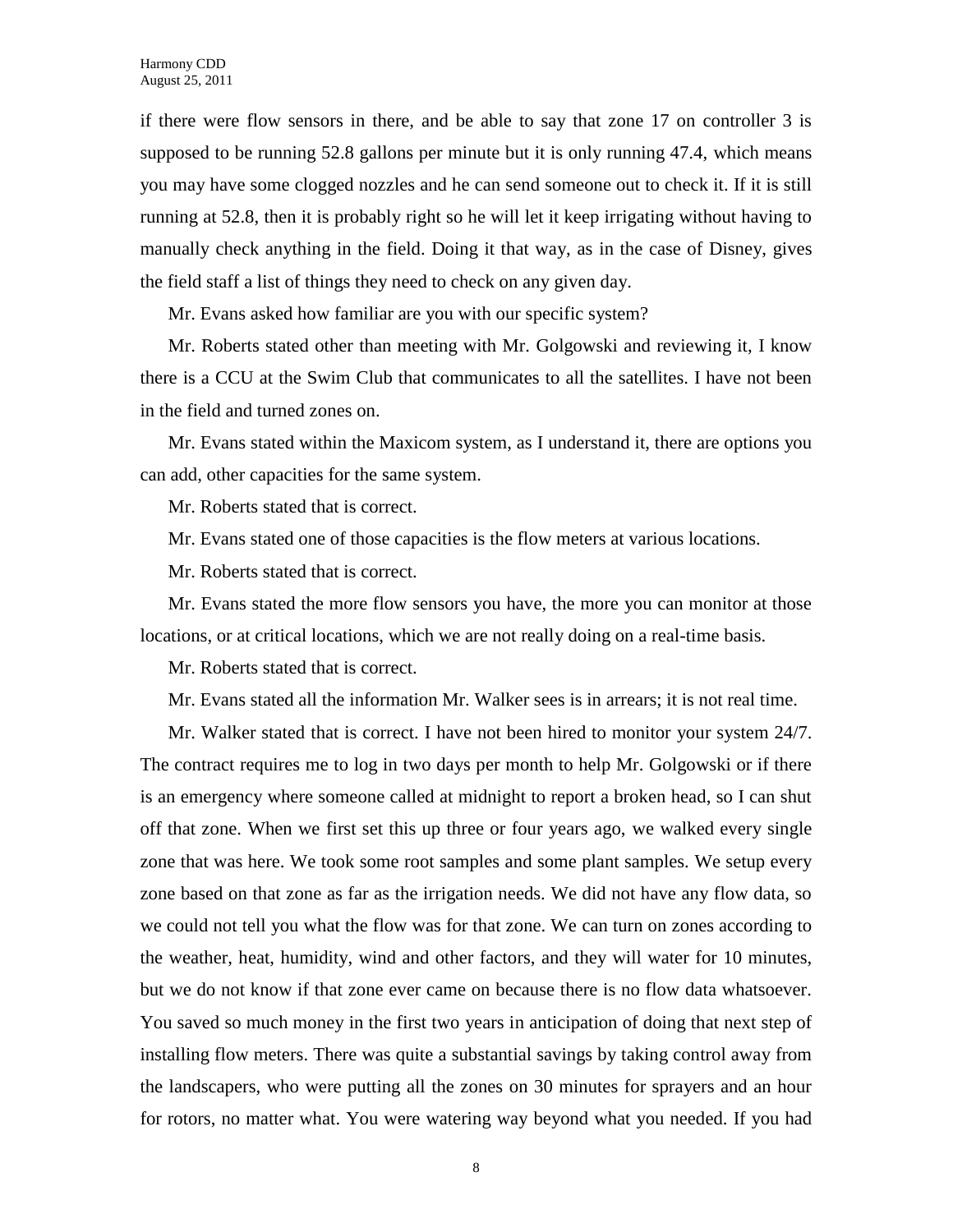if there were flow sensors in there, and be able to say that zone 17 on controller 3 is supposed to be running 52.8 gallons per minute but it is only running 47.4, which means you may have some clogged nozzles and he can send someone out to check it. If it is still running at 52.8, then it is probably right so he will let it keep irrigating without having to manually check anything in the field. Doing it that way, as in the case of Disney, gives the field staff a list of things they need to check on any given day.

Mr. Evans asked how familiar are you with our specific system?

Mr. Roberts stated other than meeting with Mr. Golgowski and reviewing it, I know there is a CCU at the Swim Club that communicates to all the satellites. I have not been in the field and turned zones on.

Mr. Evans stated within the Maxicom system, as I understand it, there are options you can add, other capacities for the same system.

Mr. Roberts stated that is correct.

Mr. Evans stated one of those capacities is the flow meters at various locations.

Mr. Roberts stated that is correct.

Mr. Evans stated the more flow sensors you have, the more you can monitor at those locations, or at critical locations, which we are not really doing on a real-time basis.

Mr. Roberts stated that is correct.

Mr. Evans stated all the information Mr. Walker sees is in arrears; it is not real time.

Mr. Walker stated that is correct. I have not been hired to monitor your system 24/7. The contract requires me to log in two days per month to help Mr. Golgowski or if there is an emergency where someone called at midnight to report a broken head, so I can shut off that zone. When we first set this up three or four years ago, we walked every single zone that was here. We took some root samples and some plant samples. We setup every zone based on that zone as far as the irrigation needs. We did not have any flow data, so we could not tell you what the flow was for that zone. We can turn on zones according to the weather, heat, humidity, wind and other factors, and they will water for 10 minutes, but we do not know if that zone ever came on because there is no flow data whatsoever. You saved so much money in the first two years in anticipation of doing that next step of installing flow meters. There was quite a substantial savings by taking control away from the landscapers, who were putting all the zones on 30 minutes for sprayers and an hour for rotors, no matter what. You were watering way beyond what you needed. If you had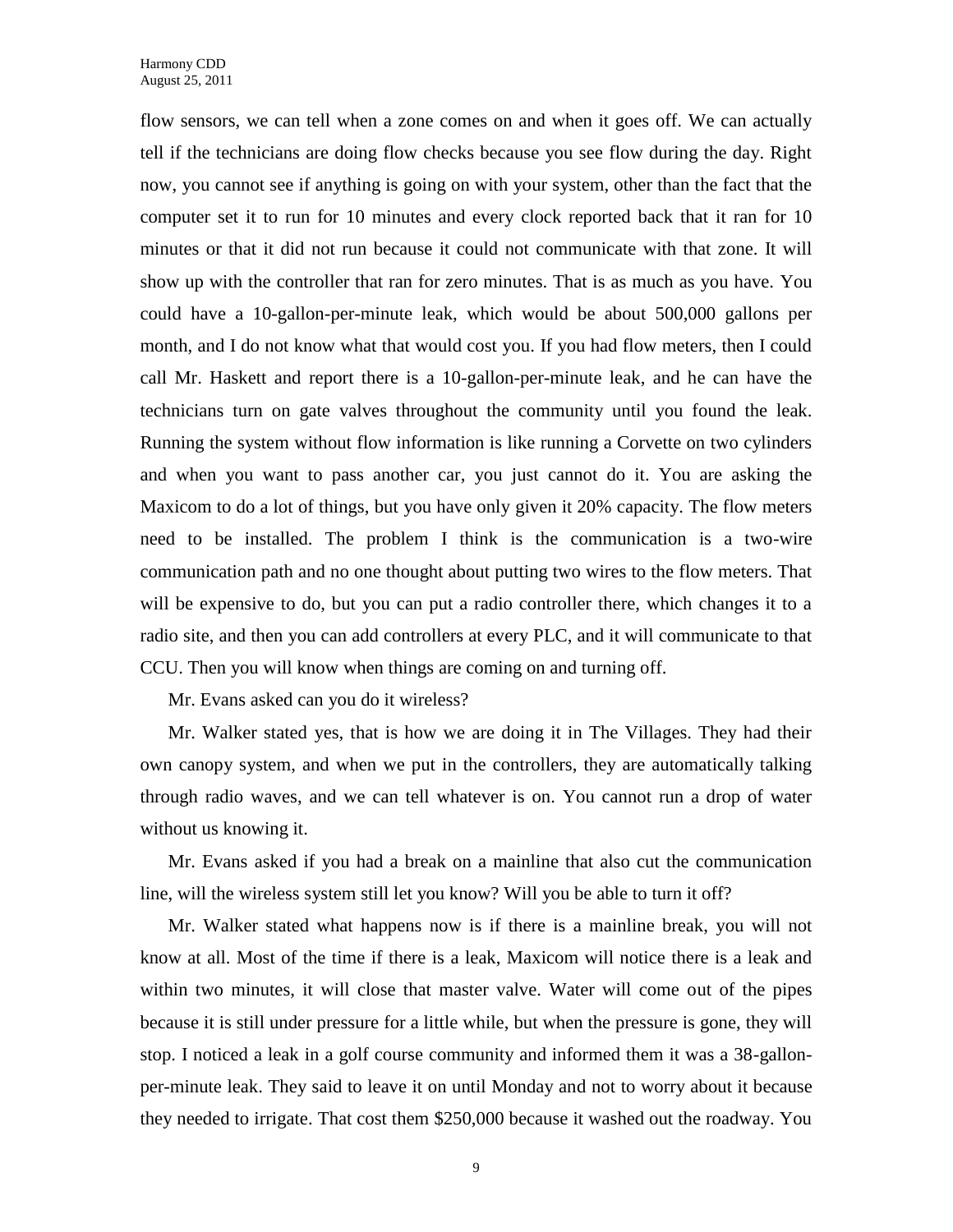flow sensors, we can tell when a zone comes on and when it goes off. We can actually tell if the technicians are doing flow checks because you see flow during the day. Right now, you cannot see if anything is going on with your system, other than the fact that the computer set it to run for 10 minutes and every clock reported back that it ran for 10 minutes or that it did not run because it could not communicate with that zone. It will show up with the controller that ran for zero minutes. That is as much as you have. You could have a 10-gallon-per-minute leak, which would be about 500,000 gallons per month, and I do not know what that would cost you. If you had flow meters, then I could call Mr. Haskett and report there is a 10-gallon-per-minute leak, and he can have the technicians turn on gate valves throughout the community until you found the leak. Running the system without flow information is like running a Corvette on two cylinders and when you want to pass another car, you just cannot do it. You are asking the Maxicom to do a lot of things, but you have only given it 20% capacity. The flow meters need to be installed. The problem I think is the communication is a two-wire communication path and no one thought about putting two wires to the flow meters. That will be expensive to do, but you can put a radio controller there, which changes it to a radio site, and then you can add controllers at every PLC, and it will communicate to that CCU. Then you will know when things are coming on and turning off.

Mr. Evans asked can you do it wireless?

Mr. Walker stated yes, that is how we are doing it in The Villages. They had their own canopy system, and when we put in the controllers, they are automatically talking through radio waves, and we can tell whatever is on. You cannot run a drop of water without us knowing it.

Mr. Evans asked if you had a break on a mainline that also cut the communication line, will the wireless system still let you know? Will you be able to turn it off?

Mr. Walker stated what happens now is if there is a mainline break, you will not know at all. Most of the time if there is a leak, Maxicom will notice there is a leak and within two minutes, it will close that master valve. Water will come out of the pipes because it is still under pressure for a little while, but when the pressure is gone, they will stop. I noticed a leak in a golf course community and informed them it was a 38-gallon-per-minute leak. They said to leave it on until Monday and not to worry about it because they needed to irrigate. That cost them $250,000 because it washed out the roadway. You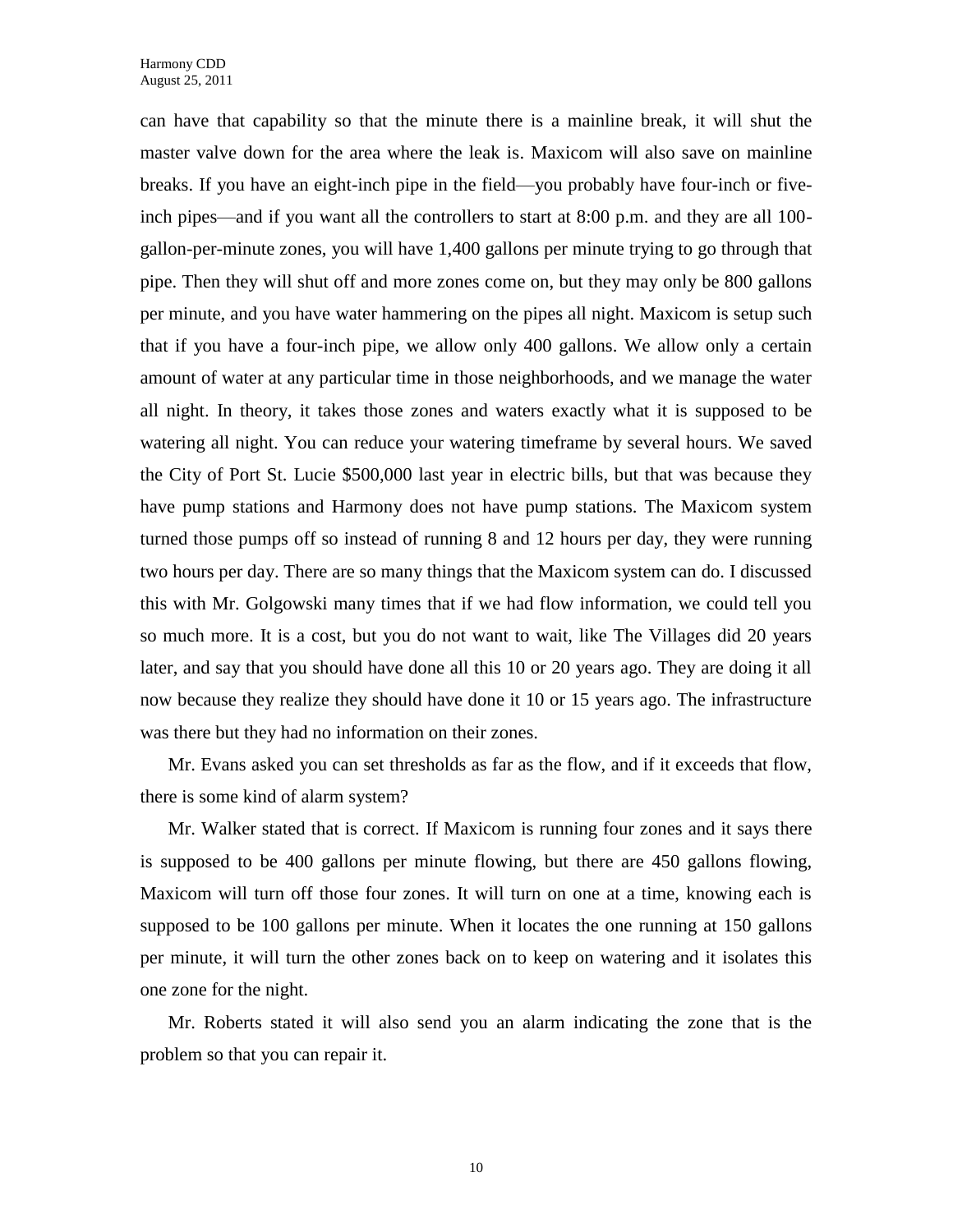can have that capability so that the minute there is a mainline break, it will shut the master valve down for the area where the leak is. Maxicom will also save on mainline breaks. If you have an eight-inch pipe in the field—you probably have four-inch or five-inch pipes—and if you want all the controllers to start at 8:00 p.m. and they are all 100-gallon-per-minute zones, you will have 1,400 gallons per minute trying to go through that pipe. Then they will shut off and more zones come on, but they may only be 800 gallons per minute, and you have water hammering on the pipes all night. Maxicom is setup such that if you have a four-inch pipe, we allow only 400 gallons. We allow only a certain amount of water at any particular time in those neighborhoods, and we manage the water all night. In theory, it takes those zones and waters exactly what it is supposed to be watering all night. You can reduce your watering timeframe by several hours. We saved the City of Port St. Lucie $500,000 last year in electric bills, but that was because they have pump stations and Harmony does not have pump stations. The Maxicom system turned those pumps off so instead of running 8 and 12 hours per day, they were running two hours per day. There are so many things that the Maxicom system can do. I discussed this with Mr. Golgowski many times that if we had flow information, we could tell you so much more. It is a cost, but you do not want to wait, like The Villages did 20 years later, and say that you should have done all this 10 or 20 years ago. They are doing it all now because they realize they should have done it 10 or 15 years ago. The infrastructure was there but they had no information on their zones.

Mr. Evans asked you can set thresholds as far as the flow, and if it exceeds that flow, there is some kind of alarm system?

Mr. Walker stated that is correct. If Maxicom is running four zones and it says there is supposed to be 400 gallons per minute flowing, but there are 450 gallons flowing, Maxicom will turn off those four zones. It will turn on one at a time, knowing each is supposed to be 100 gallons per minute. When it locates the one running at 150 gallons per minute, it will turn the other zones back on to keep on watering and it isolates this one zone for the night.

Mr. Roberts stated it will also send you an alarm indicating the zone that is the problem so that you can repair it.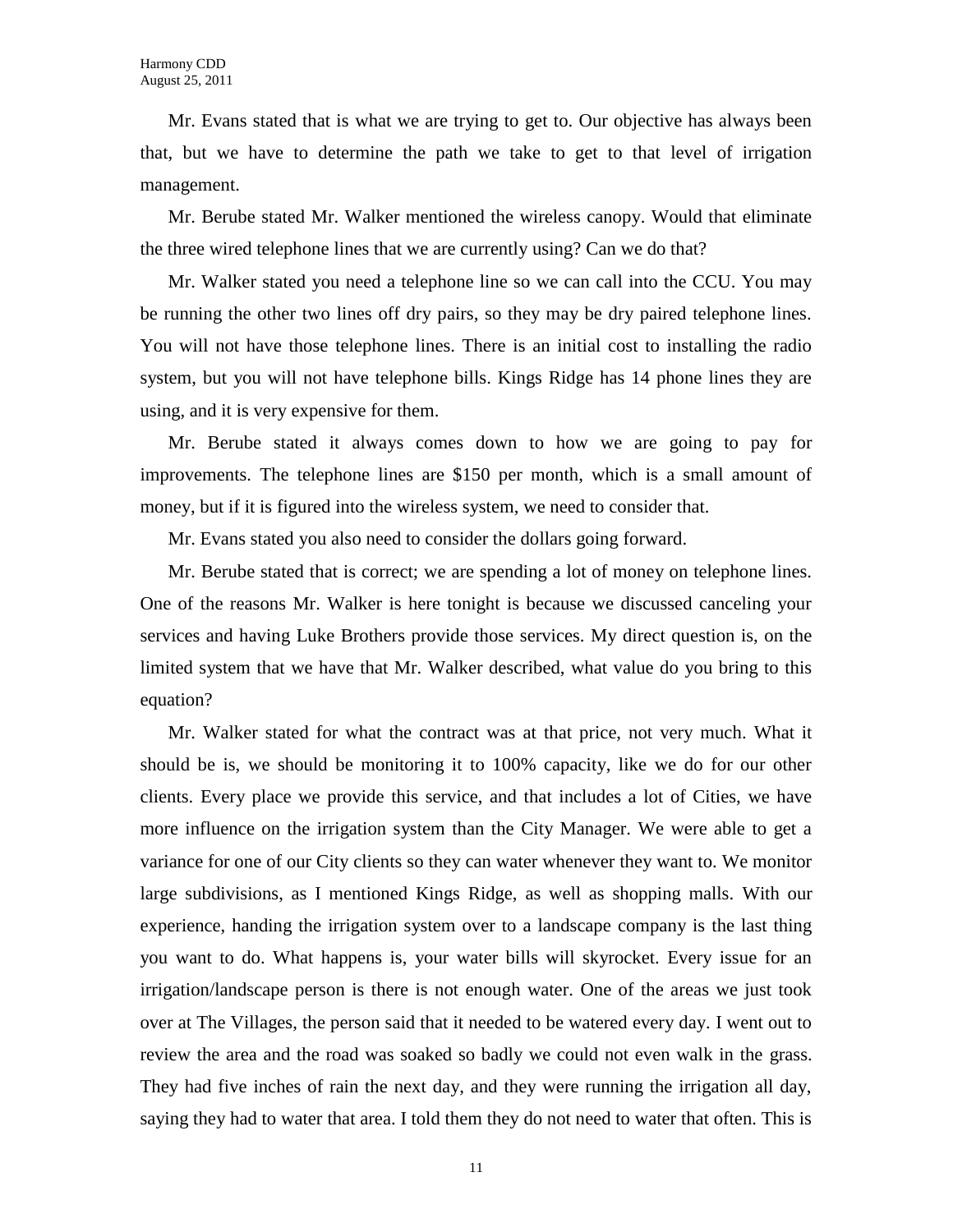Mr. Evans stated that is what we are trying to get to. Our objective has always been that, but we have to determine the path we take to get to that level of irrigation management.

Mr. Berube stated Mr. Walker mentioned the wireless canopy. Would that eliminate the three wired telephone lines that we are currently using? Can we do that?

Mr. Walker stated you need a telephone line so we can call into the CCU. You may be running the other two lines off dry pairs, so they may be dry paired telephone lines. You will not have those telephone lines. There is an initial cost to installing the radio system, but you will not have telephone bills. Kings Ridge has 14 phone lines they are using, and it is very expensive for them.

Mr. Berube stated it always comes down to how we are going to pay for improvements. The telephone lines are $150 per month, which is a small amount of money, but if it is figured into the wireless system, we need to consider that.

Mr. Evans stated you also need to consider the dollars going forward.

Mr. Berube stated that is correct; we are spending a lot of money on telephone lines. One of the reasons Mr. Walker is here tonight is because we discussed canceling your services and having Luke Brothers provide those services. My direct question is, on the limited system that we have that Mr. Walker described, what value do you bring to this equation?

Mr. Walker stated for what the contract was at that price, not very much. What it should be is, we should be monitoring it to 100% capacity, like we do for our other clients. Every place we provide this service, and that includes a lot of Cities, we have more influence on the irrigation system than the City Manager. We were able to get a variance for one of our City clients so they can water whenever they want to. We monitor large subdivisions, as I mentioned Kings Ridge, as well as shopping malls. With our experience, handing the irrigation system over to a landscape company is the last thing you want to do. What happens is, your water bills will skyrocket. Every issue for an irrigation/landscape person is there is not enough water. One of the areas we just took over at The Villages, the person said that it needed to be watered every day. I went out to review the area and the road was soaked so badly we could not even walk in the grass. They had five inches of rain the next day, and they were running the irrigation all day, saying they had to water that area. I told them they do not need to water that often. This is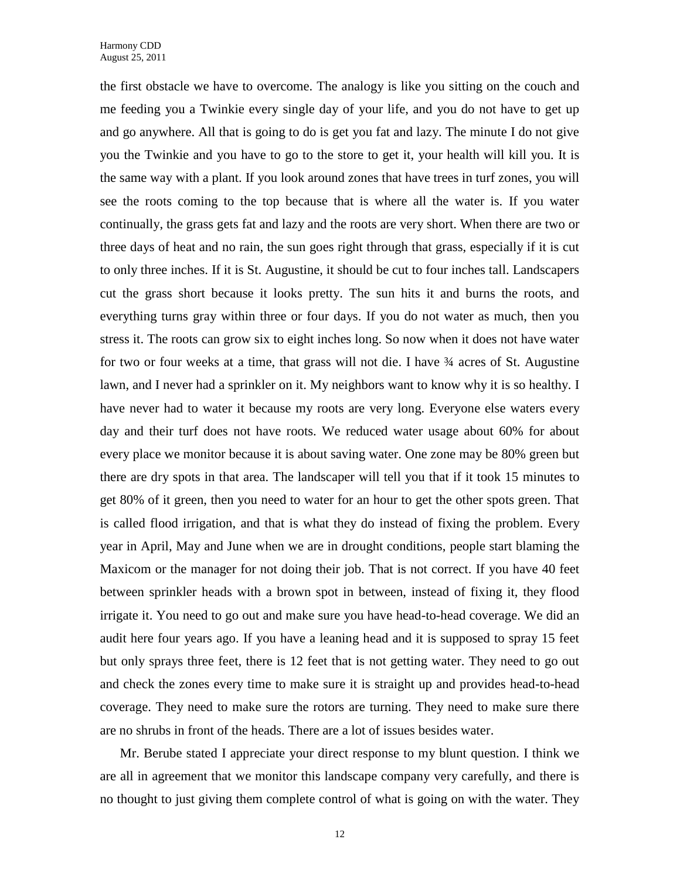the first obstacle we have to overcome. The analogy is like you sitting on the couch and me feeding you a Twinkie every single day of your life, and you do not have to get up and go anywhere. All that is going to do is get you fat and lazy. The minute I do not give you the Twinkie and you have to go to the store to get it, your health will kill you. It is the same way with a plant. If you look around zones that have trees in turf zones, you will see the roots coming to the top because that is where all the water is. If you water continually, the grass gets fat and lazy and the roots are very short. When there are two or three days of heat and no rain, the sun goes right through that grass, especially if it is cut to only three inches. If it is St. Augustine, it should be cut to four inches tall. Landscapers cut the grass short because it looks pretty. The sun hits it and burns the roots, and everything turns gray within three or four days. If you do not water as much, then you stress it. The roots can grow six to eight inches long. So now when it does not have water for two or four weeks at a time, that grass will not die. I have ¾ acres of St. Augustine lawn, and I never had a sprinkler on it. My neighbors want to know why it is so healthy. I have never had to water it because my roots are very long. Everyone else waters every day and their turf does not have roots. We reduced water usage about 60% for about every place we monitor because it is about saving water. One zone may be 80% green but there are dry spots in that area. The landscaper will tell you that if it took 15 minutes to get 80% of it green, then you need to water for an hour to get the other spots green. That is called flood irrigation, and that is what they do instead of fixing the problem. Every year in April, May and June when we are in drought conditions, people start blaming the Maxicom or the manager for not doing their job. That is not correct. If you have 40 feet between sprinkler heads with a brown spot in between, instead of fixing it, they flood irrigate it. You need to go out and make sure you have head-to-head coverage. We did an audit here four years ago. If you have a leaning head and it is supposed to spray 15 feet but only sprays three feet, there is 12 feet that is not getting water. They need to go out and check the zones every time to make sure it is straight up and provides head-to-head coverage. They need to make sure the rotors are turning. They need to make sure there are no shrubs in front of the heads. There are a lot of issues besides water.

Mr. Berube stated I appreciate your direct response to my blunt question. I think we are all in agreement that we monitor this landscape company very carefully, and there is no thought to just giving them complete control of what is going on with the water. They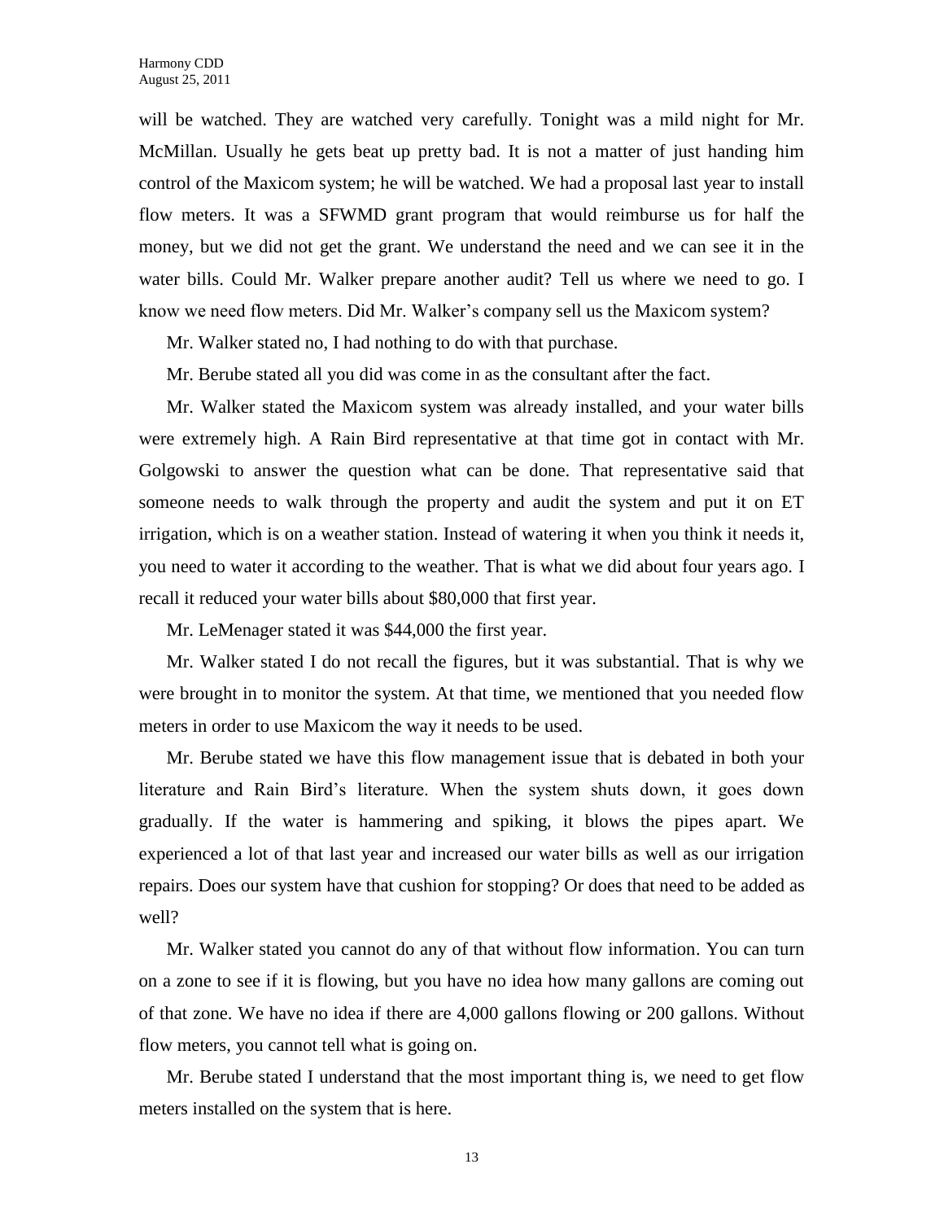will be watched. They are watched very carefully. Tonight was a mild night for Mr. McMillan. Usually he gets beat up pretty bad. It is not a matter of just handing him control of the Maxicom system; he will be watched. We had a proposal last year to install flow meters. It was a SFWMD grant program that would reimburse us for half the money, but we did not get the grant. We understand the need and we can see it in the water bills. Could Mr. Walker prepare another audit? Tell us where we need to go. I know we need flow meters. Did Mr. Walker's company sell us the Maxicom system?

Mr. Walker stated no, I had nothing to do with that purchase.

Mr. Berube stated all you did was come in as the consultant after the fact.

Mr. Walker stated the Maxicom system was already installed, and your water bills were extremely high. A Rain Bird representative at that time got in contact with Mr. Golgowski to answer the question what can be done. That representative said that someone needs to walk through the property and audit the system and put it on ET irrigation, which is on a weather station. Instead of watering it when you think it needs it, you need to water it according to the weather. That is what we did about four years ago. I recall it reduced your water bills about $80,000 that first year.

Mr. LeMenager stated it was $44,000 the first year.

Mr. Walker stated I do not recall the figures, but it was substantial. That is why we were brought in to monitor the system. At that time, we mentioned that you needed flow meters in order to use Maxicom the way it needs to be used.

Mr. Berube stated we have this flow management issue that is debated in both your literature and Rain Bird's literature. When the system shuts down, it goes down gradually. If the water is hammering and spiking, it blows the pipes apart. We experienced a lot of that last year and increased our water bills as well as our irrigation repairs. Does our system have that cushion for stopping? Or does that need to be added as well?

Mr. Walker stated you cannot do any of that without flow information. You can turn on a zone to see if it is flowing, but you have no idea how many gallons are coming out of that zone. We have no idea if there are 4,000 gallons flowing or 200 gallons. Without flow meters, you cannot tell what is going on.

Mr. Berube stated I understand that the most important thing is, we need to get flow meters installed on the system that is here.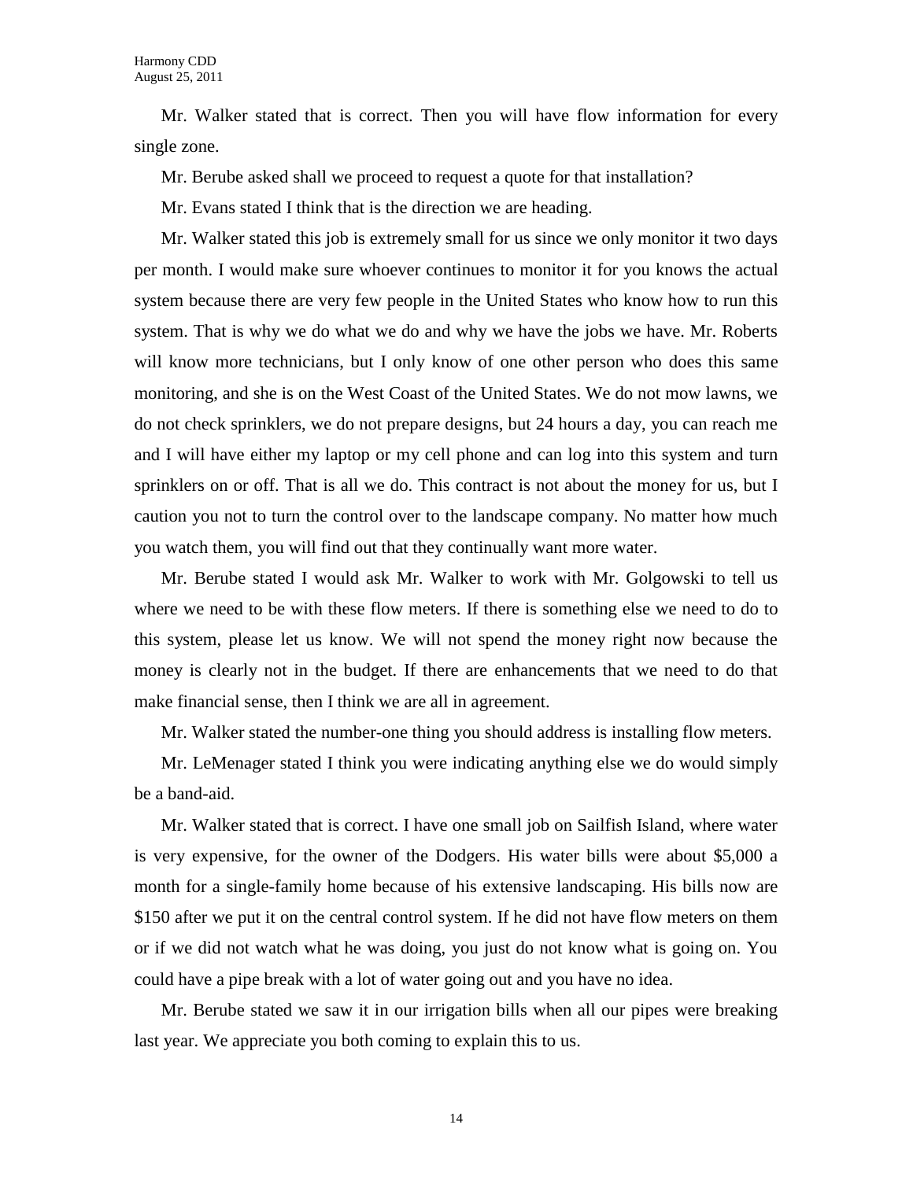Mr. Walker stated that is correct. Then you will have flow information for every single zone.

Mr. Berube asked shall we proceed to request a quote for that installation?

Mr. Evans stated I think that is the direction we are heading.

Mr. Walker stated this job is extremely small for us since we only monitor it two days per month. I would make sure whoever continues to monitor it for you knows the actual system because there are very few people in the United States who know how to run this system. That is why we do what we do and why we have the jobs we have. Mr. Roberts will know more technicians, but I only know of one other person who does this same monitoring, and she is on the West Coast of the United States. We do not mow lawns, we do not check sprinklers, we do not prepare designs, but 24 hours a day, you can reach me and I will have either my laptop or my cell phone and can log into this system and turn sprinklers on or off. That is all we do. This contract is not about the money for us, but I caution you not to turn the control over to the landscape company. No matter how much you watch them, you will find out that they continually want more water.

Mr. Berube stated I would ask Mr. Walker to work with Mr. Golgowski to tell us where we need to be with these flow meters. If there is something else we need to do to this system, please let us know. We will not spend the money right now because the money is clearly not in the budget. If there are enhancements that we need to do that make financial sense, then I think we are all in agreement.

Mr. Walker stated the number-one thing you should address is installing flow meters.

Mr. LeMenager stated I think you were indicating anything else we do would simply be a band-aid.

Mr. Walker stated that is correct. I have one small job on Sailfish Island, where water is very expensive, for the owner of the Dodgers. His water bills were about $5,000 a month for a single-family home because of his extensive landscaping. His bills now are $150 after we put it on the central control system. If he did not have flow meters on them or if we did not watch what he was doing, you just do not know what is going on. You could have a pipe break with a lot of water going out and you have no idea.

Mr. Berube stated we saw it in our irrigation bills when all our pipes were breaking last year. We appreciate you both coming to explain this to us.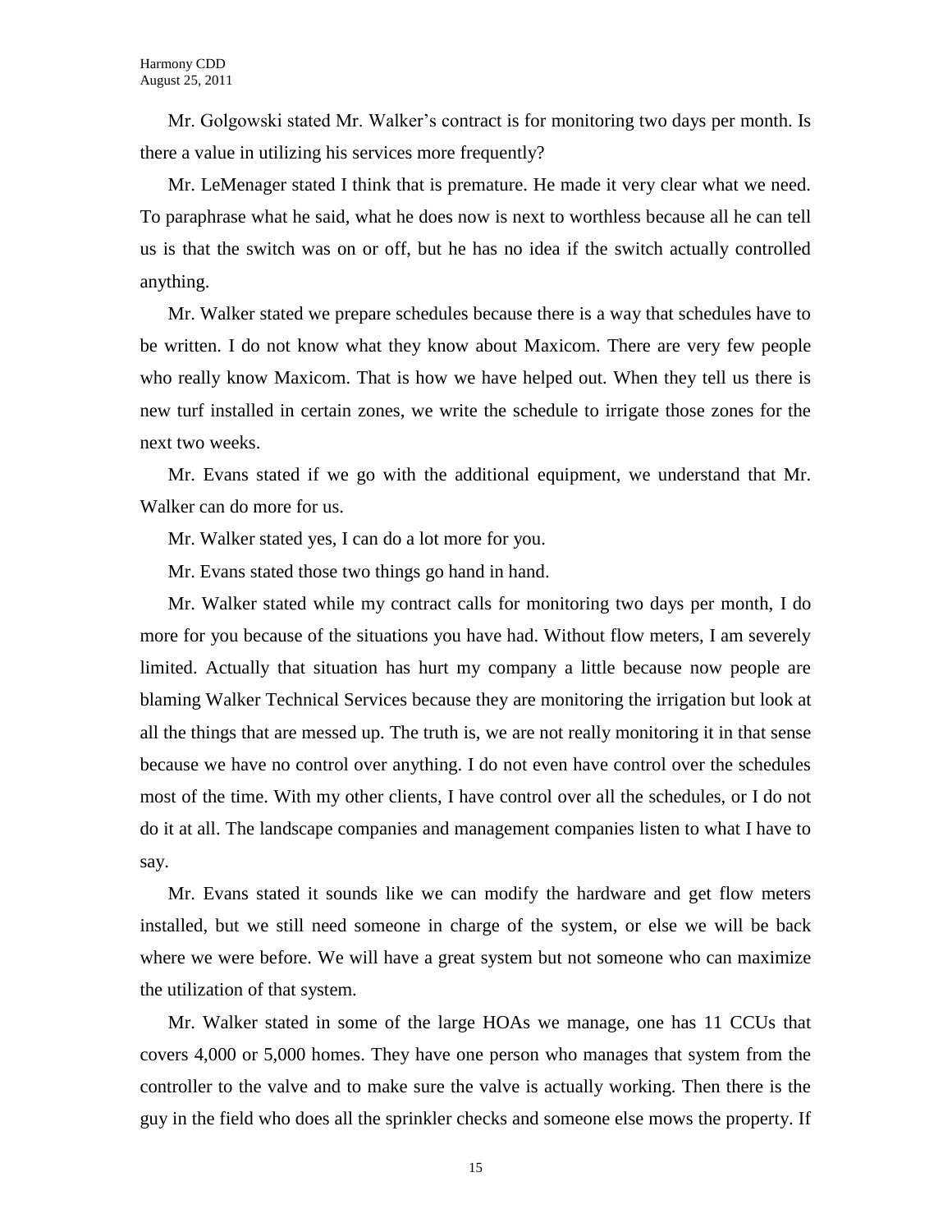Mr. Golgowski stated Mr. Walker's contract is for monitoring two days per month. Is there a value in utilizing his services more frequently?

Mr. LeMenager stated I think that is premature. He made it very clear what we need. To paraphrase what he said, what he does now is next to worthless because all he can tell us is that the switch was on or off, but he has no idea if the switch actually controlled anything.

Mr. Walker stated we prepare schedules because there is a way that schedules have to be written. I do not know what they know about Maxicom. There are very few people who really know Maxicom. That is how we have helped out. When they tell us there is new turf installed in certain zones, we write the schedule to irrigate those zones for the next two weeks.

Mr. Evans stated if we go with the additional equipment, we understand that Mr. Walker can do more for us.

Mr. Walker stated yes, I can do a lot more for you.

Mr. Evans stated those two things go hand in hand.

Mr. Walker stated while my contract calls for monitoring two days per month, I do more for you because of the situations you have had. Without flow meters, I am severely limited. Actually that situation has hurt my company a little because now people are blaming Walker Technical Services because they are monitoring the irrigation but look at all the things that are messed up. The truth is, we are not really monitoring it in that sense because we have no control over anything. I do not even have control over the schedules most of the time. With my other clients, I have control over all the schedules, or I do not do it at all. The landscape companies and management companies listen to what I have to say.

Mr. Evans stated it sounds like we can modify the hardware and get flow meters installed, but we still need someone in charge of the system, or else we will be back where we were before. We will have a great system but not someone who can maximize the utilization of that system.

Mr. Walker stated in some of the large HOAs we manage, one has 11 CCUs that covers 4,000 or 5,000 homes. They have one person who manages that system from the controller to the valve and to make sure the valve is actually working. Then there is the guy in the field who does all the sprinkler checks and someone else mows the property. If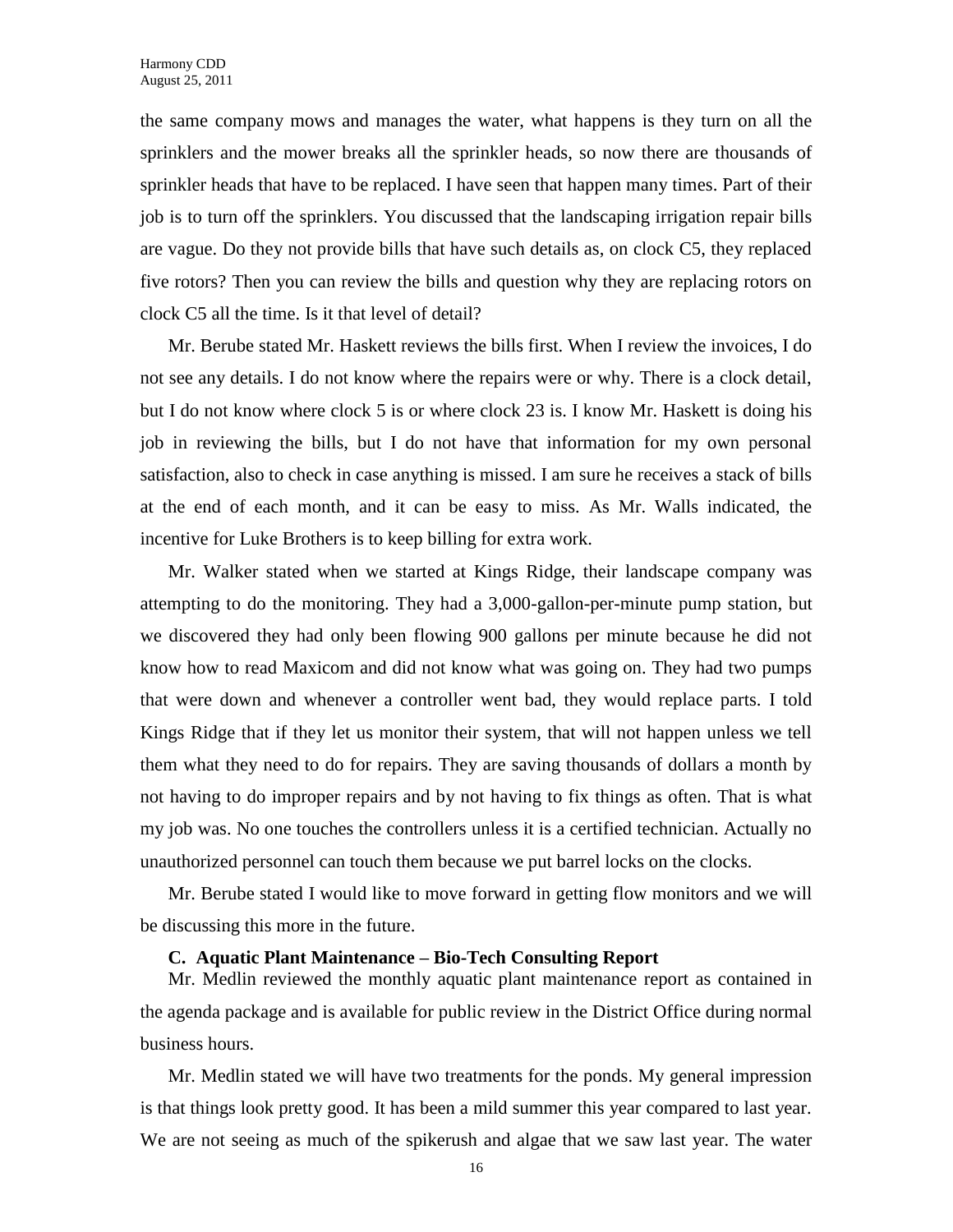the same company mows and manages the water, what happens is they turn on all the sprinklers and the mower breaks all the sprinkler heads, so now there are thousands of sprinkler heads that have to be replaced. I have seen that happen many times. Part of their job is to turn off the sprinklers. You discussed that the landscaping irrigation repair bills are vague. Do they not provide bills that have such details as, on clock C5, they replaced five rotors? Then you can review the bills and question why they are replacing rotors on clock C5 all the time. Is it that level of detail?

Mr. Berube stated Mr. Haskett reviews the bills first. When I review the invoices, I do not see any details. I do not know where the repairs were or why. There is a clock detail, but I do not know where clock 5 is or where clock 23 is. I know Mr. Haskett is doing his job in reviewing the bills, but I do not have that information for my own personal satisfaction, also to check in case anything is missed. I am sure he receives a stack of bills at the end of each month, and it can be easy to miss. As Mr. Walls indicated, the incentive for Luke Brothers is to keep billing for extra work.

Mr. Walker stated when we started at Kings Ridge, their landscape company was attempting to do the monitoring. They had a 3,000-gallon-per-minute pump station, but we discovered they had only been flowing 900 gallons per minute because he did not know how to read Maxicom and did not know what was going on. They had two pumps that were down and whenever a controller went bad, they would replace parts. I told Kings Ridge that if they let us monitor their system, that will not happen unless we tell them what they need to do for repairs. They are saving thousands of dollars a month by not having to do improper repairs and by not having to fix things as often. That is what my job was. No one touches the controllers unless it is a certified technician. Actually no unauthorized personnel can touch them because we put barrel locks on the clocks.

Mr. Berube stated I would like to move forward in getting flow monitors and we will be discussing this more in the future.

**C. Aquatic Plant Maintenance – Bio-Tech Consulting Report**

Mr. Medlin reviewed the monthly aquatic plant maintenance report as contained in the agenda package and is available for public review in the District Office during normal business hours.

Mr. Medlin stated we will have two treatments for the ponds. My general impression is that things look pretty good. It has been a mild summer this year compared to last year. We are not seeing as much of the spikerush and algae that we saw last year. The water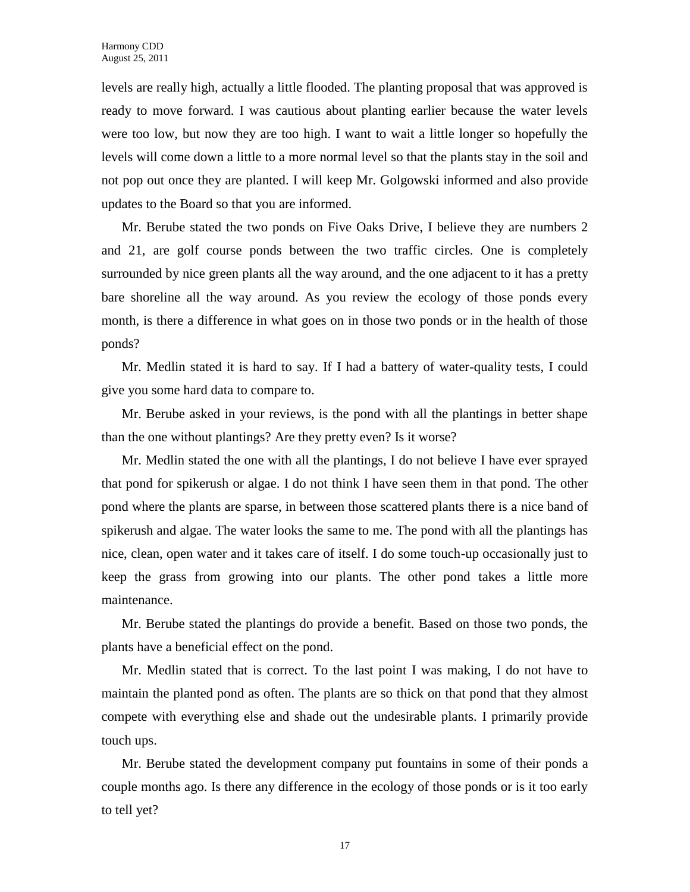levels are really high, actually a little flooded. The planting proposal that was approved is ready to move forward. I was cautious about planting earlier because the water levels were too low, but now they are too high. I want to wait a little longer so hopefully the levels will come down a little to a more normal level so that the plants stay in the soil and not pop out once they are planted. I will keep Mr. Golgowski informed and also provide updates to the Board so that you are informed.

Mr. Berube stated the two ponds on Five Oaks Drive, I believe they are numbers 2 and 21, are golf course ponds between the two traffic circles. One is completely surrounded by nice green plants all the way around, and the one adjacent to it has a pretty bare shoreline all the way around. As you review the ecology of those ponds every month, is there a difference in what goes on in those two ponds or in the health of those ponds?

Mr. Medlin stated it is hard to say. If I had a battery of water-quality tests, I could give you some hard data to compare to.

Mr. Berube asked in your reviews, is the pond with all the plantings in better shape than the one without plantings? Are they pretty even? Is it worse?

Mr. Medlin stated the one with all the plantings, I do not believe I have ever sprayed that pond for spikerush or algae. I do not think I have seen them in that pond. The other pond where the plants are sparse, in between those scattered plants there is a nice band of spikerush and algae. The water looks the same to me. The pond with all the plantings has nice, clean, open water and it takes care of itself. I do some touch-up occasionally just to keep the grass from growing into our plants. The other pond takes a little more maintenance.

Mr. Berube stated the plantings do provide a benefit. Based on those two ponds, the plants have a beneficial effect on the pond.

Mr. Medlin stated that is correct. To the last point I was making, I do not have to maintain the planted pond as often. The plants are so thick on that pond that they almost compete with everything else and shade out the undesirable plants. I primarily provide touch ups.

Mr. Berube stated the development company put fountains in some of their ponds a couple months ago. Is there any difference in the ecology of those ponds or is it too early to tell yet?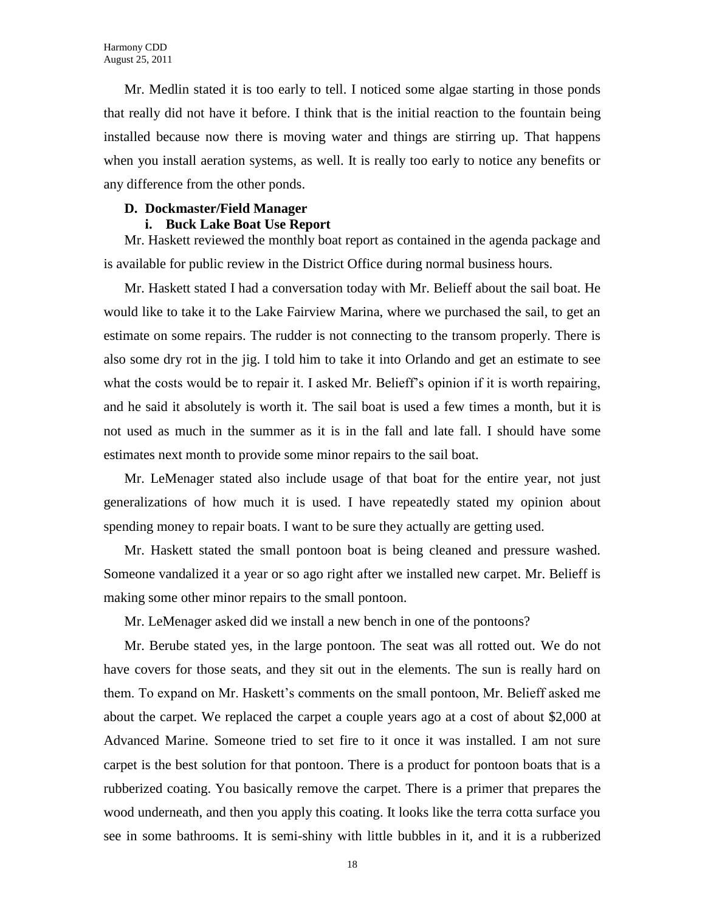Mr. Medlin stated it is too early to tell. I noticed some algae starting in those ponds that really did not have it before. I think that is the initial reaction to the fountain being installed because now there is moving water and things are stirring up. That happens when you install aeration systems, as well. It is really too early to notice any benefits or any difference from the other ponds.

**D. Dockmaster/Field Manager**

**i. Buck Lake Boat Use Report**

Mr. Haskett reviewed the monthly boat report as contained in the agenda package and is available for public review in the District Office during normal business hours.

Mr. Haskett stated I had a conversation today with Mr. Belieff about the sail boat. He would like to take it to the Lake Fairview Marina, where we purchased the sail, to get an estimate on some repairs. The rudder is not connecting to the transom properly. There is also some dry rot in the jig. I told him to take it into Orlando and get an estimate to see what the costs would be to repair it. I asked Mr. Belieff's opinion if it is worth repairing, and he said it absolutely is worth it. The sail boat is used a few times a month, but it is not used as much in the summer as it is in the fall and late fall. I should have some estimates next month to provide some minor repairs to the sail boat.

Mr. LeMenager stated also include usage of that boat for the entire year, not just generalizations of how much it is used. I have repeatedly stated my opinion about spending money to repair boats. I want to be sure they actually are getting used.

Mr. Haskett stated the small pontoon boat is being cleaned and pressure washed. Someone vandalized it a year or so ago right after we installed new carpet. Mr. Belieff is making some other minor repairs to the small pontoon.

Mr. LeMenager asked did we install a new bench in one of the pontoons?

Mr. Berube stated yes, in the large pontoon. The seat was all rotted out. We do not have covers for those seats, and they sit out in the elements. The sun is really hard on them. To expand on Mr. Haskett's comments on the small pontoon, Mr. Belieff asked me about the carpet. We replaced the carpet a couple years ago at a cost of about $2,000 at Advanced Marine. Someone tried to set fire to it once it was installed. I am not sure carpet is the best solution for that pontoon. There is a product for pontoon boats that is a rubberized coating. You basically remove the carpet. There is a primer that prepares the wood underneath, and then you apply this coating. It looks like the terra cotta surface you see in some bathrooms. It is semi-shiny with little bubbles in it, and it is a rubberized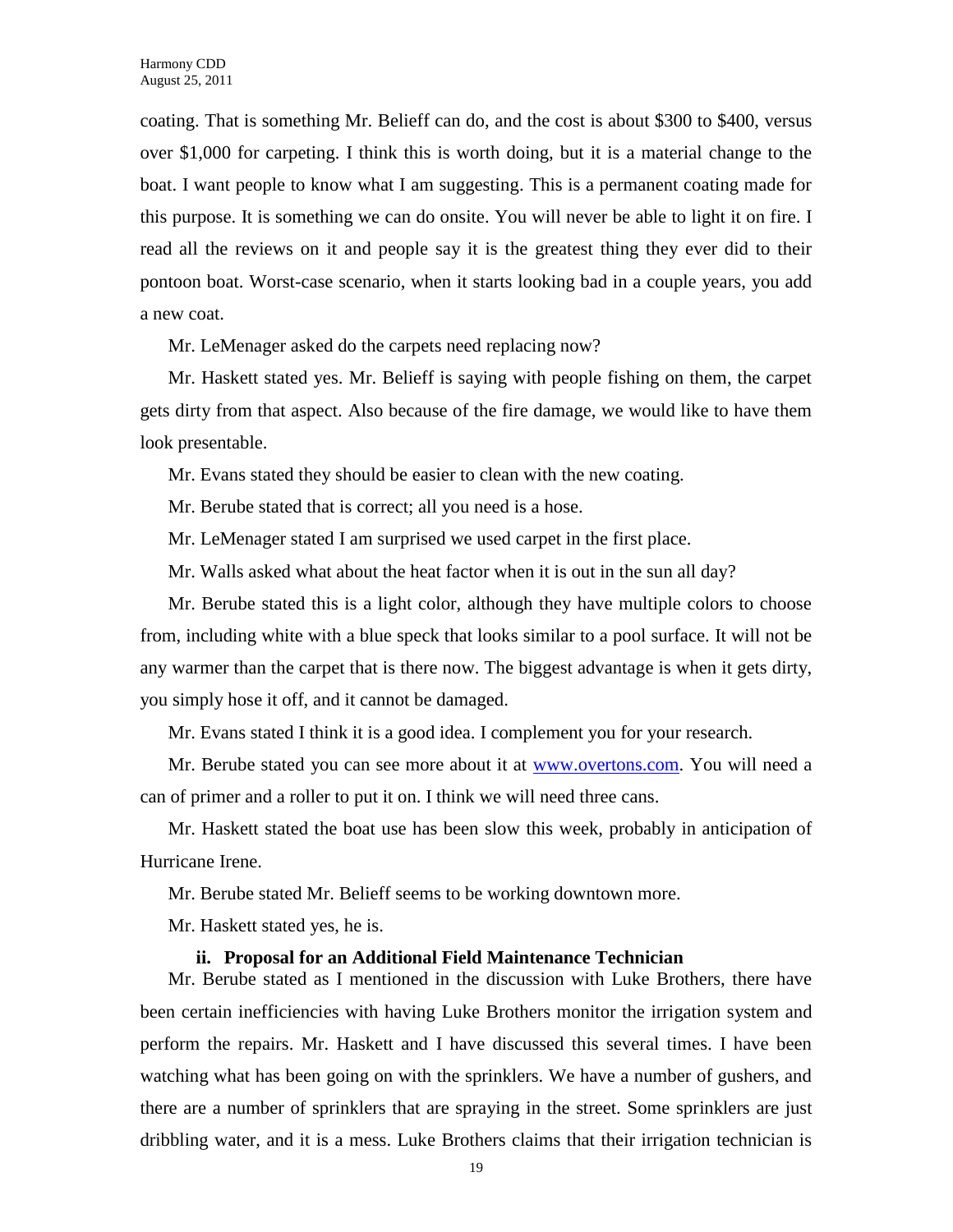coating. That is something Mr. Belieff can do, and the cost is about $300 to $400, versus over $1,000 for carpeting. I think this is worth doing, but it is a material change to the boat. I want people to know what I am suggesting. This is a permanent coating made for this purpose. It is something we can do onsite. You will never be able to light it on fire. I read all the reviews on it and people say it is the greatest thing they ever did to their pontoon boat. Worst-case scenario, when it starts looking bad in a couple years, you add a new coat.

Mr. LeMenager asked do the carpets need replacing now?

Mr. Haskett stated yes. Mr. Belieff is saying with people fishing on them, the carpet gets dirty from that aspect. Also because of the fire damage, we would like to have them look presentable.

Mr. Evans stated they should be easier to clean with the new coating.

Mr. Berube stated that is correct; all you need is a hose.

Mr. LeMenager stated I am surprised we used carpet in the first place.

Mr. Walls asked what about the heat factor when it is out in the sun all day?

Mr. Berube stated this is a light color, although they have multiple colors to choose from, including white with a blue speck that looks similar to a pool surface. It will not be any warmer than the carpet that is there now. The biggest advantage is when it gets dirty, you simply hose it off, and it cannot be damaged.

Mr. Evans stated I think it is a good idea. I complement you for your research.

Mr. Berube stated you can see more about it at www.overtons.com. You will need a can of primer and a roller to put it on. I think we will need three cans.

Mr. Haskett stated the boat use has been slow this week, probably in anticipation of Hurricane Irene.

Mr. Berube stated Mr. Belieff seems to be working downtown more.

Mr. Haskett stated yes, he is.

**ii. Proposal for an Additional Field Maintenance Technician**

Mr. Berube stated as I mentioned in the discussion with Luke Brothers, there have been certain inefficiencies with having Luke Brothers monitor the irrigation system and perform the repairs. Mr. Haskett and I have discussed this several times. I have been watching what has been going on with the sprinklers. We have a number of gushers, and there are a number of sprinklers that are spraying in the street. Some sprinklers are just dribbling water, and it is a mess. Luke Brothers claims that their irrigation technician is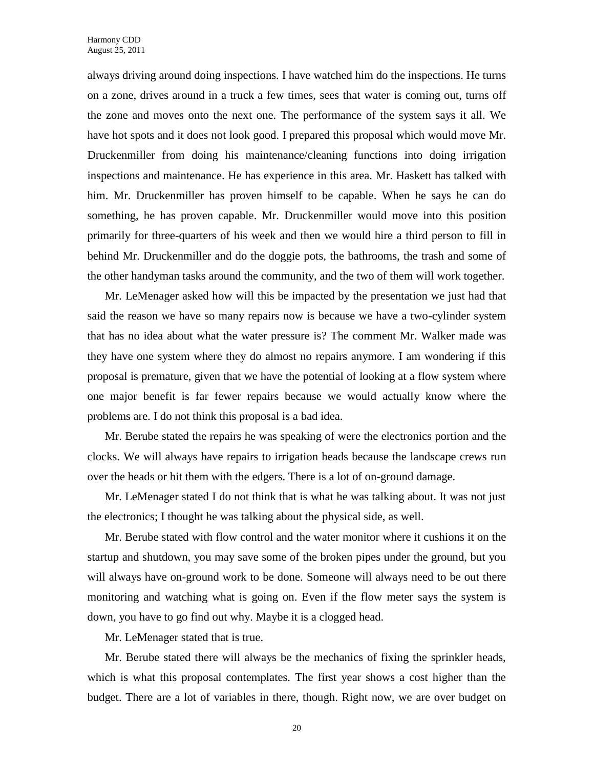always driving around doing inspections. I have watched him do the inspections. He turns on a zone, drives around in a truck a few times, sees that water is coming out, turns off the zone and moves onto the next one. The performance of the system says it all. We have hot spots and it does not look good. I prepared this proposal which would move Mr. Druckenmiller from doing his maintenance/cleaning functions into doing irrigation inspections and maintenance. He has experience in this area. Mr. Haskett has talked with him. Mr. Druckenmiller has proven himself to be capable. When he says he can do something, he has proven capable. Mr. Druckenmiller would move into this position primarily for three-quarters of his week and then we would hire a third person to fill in behind Mr. Druckenmiller and do the doggie pots, the bathrooms, the trash and some of the other handyman tasks around the community, and the two of them will work together.

Mr. LeMenager asked how will this be impacted by the presentation we just had that said the reason we have so many repairs now is because we have a two-cylinder system that has no idea about what the water pressure is? The comment Mr. Walker made was they have one system where they do almost no repairs anymore. I am wondering if this proposal is premature, given that we have the potential of looking at a flow system where one major benefit is far fewer repairs because we would actually know where the problems are. I do not think this proposal is a bad idea.

Mr. Berube stated the repairs he was speaking of were the electronics portion and the clocks. We will always have repairs to irrigation heads because the landscape crews run over the heads or hit them with the edgers. There is a lot of on-ground damage.

Mr. LeMenager stated I do not think that is what he was talking about. It was not just the electronics; I thought he was talking about the physical side, as well.

Mr. Berube stated with flow control and the water monitor where it cushions it on the startup and shutdown, you may save some of the broken pipes under the ground, but you will always have on-ground work to be done. Someone will always need to be out there monitoring and watching what is going on. Even if the flow meter says the system is down, you have to go find out why. Maybe it is a clogged head.

Mr. LeMenager stated that is true.

Mr. Berube stated there will always be the mechanics of fixing the sprinkler heads, which is what this proposal contemplates. The first year shows a cost higher than the budget. There are a lot of variables in there, though. Right now, we are over budget on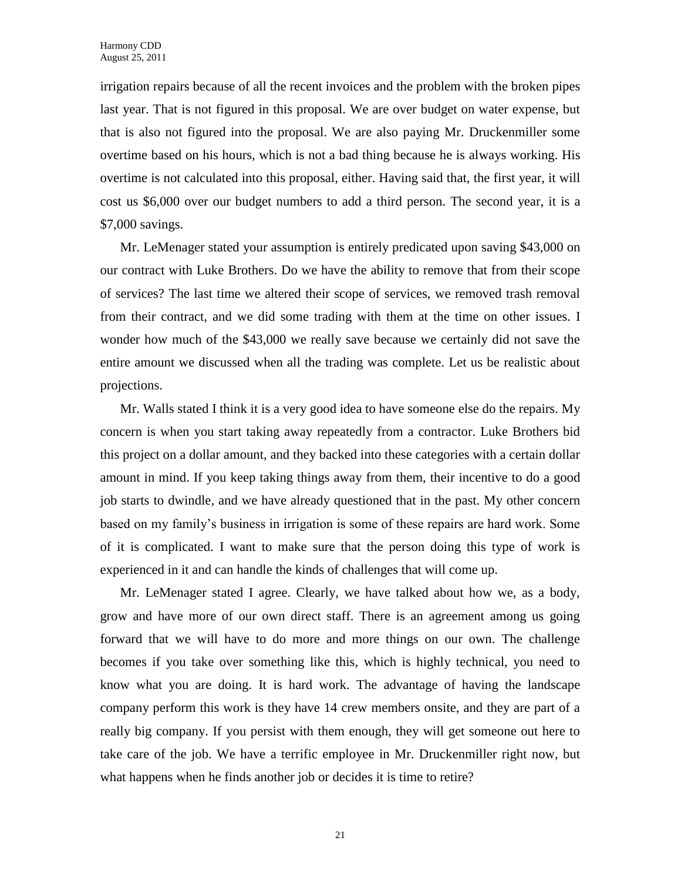irrigation repairs because of all the recent invoices and the problem with the broken pipes last year. That is not figured in this proposal. We are over budget on water expense, but that is also not figured into the proposal. We are also paying Mr. Druckenmiller some overtime based on his hours, which is not a bad thing because he is always working. His overtime is not calculated into this proposal, either. Having said that, the first year, it will cost us $6,000 over our budget numbers to add a third person. The second year, it is a $7,000 savings.

Mr. LeMenager stated your assumption is entirely predicated upon saving $43,000 on our contract with Luke Brothers. Do we have the ability to remove that from their scope of services? The last time we altered their scope of services, we removed trash removal from their contract, and we did some trading with them at the time on other issues. I wonder how much of the $43,000 we really save because we certainly did not save the entire amount we discussed when all the trading was complete. Let us be realistic about projections.

Mr. Walls stated I think it is a very good idea to have someone else do the repairs. My concern is when you start taking away repeatedly from a contractor. Luke Brothers bid this project on a dollar amount, and they backed into these categories with a certain dollar amount in mind. If you keep taking things away from them, their incentive to do a good job starts to dwindle, and we have already questioned that in the past. My other concern based on my family's business in irrigation is some of these repairs are hard work. Some of it is complicated. I want to make sure that the person doing this type of work is experienced in it and can handle the kinds of challenges that will come up.

Mr. LeMenager stated I agree. Clearly, we have talked about how we, as a body, grow and have more of our own direct staff. There is an agreement among us going forward that we will have to do more and more things on our own. The challenge becomes if you take over something like this, which is highly technical, you need to know what you are doing. It is hard work. The advantage of having the landscape company perform this work is they have 14 crew members onsite, and they are part of a really big company. If you persist with them enough, they will get someone out here to take care of the job. We have a terrific employee in Mr. Druckenmiller right now, but what happens when he finds another job or decides it is time to retire?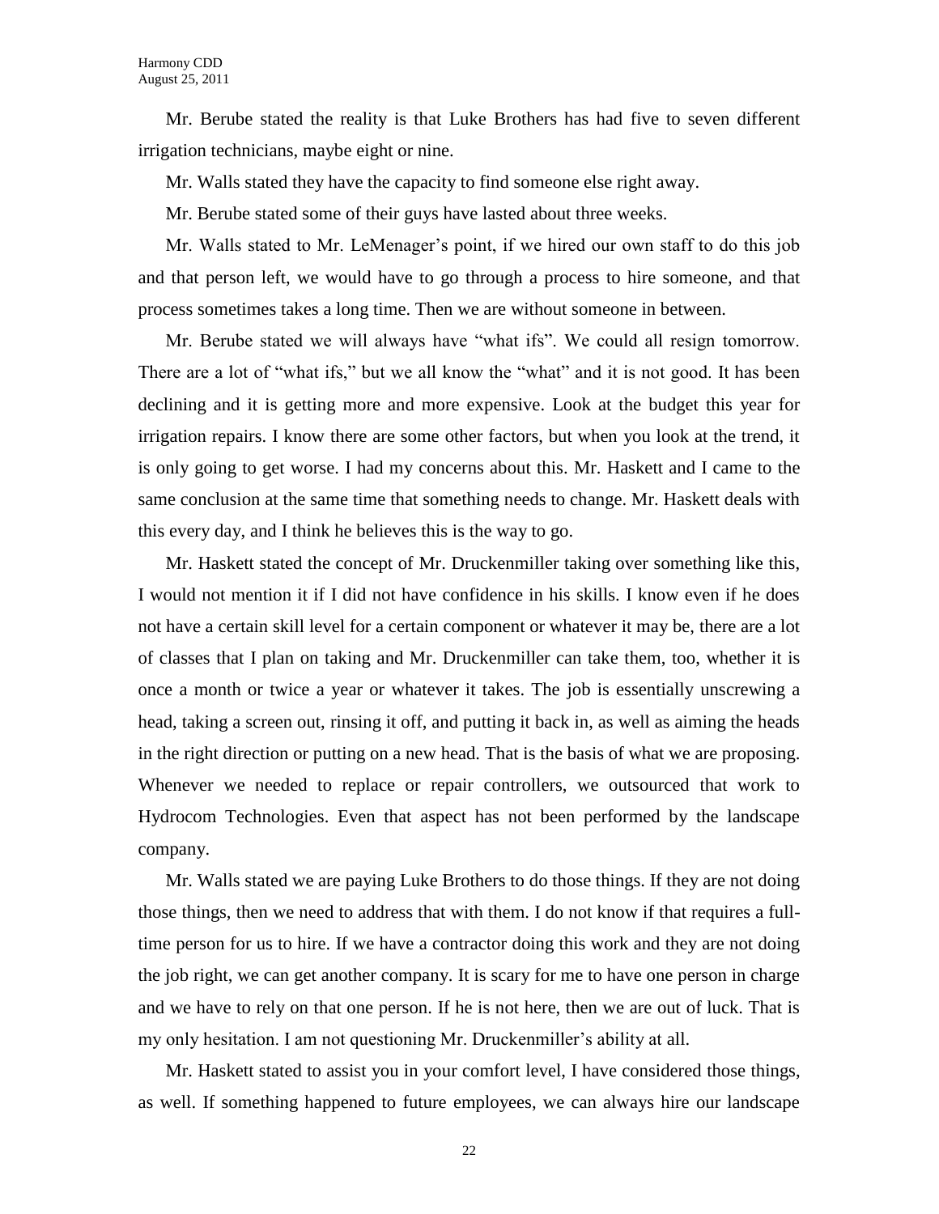Mr. Berube stated the reality is that Luke Brothers has had five to seven different irrigation technicians, maybe eight or nine.

Mr. Walls stated they have the capacity to find someone else right away.

Mr. Berube stated some of their guys have lasted about three weeks.

Mr. Walls stated to Mr. LeMenager's point, if we hired our own staff to do this job and that person left, we would have to go through a process to hire someone, and that process sometimes takes a long time. Then we are without someone in between.

Mr. Berube stated we will always have "what ifs". We could all resign tomorrow. There are a lot of "what ifs," but we all know the "what" and it is not good. It has been declining and it is getting more and more expensive. Look at the budget this year for irrigation repairs. I know there are some other factors, but when you look at the trend, it is only going to get worse. I had my concerns about this. Mr. Haskett and I came to the same conclusion at the same time that something needs to change. Mr. Haskett deals with this every day, and I think he believes this is the way to go.

Mr. Haskett stated the concept of Mr. Druckenmiller taking over something like this, I would not mention it if I did not have confidence in his skills. I know even if he does not have a certain skill level for a certain component or whatever it may be, there are a lot of classes that I plan on taking and Mr. Druckenmiller can take them, too, whether it is once a month or twice a year or whatever it takes. The job is essentially unscrewing a head, taking a screen out, rinsing it off, and putting it back in, as well as aiming the heads in the right direction or putting on a new head. That is the basis of what we are proposing. Whenever we needed to replace or repair controllers, we outsourced that work to Hydrocom Technologies. Even that aspect has not been performed by the landscape company.

Mr. Walls stated we are paying Luke Brothers to do those things. If they are not doing those things, then we need to address that with them. I do not know if that requires a full-time person for us to hire. If we have a contractor doing this work and they are not doing the job right, we can get another company. It is scary for me to have one person in charge and we have to rely on that one person. If he is not here, then we are out of luck. That is my only hesitation. I am not questioning Mr. Druckenmiller's ability at all.

Mr. Haskett stated to assist you in your comfort level, I have considered those things, as well. If something happened to future employees, we can always hire our landscape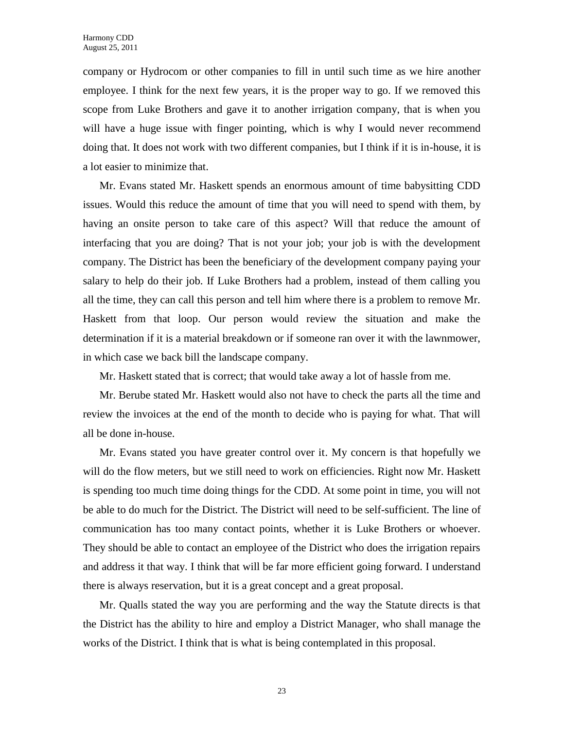company or Hydrocom or other companies to fill in until such time as we hire another employee. I think for the next few years, it is the proper way to go. If we removed this scope from Luke Brothers and gave it to another irrigation company, that is when you will have a huge issue with finger pointing, which is why I would never recommend doing that. It does not work with two different companies, but I think if it is in-house, it is a lot easier to minimize that.

Mr. Evans stated Mr. Haskett spends an enormous amount of time babysitting CDD issues. Would this reduce the amount of time that you will need to spend with them, by having an onsite person to take care of this aspect? Will that reduce the amount of interfacing that you are doing? That is not your job; your job is with the development company. The District has been the beneficiary of the development company paying your salary to help do their job. If Luke Brothers had a problem, instead of them calling you all the time, they can call this person and tell him where there is a problem to remove Mr. Haskett from that loop. Our person would review the situation and make the determination if it is a material breakdown or if someone ran over it with the lawnmower, in which case we back bill the landscape company.

Mr. Haskett stated that is correct; that would take away a lot of hassle from me.

Mr. Berube stated Mr. Haskett would also not have to check the parts all the time and review the invoices at the end of the month to decide who is paying for what. That will all be done in-house.

Mr. Evans stated you have greater control over it. My concern is that hopefully we will do the flow meters, but we still need to work on efficiencies. Right now Mr. Haskett is spending too much time doing things for the CDD. At some point in time, you will not be able to do much for the District. The District will need to be self-sufficient. The line of communication has too many contact points, whether it is Luke Brothers or whoever. They should be able to contact an employee of the District who does the irrigation repairs and address it that way. I think that will be far more efficient going forward. I understand there is always reservation, but it is a great concept and a great proposal.

Mr. Qualls stated the way you are performing and the way the Statute directs is that the District has the ability to hire and employ a District Manager, who shall manage the works of the District. I think that is what is being contemplated in this proposal.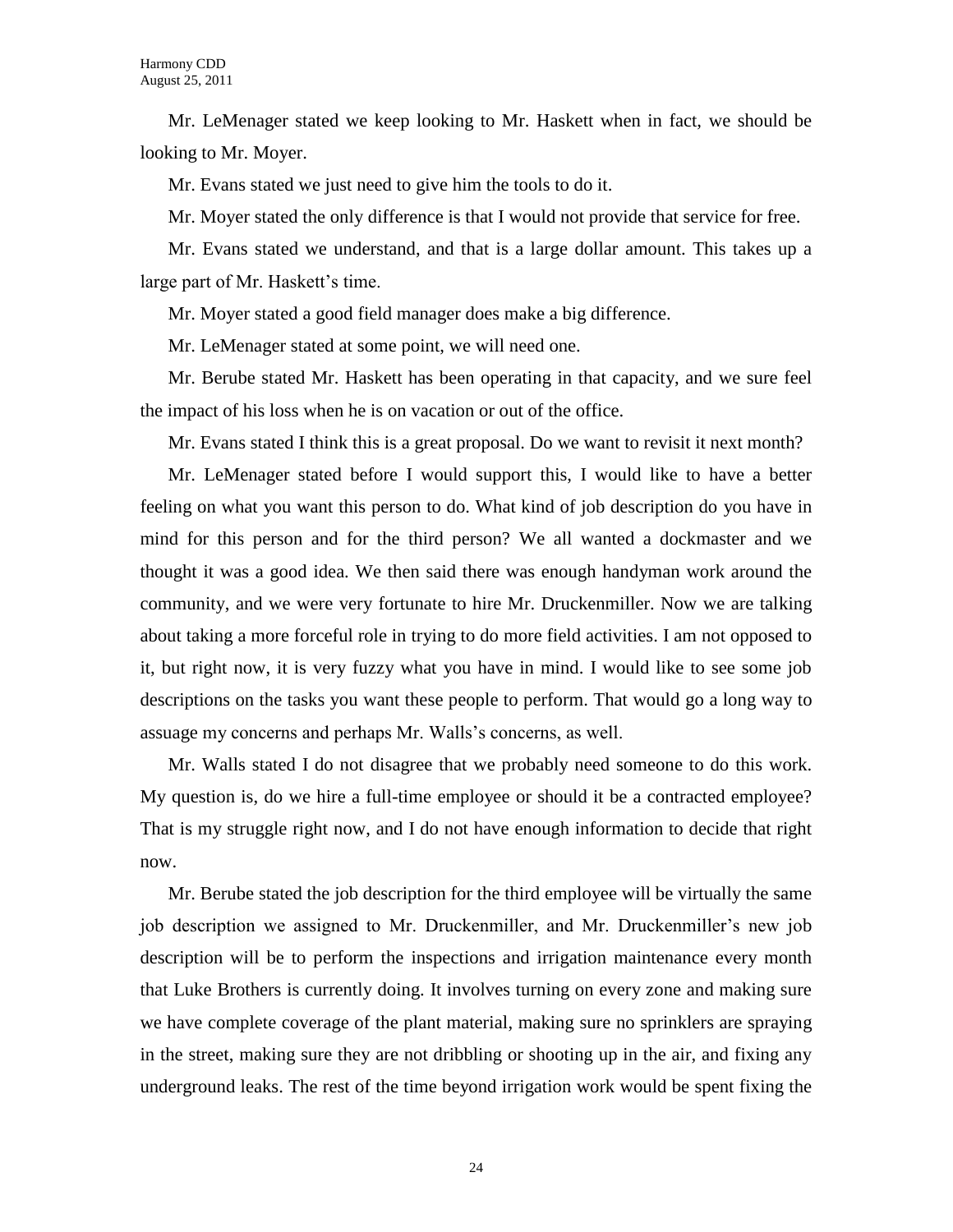Mr. LeMenager stated we keep looking to Mr. Haskett when in fact, we should be looking to Mr. Moyer.

Mr. Evans stated we just need to give him the tools to do it.

Mr. Moyer stated the only difference is that I would not provide that service for free.

Mr. Evans stated we understand, and that is a large dollar amount. This takes up a large part of Mr. Haskett's time.

Mr. Moyer stated a good field manager does make a big difference.

Mr. LeMenager stated at some point, we will need one.

Mr. Berube stated Mr. Haskett has been operating in that capacity, and we sure feel the impact of his loss when he is on vacation or out of the office.

Mr. Evans stated I think this is a great proposal. Do we want to revisit it next month?

Mr. LeMenager stated before I would support this, I would like to have a better feeling on what you want this person to do. What kind of job description do you have in mind for this person and for the third person? We all wanted a dockmaster and we thought it was a good idea. We then said there was enough handyman work around the community, and we were very fortunate to hire Mr. Druckenmiller. Now we are talking about taking a more forceful role in trying to do more field activities. I am not opposed to it, but right now, it is very fuzzy what you have in mind. I would like to see some job descriptions on the tasks you want these people to perform. That would go a long way to assuage my concerns and perhaps Mr. Walls's concerns, as well.

Mr. Walls stated I do not disagree that we probably need someone to do this work. My question is, do we hire a full-time employee or should it be a contracted employee? That is my struggle right now, and I do not have enough information to decide that right now.

Mr. Berube stated the job description for the third employee will be virtually the same job description we assigned to Mr. Druckenmiller, and Mr. Druckenmiller's new job description will be to perform the inspections and irrigation maintenance every month that Luke Brothers is currently doing. It involves turning on every zone and making sure we have complete coverage of the plant material, making sure no sprinklers are spraying in the street, making sure they are not dribbling or shooting up in the air, and fixing any underground leaks. The rest of the time beyond irrigation work would be spent fixing the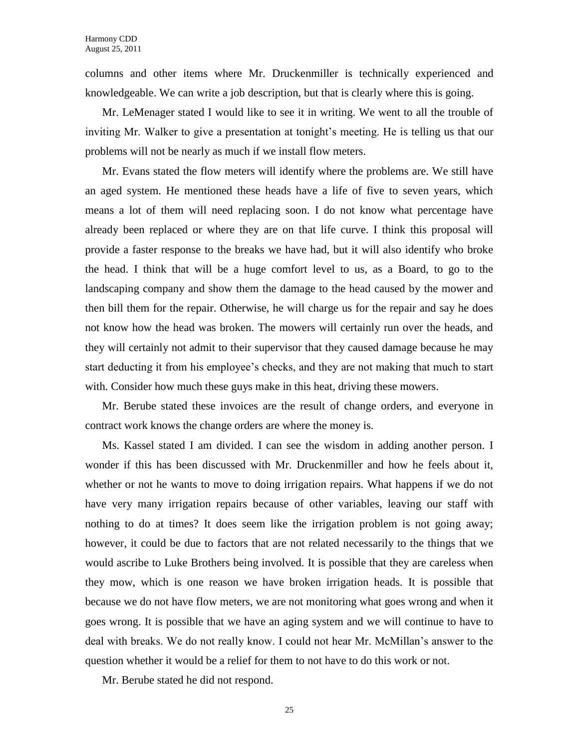columns and other items where Mr. Druckenmiller is technically experienced and knowledgeable. We can write a job description, but that is clearly where this is going.

Mr. LeMenager stated I would like to see it in writing. We went to all the trouble of inviting Mr. Walker to give a presentation at tonight's meeting. He is telling us that our problems will not be nearly as much if we install flow meters.

Mr. Evans stated the flow meters will identify where the problems are. We still have an aged system. He mentioned these heads have a life of five to seven years, which means a lot of them will need replacing soon. I do not know what percentage have already been replaced or where they are on that life curve. I think this proposal will provide a faster response to the breaks we have had, but it will also identify who broke the head. I think that will be a huge comfort level to us, as a Board, to go to the landscaping company and show them the damage to the head caused by the mower and then bill them for the repair. Otherwise, he will charge us for the repair and say he does not know how the head was broken. The mowers will certainly run over the heads, and they will certainly not admit to their supervisor that they caused damage because he may start deducting it from his employee's checks, and they are not making that much to start with. Consider how much these guys make in this heat, driving these mowers.

Mr. Berube stated these invoices are the result of change orders, and everyone in contract work knows the change orders are where the money is.

Ms. Kassel stated I am divided. I can see the wisdom in adding another person. I wonder if this has been discussed with Mr. Druckenmiller and how he feels about it, whether or not he wants to move to doing irrigation repairs. What happens if we do not have very many irrigation repairs because of other variables, leaving our staff with nothing to do at times? It does seem like the irrigation problem is not going away; however, it could be due to factors that are not related necessarily to the things that we would ascribe to Luke Brothers being involved. It is possible that they are careless when they mow, which is one reason we have broken irrigation heads. It is possible that because we do not have flow meters, we are not monitoring what goes wrong and when it goes wrong. It is possible that we have an aging system and we will continue to have to deal with breaks. We do not really know. I could not hear Mr. McMillan's answer to the question whether it would be a relief for them to not have to do this work or not.

Mr. Berube stated he did not respond.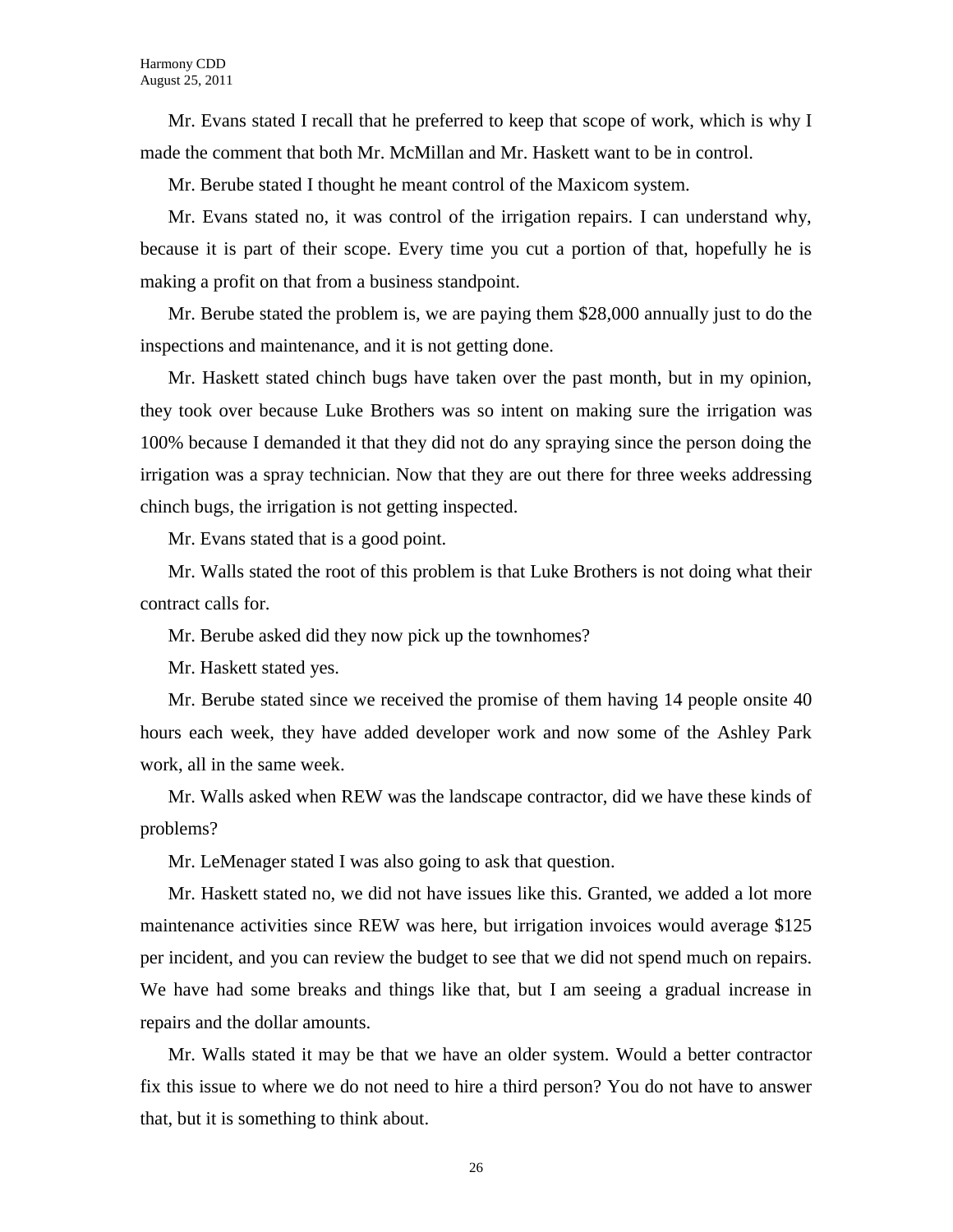Mr. Evans stated I recall that he preferred to keep that scope of work, which is why I made the comment that both Mr. McMillan and Mr. Haskett want to be in control.

Mr. Berube stated I thought he meant control of the Maxicom system.

Mr. Evans stated no, it was control of the irrigation repairs. I can understand why, because it is part of their scope. Every time you cut a portion of that, hopefully he is making a profit on that from a business standpoint.

Mr. Berube stated the problem is, we are paying them $28,000 annually just to do the inspections and maintenance, and it is not getting done.

Mr. Haskett stated chinch bugs have taken over the past month, but in my opinion, they took over because Luke Brothers was so intent on making sure the irrigation was 100% because I demanded it that they did not do any spraying since the person doing the irrigation was a spray technician. Now that they are out there for three weeks addressing chinch bugs, the irrigation is not getting inspected.

Mr. Evans stated that is a good point.

Mr. Walls stated the root of this problem is that Luke Brothers is not doing what their contract calls for.

Mr. Berube asked did they now pick up the townhomes?

Mr. Haskett stated yes.

Mr. Berube stated since we received the promise of them having 14 people onsite 40 hours each week, they have added developer work and now some of the Ashley Park work, all in the same week.

Mr. Walls asked when REW was the landscape contractor, did we have these kinds of problems?

Mr. LeMenager stated I was also going to ask that question.

Mr. Haskett stated no, we did not have issues like this. Granted, we added a lot more maintenance activities since REW was here, but irrigation invoices would average $125 per incident, and you can review the budget to see that we did not spend much on repairs. We have had some breaks and things like that, but I am seeing a gradual increase in repairs and the dollar amounts.

Mr. Walls stated it may be that we have an older system. Would a better contractor fix this issue to where we do not need to hire a third person? You do not have to answer that, but it is something to think about.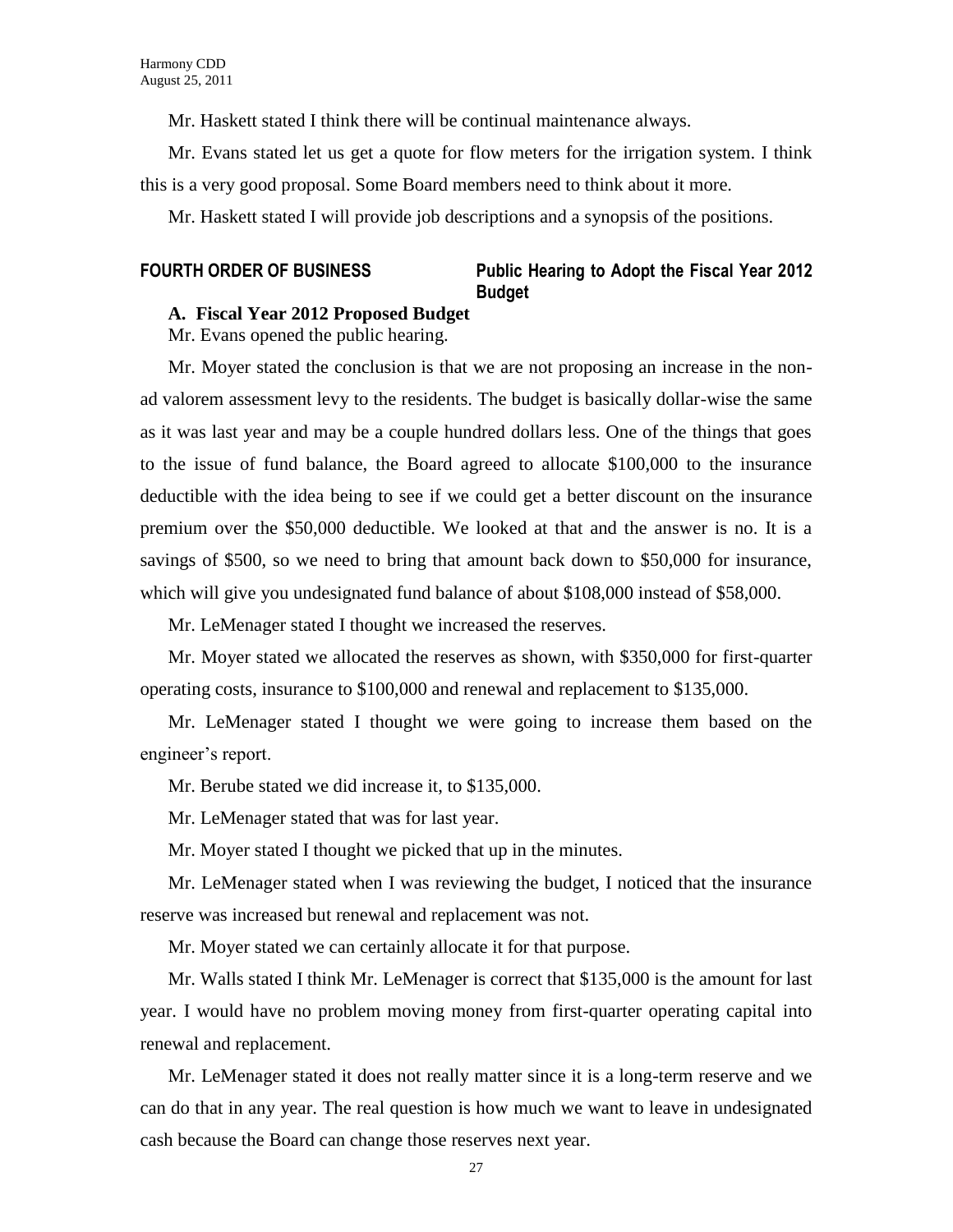Mr. Haskett stated I think there will be continual maintenance always.

Mr. Evans stated let us get a quote for flow meters for the irrigation system. I think this is a very good proposal. Some Board members need to think about it more.

Mr. Haskett stated I will provide job descriptions and a synopsis of the positions.

**FOURTH ORDER OF BUSINESS** **Public Hearing to Adopt the Fiscal Year 2012 Budget**

**A. Fiscal Year 2012 Proposed Budget**

Mr. Evans opened the public hearing.

Mr. Moyer stated the conclusion is that we are not proposing an increase in the non-ad valorem assessment levy to the residents. The budget is basically dollar-wise the same as it was last year and may be a couple hundred dollars less. One of the things that goes to the issue of fund balance, the Board agreed to allocate $100,000 to the insurance deductible with the idea being to see if we could get a better discount on the insurance premium over the $50,000 deductible. We looked at that and the answer is no. It is a savings of $500, so we need to bring that amount back down to $50,000 for insurance, which will give you undesignated fund balance of about $108,000 instead of $58,000.

Mr. LeMenager stated I thought we increased the reserves.

Mr. Moyer stated we allocated the reserves as shown, with $350,000 for first-quarter operating costs, insurance to $100,000 and renewal and replacement to $135,000.

Mr. LeMenager stated I thought we were going to increase them based on the engineer's report.

Mr. Berube stated we did increase it, to $135,000.

Mr. LeMenager stated that was for last year.

Mr. Moyer stated I thought we picked that up in the minutes.

Mr. LeMenager stated when I was reviewing the budget, I noticed that the insurance reserve was increased but renewal and replacement was not.

Mr. Moyer stated we can certainly allocate it for that purpose.

Mr. Walls stated I think Mr. LeMenager is correct that $135,000 is the amount for last year. I would have no problem moving money from first-quarter operating capital into renewal and replacement.

Mr. LeMenager stated it does not really matter since it is a long-term reserve and we can do that in any year. The real question is how much we want to leave in undesignated cash because the Board can change those reserves next year.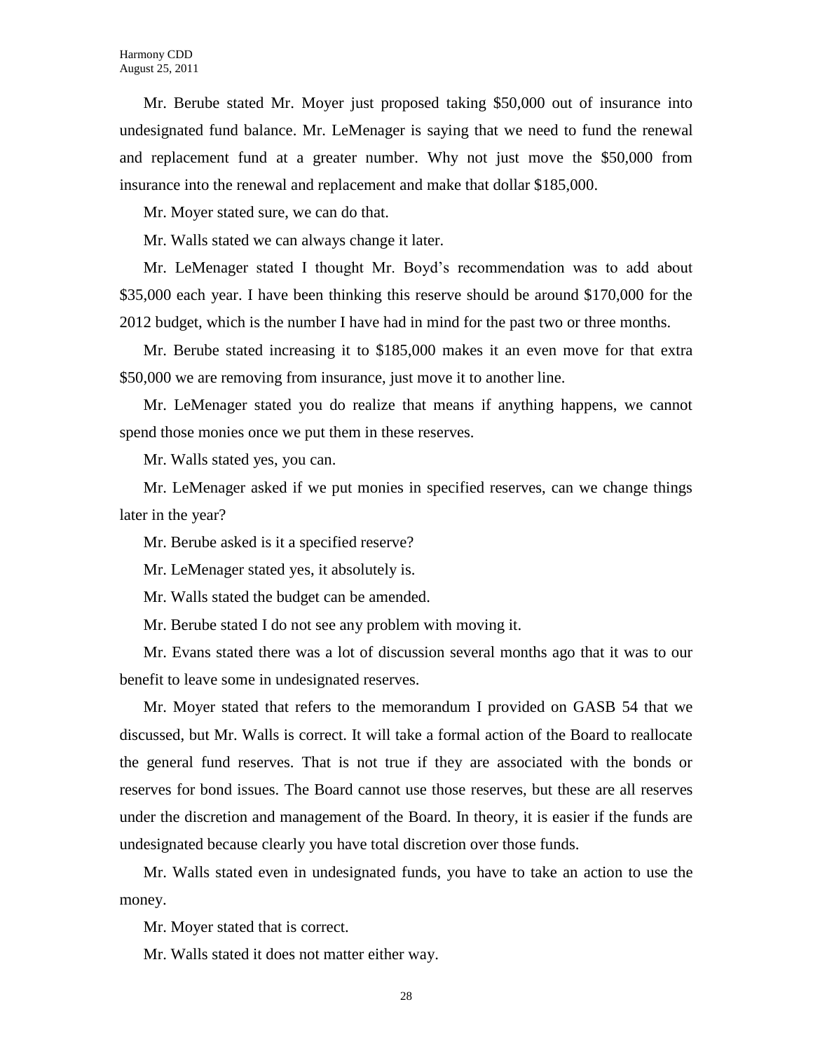Mr. Berube stated Mr. Moyer just proposed taking $50,000 out of insurance into undesignated fund balance. Mr. LeMenager is saying that we need to fund the renewal and replacement fund at a greater number. Why not just move the $50,000 from insurance into the renewal and replacement and make that dollar $185,000.

Mr. Moyer stated sure, we can do that.

Mr. Walls stated we can always change it later.

Mr. LeMenager stated I thought Mr. Boyd's recommendation was to add about $35,000 each year. I have been thinking this reserve should be around $170,000 for the 2012 budget, which is the number I have had in mind for the past two or three months.

Mr. Berube stated increasing it to $185,000 makes it an even move for that extra $50,000 we are removing from insurance, just move it to another line.

Mr. LeMenager stated you do realize that means if anything happens, we cannot spend those monies once we put them in these reserves.

Mr. Walls stated yes, you can.

Mr. LeMenager asked if we put monies in specified reserves, can we change things later in the year?

Mr. Berube asked is it a specified reserve?

Mr. LeMenager stated yes, it absolutely is.

Mr. Walls stated the budget can be amended.

Mr. Berube stated I do not see any problem with moving it.

Mr. Evans stated there was a lot of discussion several months ago that it was to our benefit to leave some in undesignated reserves.

Mr. Moyer stated that refers to the memorandum I provided on GASB 54 that we discussed, but Mr. Walls is correct. It will take a formal action of the Board to reallocate the general fund reserves. That is not true if they are associated with the bonds or reserves for bond issues. The Board cannot use those reserves, but these are all reserves under the discretion and management of the Board. In theory, it is easier if the funds are undesignated because clearly you have total discretion over those funds.

Mr. Walls stated even in undesignated funds, you have to take an action to use the money.

Mr. Moyer stated that is correct.

Mr. Walls stated it does not matter either way.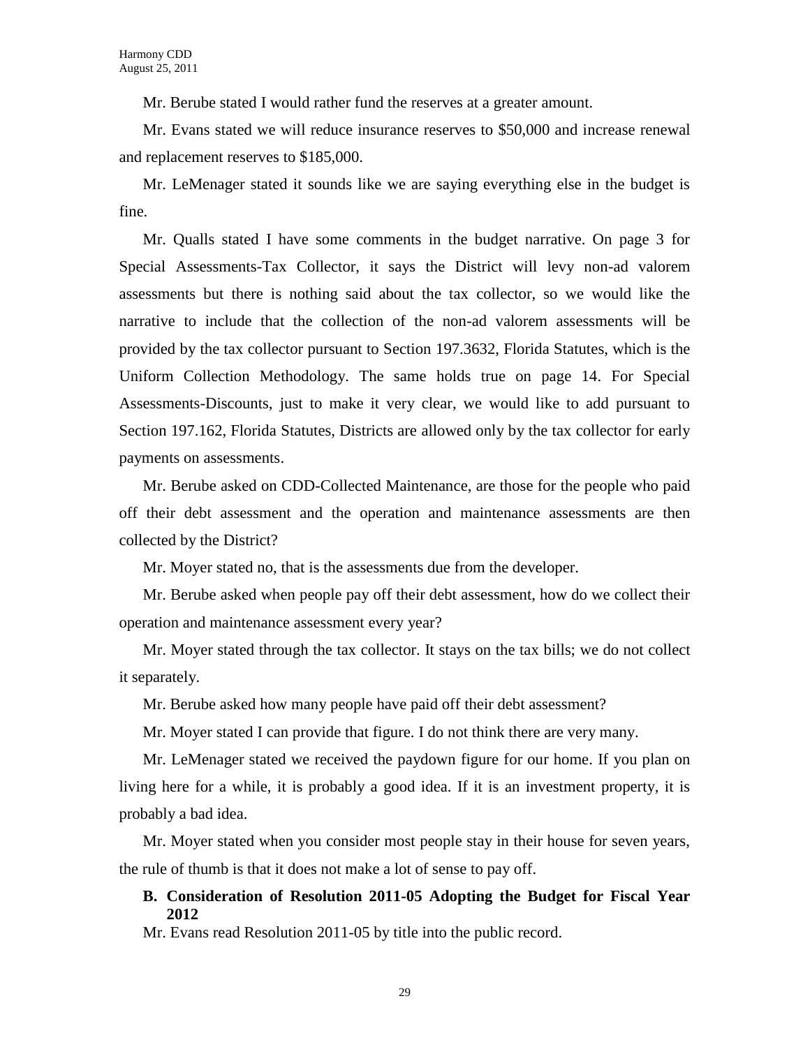Mr. Berube stated I would rather fund the reserves at a greater amount.

Mr. Evans stated we will reduce insurance reserves to $50,000 and increase renewal and replacement reserves to $185,000.

Mr. LeMenager stated it sounds like we are saying everything else in the budget is fine.

Mr. Qualls stated I have some comments in the budget narrative. On page 3 for Special Assessments-Tax Collector, it says the District will levy non-ad valorem assessments but there is nothing said about the tax collector, so we would like the narrative to include that the collection of the non-ad valorem assessments will be provided by the tax collector pursuant to Section 197.3632, Florida Statutes, which is the Uniform Collection Methodology. The same holds true on page 14. For Special Assessments-Discounts, just to make it very clear, we would like to add pursuant to Section 197.162, Florida Statutes, Districts are allowed only by the tax collector for early payments on assessments.

Mr. Berube asked on CDD-Collected Maintenance, are those for the people who paid off their debt assessment and the operation and maintenance assessments are then collected by the District?

Mr. Moyer stated no, that is the assessments due from the developer.

Mr. Berube asked when people pay off their debt assessment, how do we collect their operation and maintenance assessment every year?

Mr. Moyer stated through the tax collector. It stays on the tax bills; we do not collect it separately.

Mr. Berube asked how many people have paid off their debt assessment?

Mr. Moyer stated I can provide that figure. I do not think there are very many.

Mr. LeMenager stated we received the paydown figure for our home. If you plan on living here for a while, it is probably a good idea. If it is an investment property, it is probably a bad idea.

Mr. Moyer stated when you consider most people stay in their house for seven years, the rule of thumb is that it does not make a lot of sense to pay off.

**B. Consideration of Resolution 2011-05 Adopting the Budget for Fiscal Year 2012**

Mr. Evans read Resolution 2011-05 by title into the public record.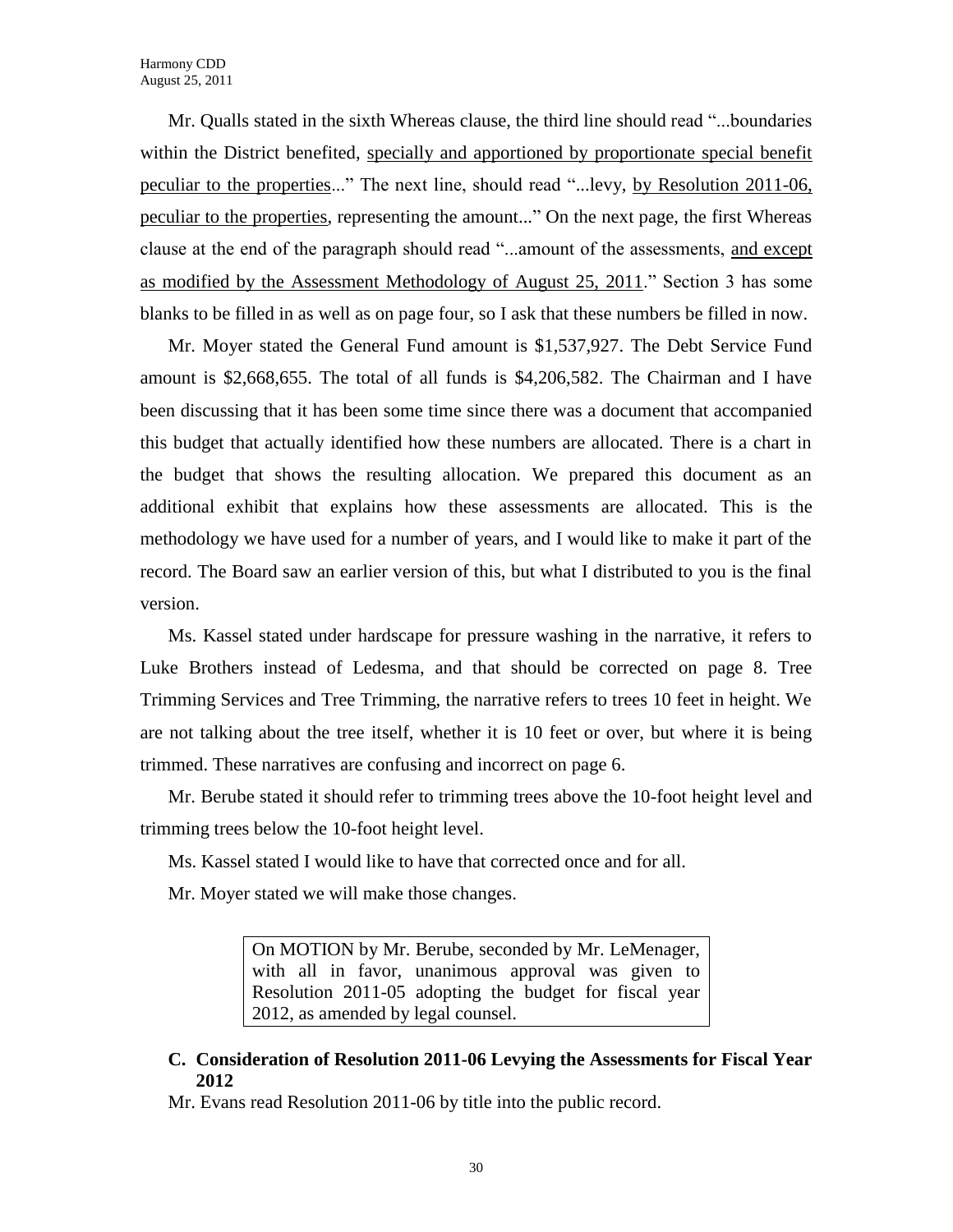Mr. Qualls stated in the sixth Whereas clause, the third line should read "...boundaries within the District benefited, <u>specially and apportioned by proportionate special benefit peculiar to the properties</u>..." The next line, should read "...levy, <u>by Resolution 2011-06, peculiar to the properties</u>, representing the amount..." On the next page, the first Whereas clause at the end of the paragraph should read "...amount of the assessments, <u>and except as modified by the Assessment Methodology of August 25, 2011</u>." Section 3 has some blanks to be filled in as well as on page four, so I ask that these numbers be filled in now.

Mr. Moyer stated the General Fund amount is $1,537,927. The Debt Service Fund amount is $2,668,655. The total of all funds is $4,206,582. The Chairman and I have been discussing that it has been some time since there was a document that accompanied this budget that actually identified how these numbers are allocated. There is a chart in the budget that shows the resulting allocation. We prepared this document as an additional exhibit that explains how these assessments are allocated. This is the methodology we have used for a number of years, and I would like to make it part of the record. The Board saw an earlier version of this, but what I distributed to you is the final version.

Ms. Kassel stated under hardscape for pressure washing in the narrative, it refers to Luke Brothers instead of Ledesma, and that should be corrected on page 8. Tree Trimming Services and Tree Trimming, the narrative refers to trees 10 feet in height. We are not talking about the tree itself, whether it is 10 feet or over, but where it is being trimmed. These narratives are confusing and incorrect on page 6.

Mr. Berube stated it should refer to trimming trees above the 10-foot height level and trimming trees below the 10-foot height level.

Ms. Kassel stated I would like to have that corrected once and for all.

Mr. Moyer stated we will make those changes.

> On MOTION by Mr. Berube, seconded by Mr. LeMenager, with all in favor, unanimous approval was given to Resolution 2011-05 adopting the budget for fiscal year 2012, as amended by legal counsel.

**C. Consideration of Resolution 2011-06 Levying the Assessments for Fiscal Year 2012**

Mr. Evans read Resolution 2011-06 by title into the public record.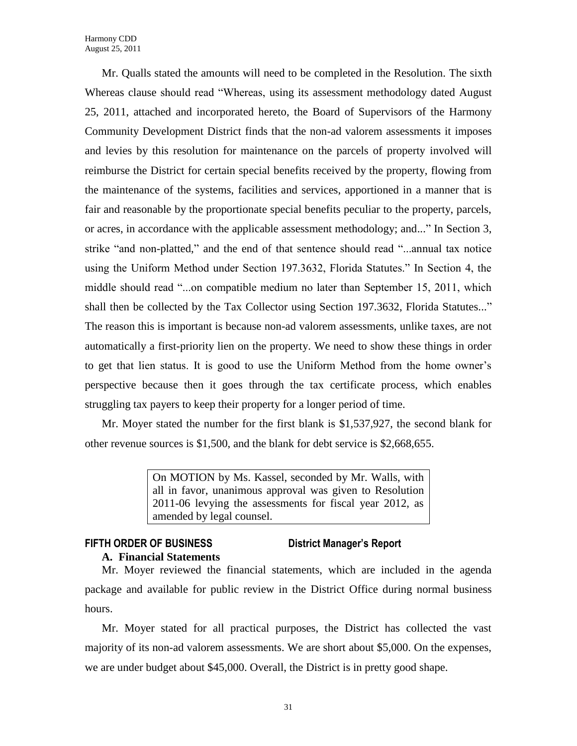Mr. Qualls stated the amounts will need to be completed in the Resolution. The sixth Whereas clause should read "Whereas, using its assessment methodology dated August 25, 2011, attached and incorporated hereto, the Board of Supervisors of the Harmony Community Development District finds that the non-ad valorem assessments it imposes and levies by this resolution for maintenance on the parcels of property involved will reimburse the District for certain special benefits received by the property, flowing from the maintenance of the systems, facilities and services, apportioned in a manner that is fair and reasonable by the proportionate special benefits peculiar to the property, parcels, or acres, in accordance with the applicable assessment methodology; and..." In Section 3, strike "and non-platted," and the end of that sentence should read "...annual tax notice using the Uniform Method under Section 197.3632, Florida Statutes." In Section 4, the middle should read "...on compatible medium no later than September 15, 2011, which shall then be collected by the Tax Collector using Section 197.3632, Florida Statutes..." The reason this is important is because non-ad valorem assessments, unlike taxes, are not automatically a first-priority lien on the property. We need to show these things in order to get that lien status. It is good to use the Uniform Method from the home owner's perspective because then it goes through the tax certificate process, which enables struggling tax payers to keep their property for a longer period of time.

Mr. Moyer stated the number for the first blank is $1,537,927, the second blank for other revenue sources is $1,500, and the blank for debt service is $2,668,655.

> On MOTION by Ms. Kassel, seconded by Mr. Walls, with all in favor, unanimous approval was given to Resolution 2011-06 levying the assessments for fiscal year 2012, as amended by legal counsel.

## FIFTH ORDER OF BUSINESS District Manager's Report

### A. Financial Statements

Mr. Moyer reviewed the financial statements, which are included in the agenda package and available for public review in the District Office during normal business hours.

Mr. Moyer stated for all practical purposes, the District has collected the vast majority of its non-ad valorem assessments. We are short about $5,000. On the expenses, we are under budget about $45,000. Overall, the District is in pretty good shape.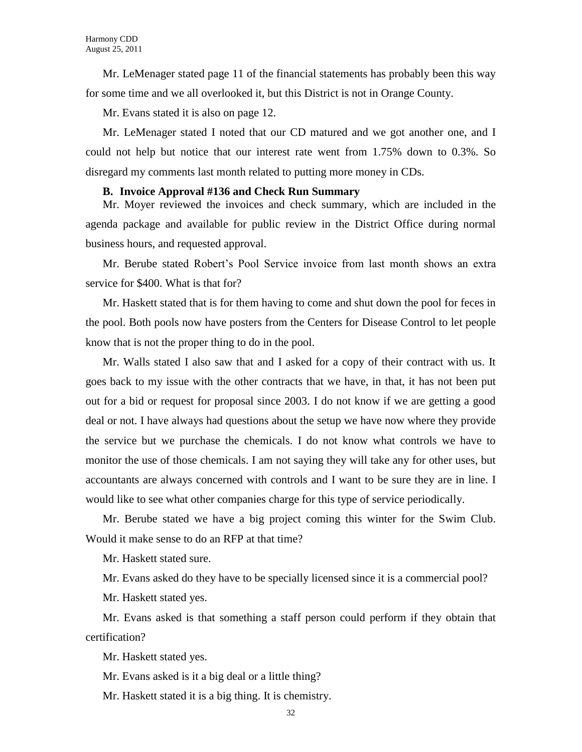Mr. LeMenager stated page 11 of the financial statements has probably been this way for some time and we all overlooked it, but this District is not in Orange County.

Mr. Evans stated it is also on page 12.

Mr. LeMenager stated I noted that our CD matured and we got another one, and I could not help but notice that our interest rate went from 1.75% down to 0.3%. So disregard my comments last month related to putting more money in CDs.

**B. Invoice Approval #136 and Check Run Summary**

Mr. Moyer reviewed the invoices and check summary, which are included in the agenda package and available for public review in the District Office during normal business hours, and requested approval.

Mr. Berube stated Robert's Pool Service invoice from last month shows an extra service for $400. What is that for?

Mr. Haskett stated that is for them having to come and shut down the pool for feces in the pool. Both pools now have posters from the Centers for Disease Control to let people know that is not the proper thing to do in the pool.

Mr. Walls stated I also saw that and I asked for a copy of their contract with us. It goes back to my issue with the other contracts that we have, in that, it has not been put out for a bid or request for proposal since 2003. I do not know if we are getting a good deal or not. I have always had questions about the setup we have now where they provide the service but we purchase the chemicals. I do not know what controls we have to monitor the use of those chemicals. I am not saying they will take any for other uses, but accountants are always concerned with controls and I want to be sure they are in line. I would like to see what other companies charge for this type of service periodically.

Mr. Berube stated we have a big project coming this winter for the Swim Club. Would it make sense to do an RFP at that time?

Mr. Haskett stated sure.

Mr. Evans asked do they have to be specially licensed since it is a commercial pool?

Mr. Haskett stated yes.

Mr. Evans asked is that something a staff person could perform if they obtain that certification?

Mr. Haskett stated yes.

Mr. Evans asked is it a big deal or a little thing?

Mr. Haskett stated it is a big thing. It is chemistry.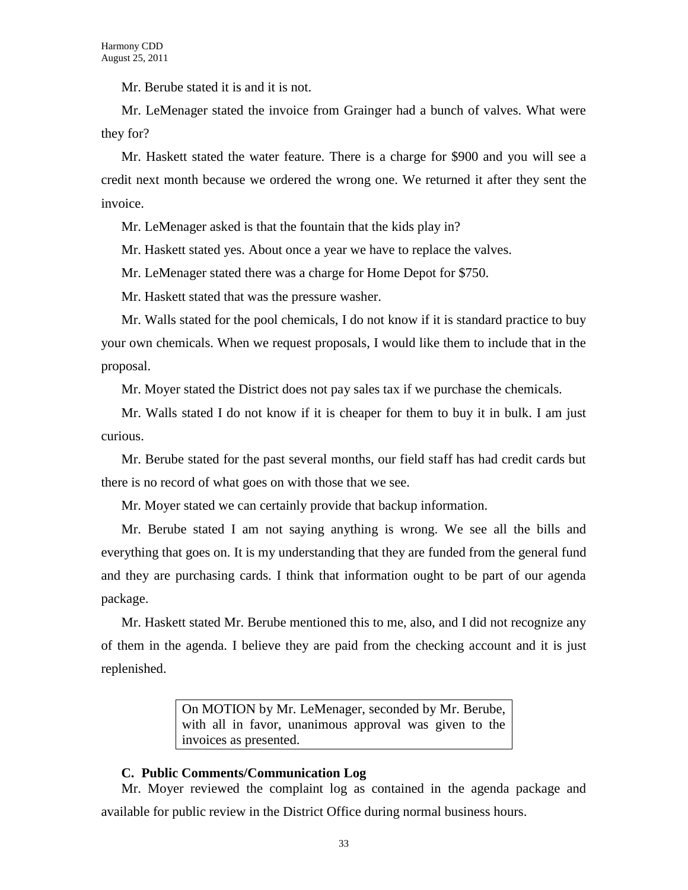Mr. Berube stated it is and it is not.

Mr. LeMenager stated the invoice from Grainger had a bunch of valves. What were they for?

Mr. Haskett stated the water feature. There is a charge for $900 and you will see a credit next month because we ordered the wrong one. We returned it after they sent the invoice.

Mr. LeMenager asked is that the fountain that the kids play in?

Mr. Haskett stated yes. About once a year we have to replace the valves.

Mr. LeMenager stated there was a charge for Home Depot for $750.

Mr. Haskett stated that was the pressure washer.

Mr. Walls stated for the pool chemicals, I do not know if it is standard practice to buy your own chemicals. When we request proposals, I would like them to include that in the proposal.

Mr. Moyer stated the District does not pay sales tax if we purchase the chemicals.

Mr. Walls stated I do not know if it is cheaper for them to buy it in bulk. I am just curious.

Mr. Berube stated for the past several months, our field staff has had credit cards but there is no record of what goes on with those that we see.

Mr. Moyer stated we can certainly provide that backup information.

Mr. Berube stated I am not saying anything is wrong. We see all the bills and everything that goes on. It is my understanding that they are funded from the general fund and they are purchasing cards. I think that information ought to be part of our agenda package.

Mr. Haskett stated Mr. Berube mentioned this to me, also, and I did not recognize any of them in the agenda. I believe they are paid from the checking account and it is just replenished.

> On MOTION by Mr. LeMenager, seconded by Mr. Berube, with all in favor, unanimous approval was given to the invoices as presented.

**C. Public Comments/Communication Log**

Mr. Moyer reviewed the complaint log as contained in the agenda package and available for public review in the District Office during normal business hours.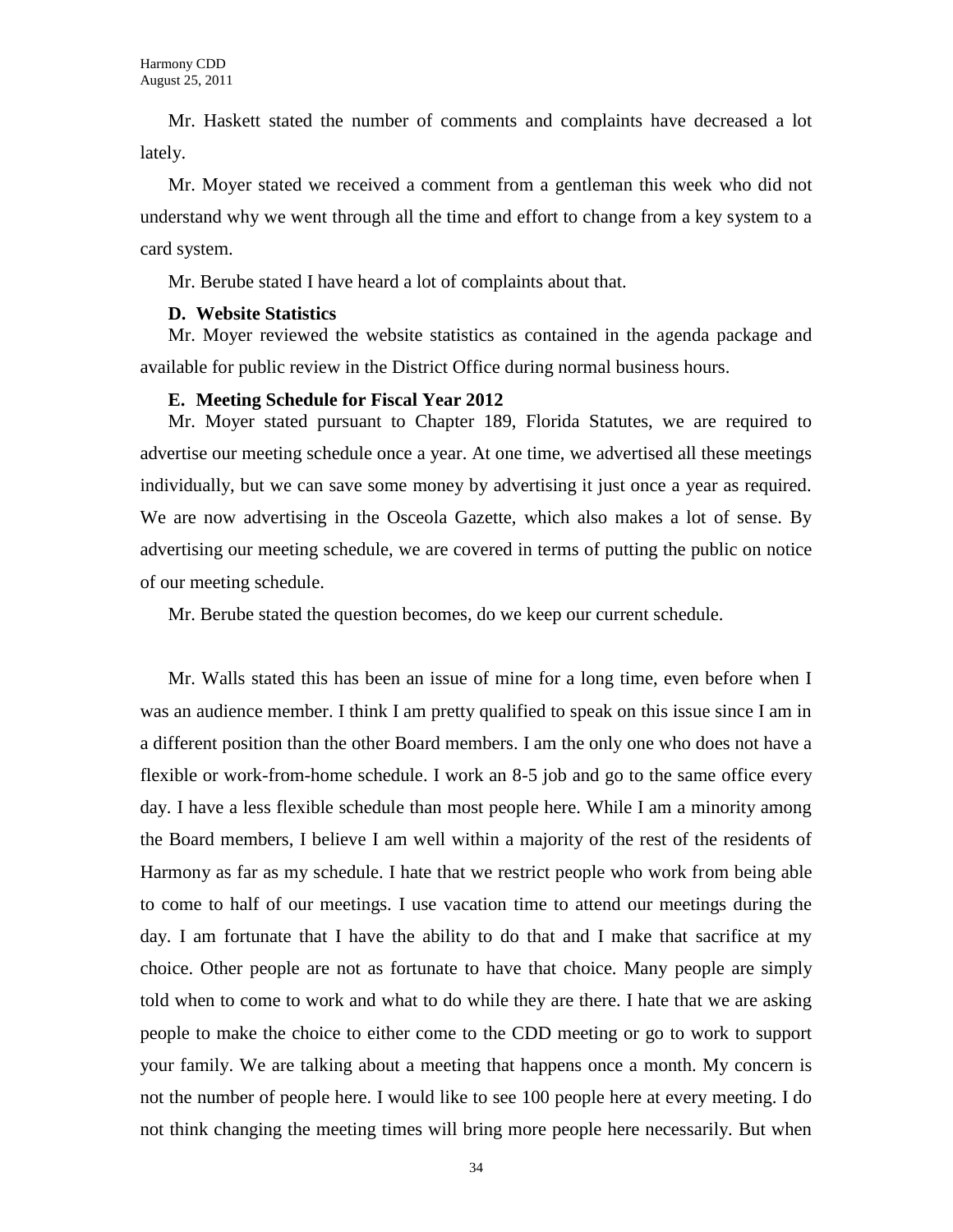Mr. Haskett stated the number of comments and complaints have decreased a lot lately.

Mr. Moyer stated we received a comment from a gentleman this week who did not understand why we went through all the time and effort to change from a key system to a card system.

Mr. Berube stated I have heard a lot of complaints about that.

**D. Website Statistics**

Mr. Moyer reviewed the website statistics as contained in the agenda package and available for public review in the District Office during normal business hours.

**E. Meeting Schedule for Fiscal Year 2012**

Mr. Moyer stated pursuant to Chapter 189, Florida Statutes, we are required to advertise our meeting schedule once a year. At one time, we advertised all these meetings individually, but we can save some money by advertising it just once a year as required. We are now advertising in the Osceola Gazette, which also makes a lot of sense. By advertising our meeting schedule, we are covered in terms of putting the public on notice of our meeting schedule.

Mr. Berube stated the question becomes, do we keep our current schedule.

Mr. Walls stated this has been an issue of mine for a long time, even before when I was an audience member. I think I am pretty qualified to speak on this issue since I am in a different position than the other Board members. I am the only one who does not have a flexible or work-from-home schedule. I work an 8-5 job and go to the same office every day. I have a less flexible schedule than most people here. While I am a minority among the Board members, I believe I am well within a majority of the rest of the residents of Harmony as far as my schedule. I hate that we restrict people who work from being able to come to half of our meetings. I use vacation time to attend our meetings during the day. I am fortunate that I have the ability to do that and I make that sacrifice at my choice. Other people are not as fortunate to have that choice. Many people are simply told when to come to work and what to do while they are there. I hate that we are asking people to make the choice to either come to the CDD meeting or go to work to support your family. We are talking about a meeting that happens once a month. My concern is not the number of people here. I would like to see 100 people here at every meeting. I do not think changing the meeting times will bring more people here necessarily. But when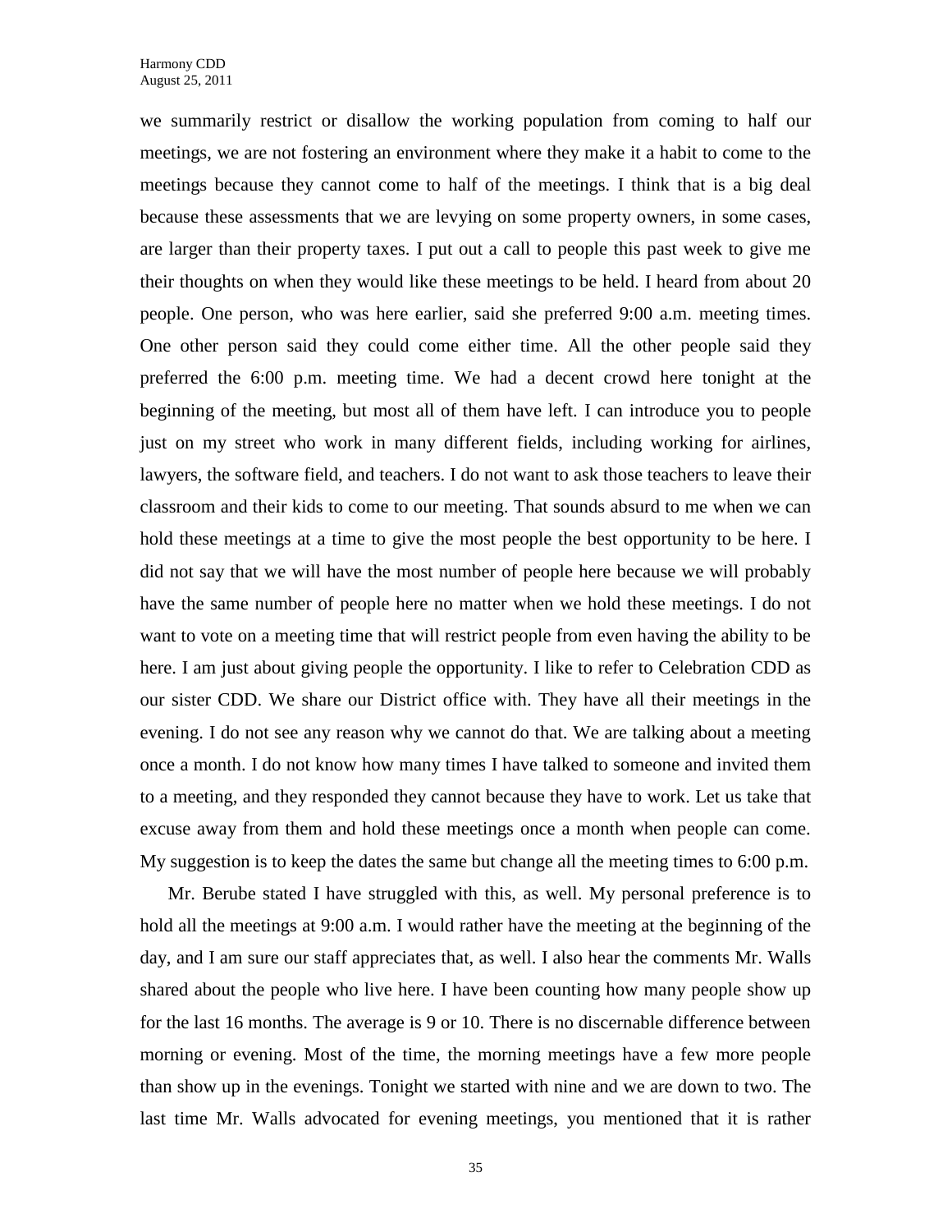we summarily restrict or disallow the working population from coming to half our meetings, we are not fostering an environment where they make it a habit to come to the meetings because they cannot come to half of the meetings. I think that is a big deal because these assessments that we are levying on some property owners, in some cases, are larger than their property taxes. I put out a call to people this past week to give me their thoughts on when they would like these meetings to be held. I heard from about 20 people. One person, who was here earlier, said she preferred 9:00 a.m. meeting times. One other person said they could come either time. All the other people said they preferred the 6:00 p.m. meeting time. We had a decent crowd here tonight at the beginning of the meeting, but most all of them have left. I can introduce you to people just on my street who work in many different fields, including working for airlines, lawyers, the software field, and teachers. I do not want to ask those teachers to leave their classroom and their kids to come to our meeting. That sounds absurd to me when we can hold these meetings at a time to give the most people the best opportunity to be here. I did not say that we will have the most number of people here because we will probably have the same number of people here no matter when we hold these meetings. I do not want to vote on a meeting time that will restrict people from even having the ability to be here. I am just about giving people the opportunity. I like to refer to Celebration CDD as our sister CDD. We share our District office with. They have all their meetings in the evening. I do not see any reason why we cannot do that. We are talking about a meeting once a month. I do not know how many times I have talked to someone and invited them to a meeting, and they responded they cannot because they have to work. Let us take that excuse away from them and hold these meetings once a month when people can come. My suggestion is to keep the dates the same but change all the meeting times to 6:00 p.m.

Mr. Berube stated I have struggled with this, as well. My personal preference is to hold all the meetings at 9:00 a.m. I would rather have the meeting at the beginning of the day, and I am sure our staff appreciates that, as well. I also hear the comments Mr. Walls shared about the people who live here. I have been counting how many people show up for the last 16 months. The average is 9 or 10. There is no discernable difference between morning or evening. Most of the time, the morning meetings have a few more people than show up in the evenings. Tonight we started with nine and we are down to two. The last time Mr. Walls advocated for evening meetings, you mentioned that it is rather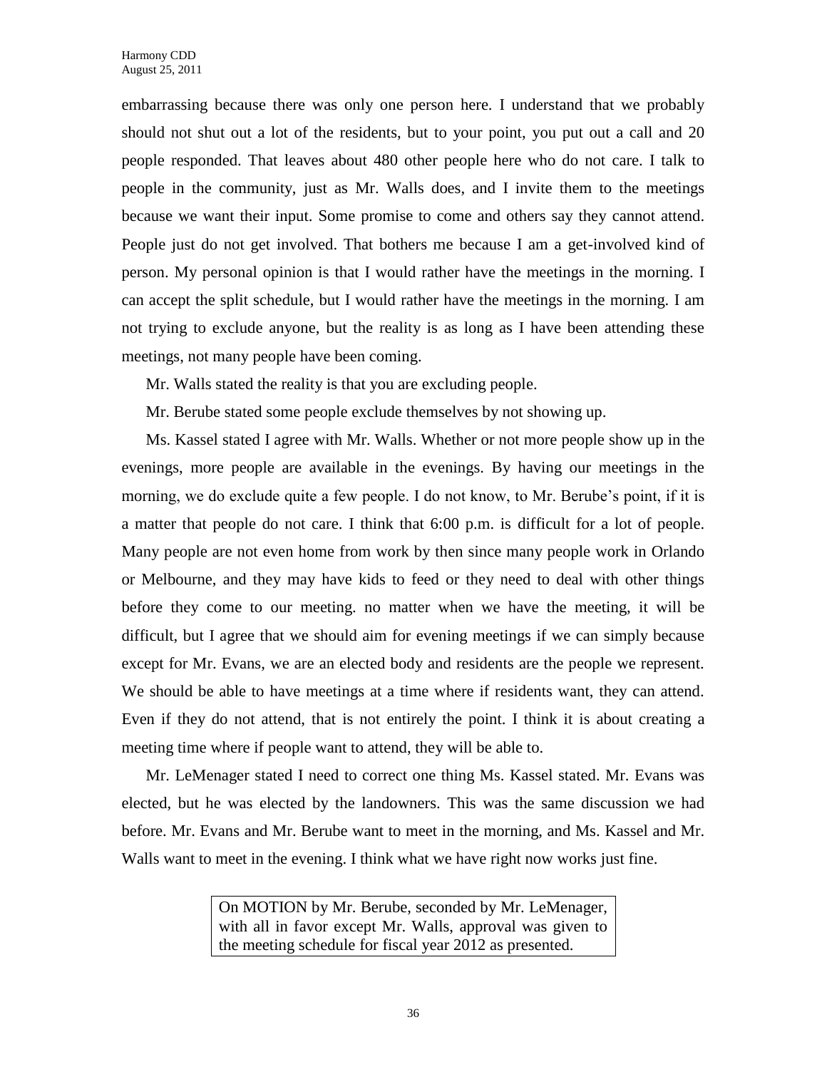embarrassing because there was only one person here. I understand that we probably should not shut out a lot of the residents, but to your point, you put out a call and 20 people responded. That leaves about 480 other people here who do not care. I talk to people in the community, just as Mr. Walls does, and I invite them to the meetings because we want their input. Some promise to come and others say they cannot attend. People just do not get involved. That bothers me because I am a get-involved kind of person. My personal opinion is that I would rather have the meetings in the morning. I can accept the split schedule, but I would rather have the meetings in the morning. I am not trying to exclude anyone, but the reality is as long as I have been attending these meetings, not many people have been coming.

Mr. Walls stated the reality is that you are excluding people.

Mr. Berube stated some people exclude themselves by not showing up.

Ms. Kassel stated I agree with Mr. Walls. Whether or not more people show up in the evenings, more people are available in the evenings. By having our meetings in the morning, we do exclude quite a few people. I do not know, to Mr. Berube's point, if it is a matter that people do not care. I think that 6:00 p.m. is difficult for a lot of people. Many people are not even home from work by then since many people work in Orlando or Melbourne, and they may have kids to feed or they need to deal with other things before they come to our meeting. no matter when we have the meeting, it will be difficult, but I agree that we should aim for evening meetings if we can simply because except for Mr. Evans, we are an elected body and residents are the people we represent. We should be able to have meetings at a time where if residents want, they can attend. Even if they do not attend, that is not entirely the point. I think it is about creating a meeting time where if people want to attend, they will be able to.

Mr. LeMenager stated I need to correct one thing Ms. Kassel stated. Mr. Evans was elected, but he was elected by the landowners. This was the same discussion we had before. Mr. Evans and Mr. Berube want to meet in the morning, and Ms. Kassel and Mr. Walls want to meet in the evening. I think what we have right now works just fine.

> On MOTION by Mr. Berube, seconded by Mr. LeMenager, with all in favor except Mr. Walls, approval was given to the meeting schedule for fiscal year 2012 as presented.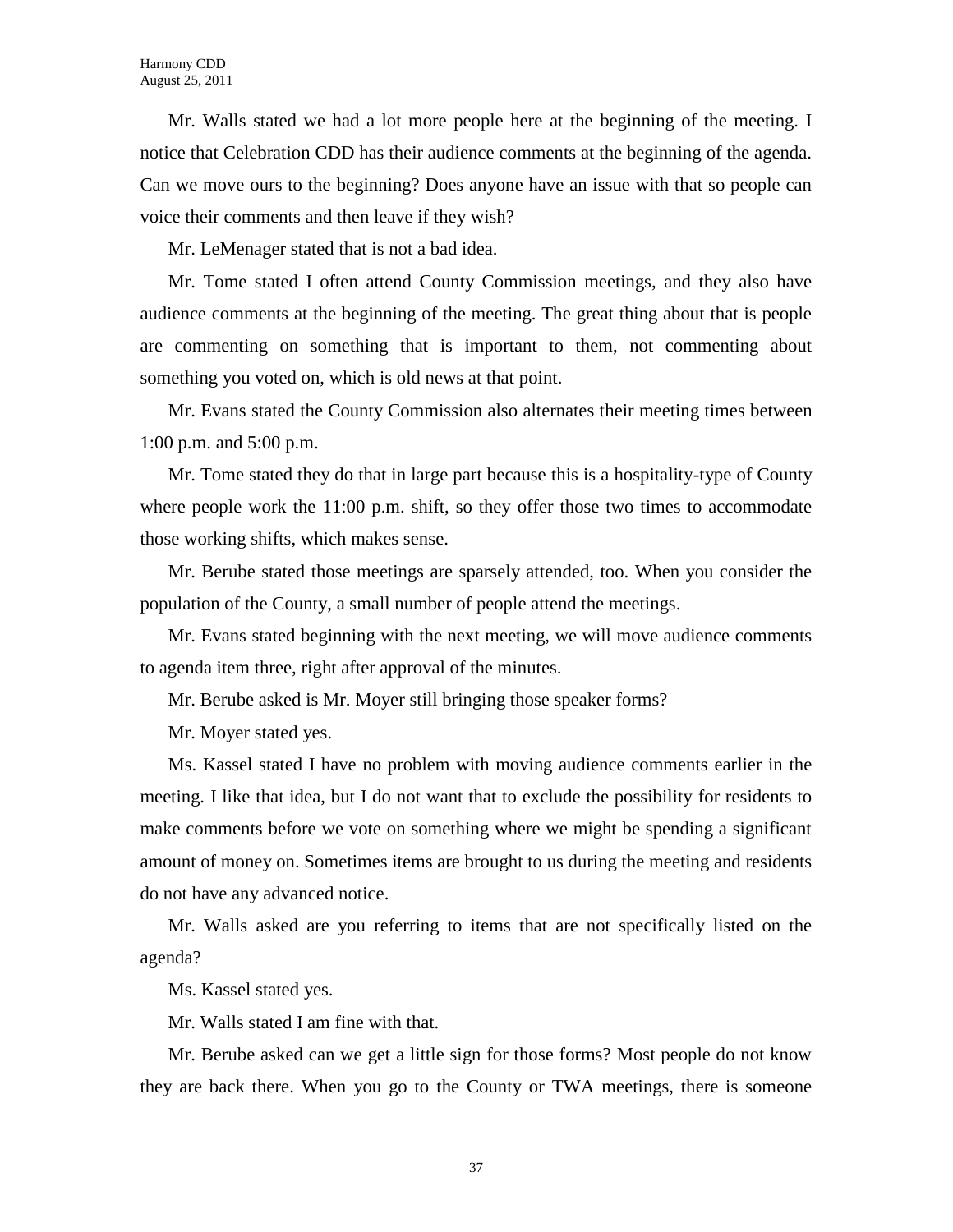Mr. Walls stated we had a lot more people here at the beginning of the meeting. I notice that Celebration CDD has their audience comments at the beginning of the agenda. Can we move ours to the beginning? Does anyone have an issue with that so people can voice their comments and then leave if they wish?

Mr. LeMenager stated that is not a bad idea.

Mr. Tome stated I often attend County Commission meetings, and they also have audience comments at the beginning of the meeting. The great thing about that is people are commenting on something that is important to them, not commenting about something you voted on, which is old news at that point.

Mr. Evans stated the County Commission also alternates their meeting times between 1:00 p.m. and 5:00 p.m.

Mr. Tome stated they do that in large part because this is a hospitality-type of County where people work the 11:00 p.m. shift, so they offer those two times to accommodate those working shifts, which makes sense.

Mr. Berube stated those meetings are sparsely attended, too. When you consider the population of the County, a small number of people attend the meetings.

Mr. Evans stated beginning with the next meeting, we will move audience comments to agenda item three, right after approval of the minutes.

Mr. Berube asked is Mr. Moyer still bringing those speaker forms?

Mr. Moyer stated yes.

Ms. Kassel stated I have no problem with moving audience comments earlier in the meeting. I like that idea, but I do not want that to exclude the possibility for residents to make comments before we vote on something where we might be spending a significant amount of money on. Sometimes items are brought to us during the meeting and residents do not have any advanced notice.

Mr. Walls asked are you referring to items that are not specifically listed on the agenda?

Ms. Kassel stated yes.

Mr. Walls stated I am fine with that.

Mr. Berube asked can we get a little sign for those forms? Most people do not know they are back there. When you go to the County or TWA meetings, there is someone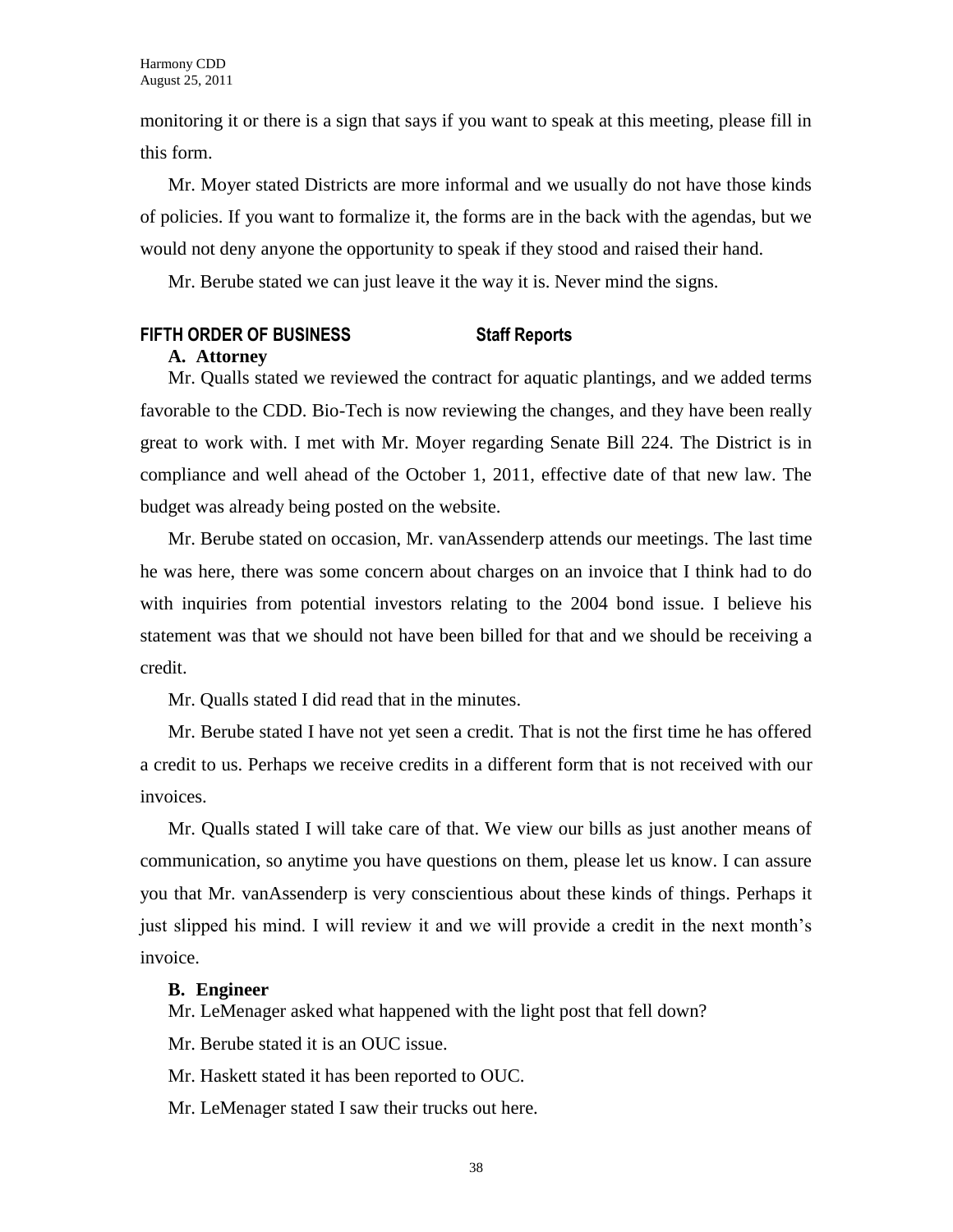monitoring it or there is a sign that says if you want to speak at this meeting, please fill in this form.

Mr. Moyer stated Districts are more informal and we usually do not have those kinds of policies. If you want to formalize it, the forms are in the back with the agendas, but we would not deny anyone the opportunity to speak if they stood and raised their hand.

Mr. Berube stated we can just leave it the way it is. Never mind the signs.

## FIFTH ORDER OF BUSINESS Staff Reports

**A. Attorney**

Mr. Qualls stated we reviewed the contract for aquatic plantings, and we added terms favorable to the CDD. Bio-Tech is now reviewing the changes, and they have been really great to work with. I met with Mr. Moyer regarding Senate Bill 224. The District is in compliance and well ahead of the October 1, 2011, effective date of that new law. The budget was already being posted on the website.

Mr. Berube stated on occasion, Mr. vanAssenderp attends our meetings. The last time he was here, there was some concern about charges on an invoice that I think had to do with inquiries from potential investors relating to the 2004 bond issue. I believe his statement was that we should not have been billed for that and we should be receiving a credit.

Mr. Qualls stated I did read that in the minutes.

Mr. Berube stated I have not yet seen a credit. That is not the first time he has offered a credit to us. Perhaps we receive credits in a different form that is not received with our invoices.

Mr. Qualls stated I will take care of that. We view our bills as just another means of communication, so anytime you have questions on them, please let us know. I can assure you that Mr. vanAssenderp is very conscientious about these kinds of things. Perhaps it just slipped his mind. I will review it and we will provide a credit in the next month's invoice.

**B. Engineer**

Mr. LeMenager asked what happened with the light post that fell down?

Mr. Berube stated it is an OUC issue.

Mr. Haskett stated it has been reported to OUC.

Mr. LeMenager stated I saw their trucks out here.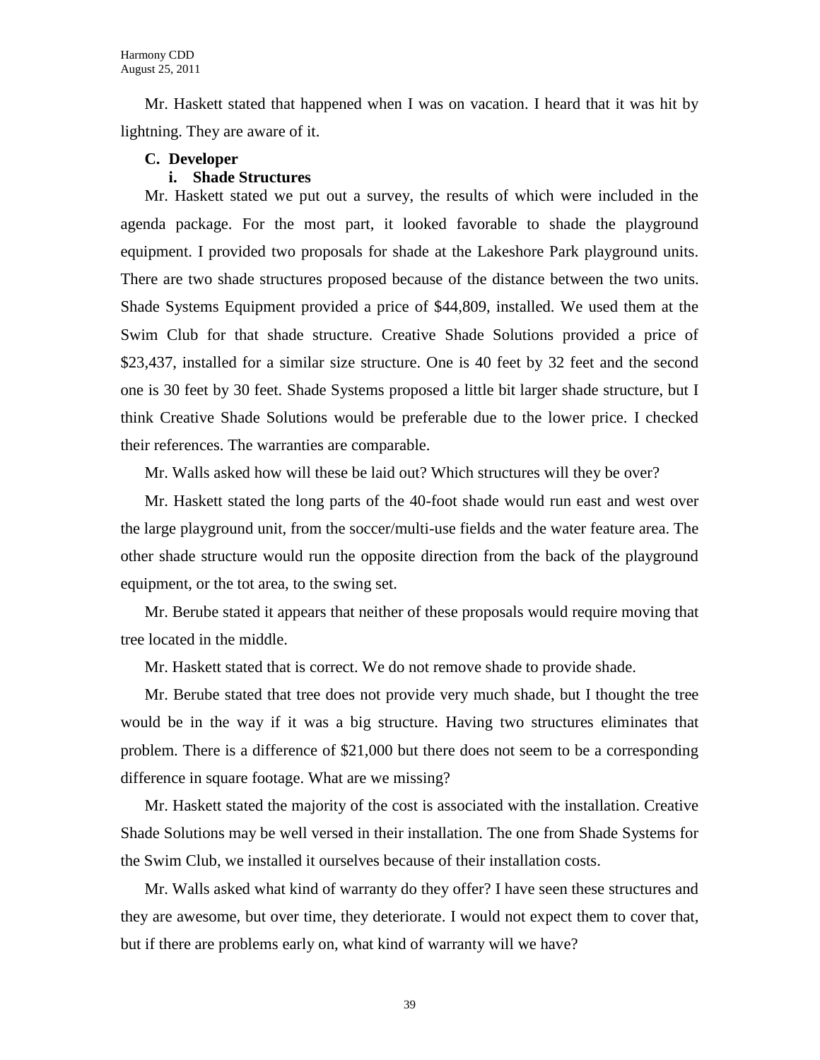Mr. Haskett stated that happened when I was on vacation. I heard that it was hit by lightning. They are aware of it.

**C. Developer**

**i. Shade Structures**

Mr. Haskett stated we put out a survey, the results of which were included in the agenda package. For the most part, it looked favorable to shade the playground equipment. I provided two proposals for shade at the Lakeshore Park playground units. There are two shade structures proposed because of the distance between the two units. Shade Systems Equipment provided a price of $44,809, installed. We used them at the Swim Club for that shade structure. Creative Shade Solutions provided a price of $23,437, installed for a similar size structure. One is 40 feet by 32 feet and the second one is 30 feet by 30 feet. Shade Systems proposed a little bit larger shade structure, but I think Creative Shade Solutions would be preferable due to the lower price. I checked their references. The warranties are comparable.

Mr. Walls asked how will these be laid out? Which structures will they be over?

Mr. Haskett stated the long parts of the 40-foot shade would run east and west over the large playground unit, from the soccer/multi-use fields and the water feature area. The other shade structure would run the opposite direction from the back of the playground equipment, or the tot area, to the swing set.

Mr. Berube stated it appears that neither of these proposals would require moving that tree located in the middle.

Mr. Haskett stated that is correct. We do not remove shade to provide shade.

Mr. Berube stated that tree does not provide very much shade, but I thought the tree would be in the way if it was a big structure. Having two structures eliminates that problem. There is a difference of $21,000 but there does not seem to be a corresponding difference in square footage. What are we missing?

Mr. Haskett stated the majority of the cost is associated with the installation. Creative Shade Solutions may be well versed in their installation. The one from Shade Systems for the Swim Club, we installed it ourselves because of their installation costs.

Mr. Walls asked what kind of warranty do they offer? I have seen these structures and they are awesome, but over time, they deteriorate. I would not expect them to cover that, but if there are problems early on, what kind of warranty will we have?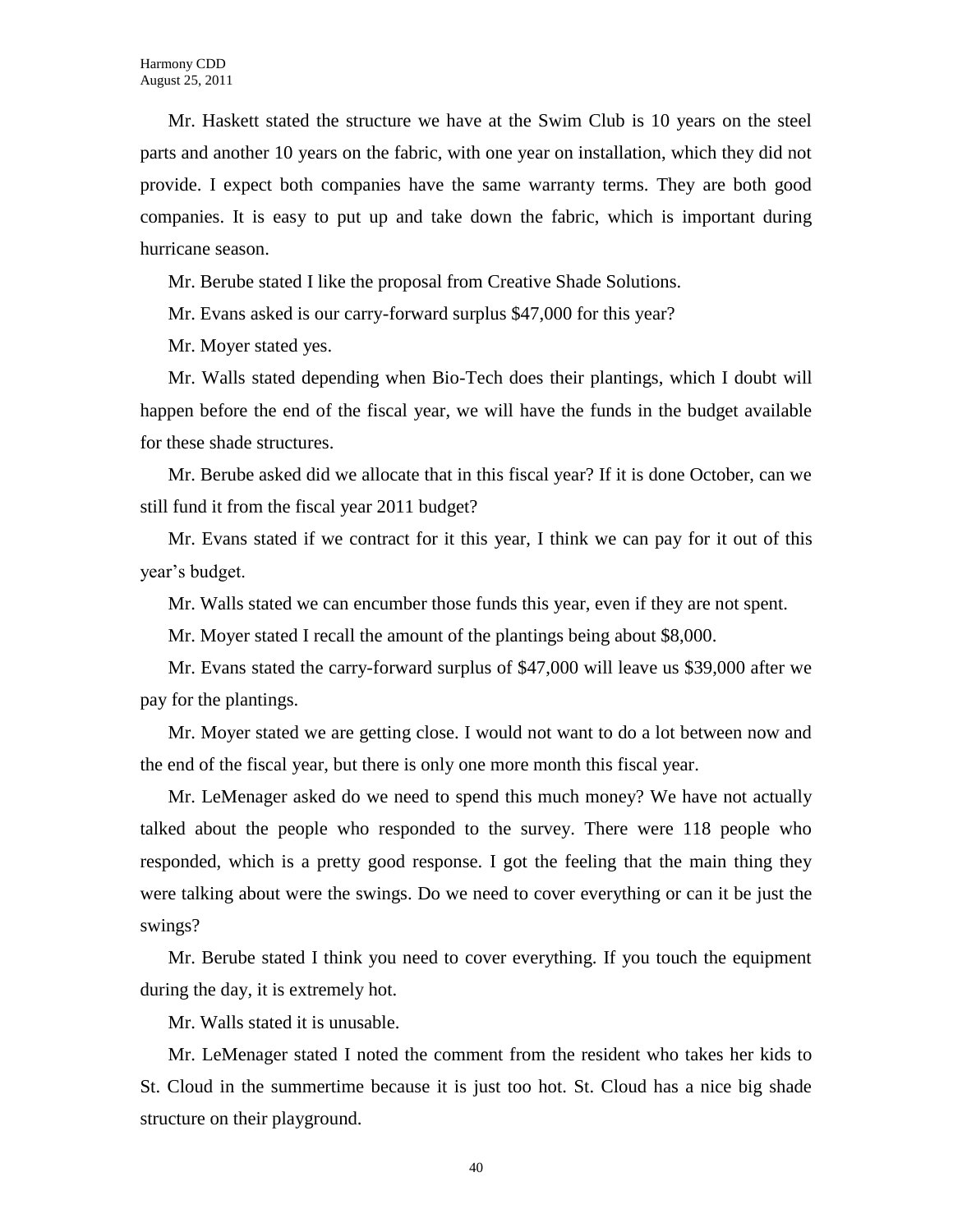Mr. Haskett stated the structure we have at the Swim Club is 10 years on the steel parts and another 10 years on the fabric, with one year on installation, which they did not provide. I expect both companies have the same warranty terms. They are both good companies. It is easy to put up and take down the fabric, which is important during hurricane season.

Mr. Berube stated I like the proposal from Creative Shade Solutions.

Mr. Evans asked is our carry-forward surplus $47,000 for this year?

Mr. Moyer stated yes.

Mr. Walls stated depending when Bio-Tech does their plantings, which I doubt will happen before the end of the fiscal year, we will have the funds in the budget available for these shade structures.

Mr. Berube asked did we allocate that in this fiscal year? If it is done October, can we still fund it from the fiscal year 2011 budget?

Mr. Evans stated if we contract for it this year, I think we can pay for it out of this year's budget.

Mr. Walls stated we can encumber those funds this year, even if they are not spent.

Mr. Moyer stated I recall the amount of the plantings being about $8,000.

Mr. Evans stated the carry-forward surplus of $47,000 will leave us $39,000 after we pay for the plantings.

Mr. Moyer stated we are getting close. I would not want to do a lot between now and the end of the fiscal year, but there is only one more month this fiscal year.

Mr. LeMenager asked do we need to spend this much money? We have not actually talked about the people who responded to the survey. There were 118 people who responded, which is a pretty good response. I got the feeling that the main thing they were talking about were the swings. Do we need to cover everything or can it be just the swings?

Mr. Berube stated I think you need to cover everything. If you touch the equipment during the day, it is extremely hot.

Mr. Walls stated it is unusable.

Mr. LeMenager stated I noted the comment from the resident who takes her kids to St. Cloud in the summertime because it is just too hot. St. Cloud has a nice big shade structure on their playground.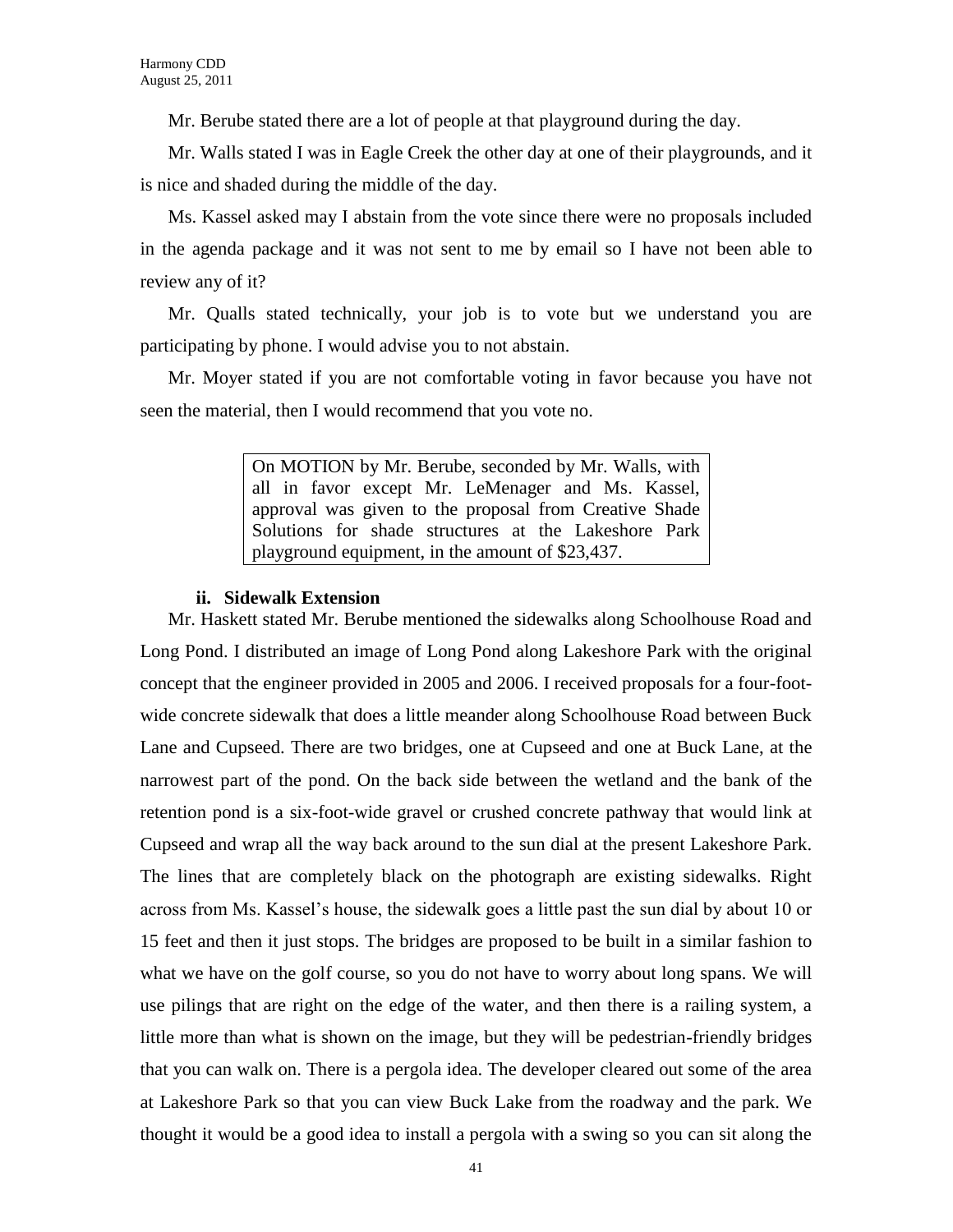Mr. Berube stated there are a lot of people at that playground during the day.

Mr. Walls stated I was in Eagle Creek the other day at one of their playgrounds, and it is nice and shaded during the middle of the day.

Ms. Kassel asked may I abstain from the vote since there were no proposals included in the agenda package and it was not sent to me by email so I have not been able to review any of it?

Mr. Qualls stated technically, your job is to vote but we understand you are participating by phone. I would advise you to not abstain.

Mr. Moyer stated if you are not comfortable voting in favor because you have not seen the material, then I would recommend that you vote no.

> On MOTION by Mr. Berube, seconded by Mr. Walls, with all in favor except Mr. LeMenager and Ms. Kassel, approval was given to the proposal from Creative Shade Solutions for shade structures at the Lakeshore Park playground equipment, in the amount of $23,437.

**ii. Sidewalk Extension**

Mr. Haskett stated Mr. Berube mentioned the sidewalks along Schoolhouse Road and Long Pond. I distributed an image of Long Pond along Lakeshore Park with the original concept that the engineer provided in 2005 and 2006. I received proposals for a four-foot-wide concrete sidewalk that does a little meander along Schoolhouse Road between Buck Lane and Cupseed. There are two bridges, one at Cupseed and one at Buck Lane, at the narrowest part of the pond. On the back side between the wetland and the bank of the retention pond is a six-foot-wide gravel or crushed concrete pathway that would link at Cupseed and wrap all the way back around to the sun dial at the present Lakeshore Park. The lines that are completely black on the photograph are existing sidewalks. Right across from Ms. Kassel's house, the sidewalk goes a little past the sun dial by about 10 or 15 feet and then it just stops. The bridges are proposed to be built in a similar fashion to what we have on the golf course, so you do not have to worry about long spans. We will use pilings that are right on the edge of the water, and then there is a railing system, a little more than what is shown on the image, but they will be pedestrian-friendly bridges that you can walk on. There is a pergola idea. The developer cleared out some of the area at Lakeshore Park so that you can view Buck Lake from the roadway and the park. We thought it would be a good idea to install a pergola with a swing so you can sit along the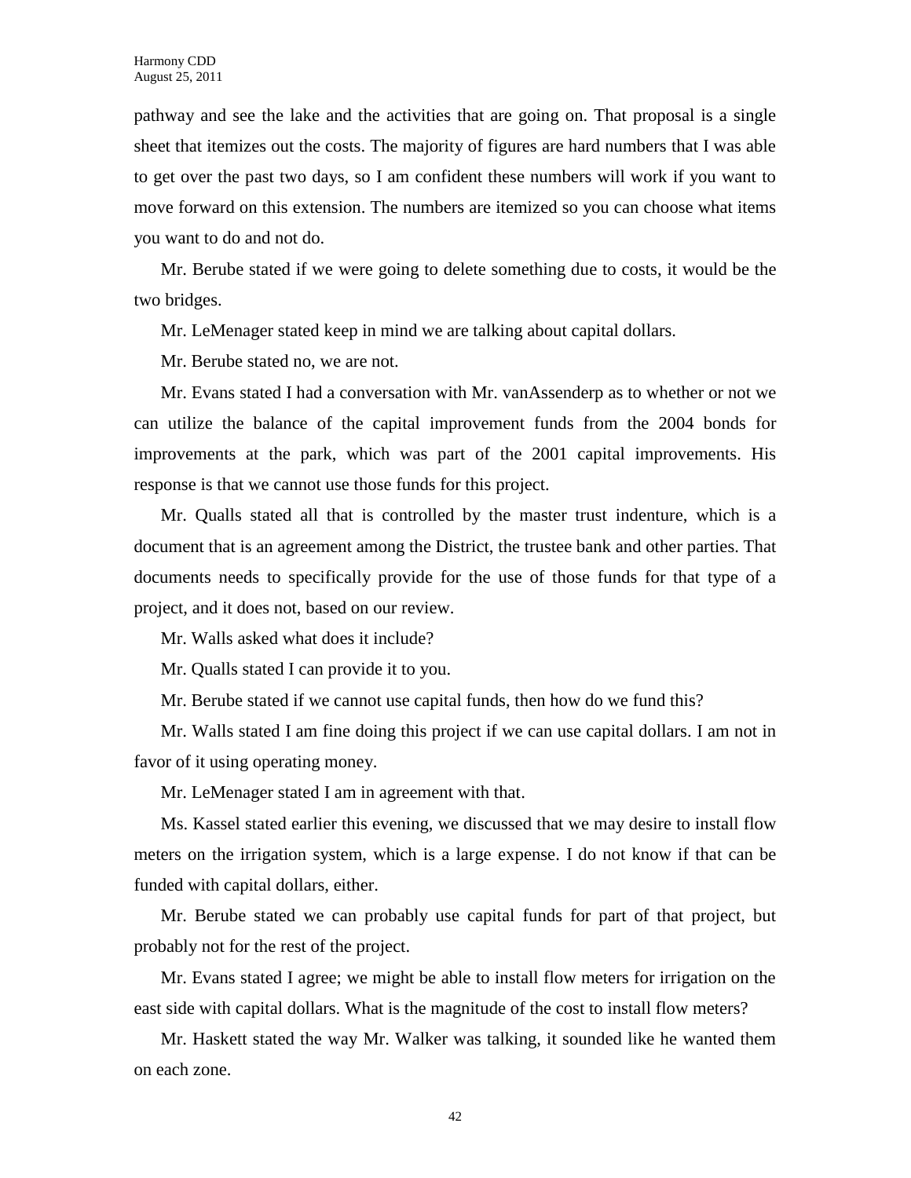pathway and see the lake and the activities that are going on. That proposal is a single sheet that itemizes out the costs. The majority of figures are hard numbers that I was able to get over the past two days, so I am confident these numbers will work if you want to move forward on this extension. The numbers are itemized so you can choose what items you want to do and not do.

Mr. Berube stated if we were going to delete something due to costs, it would be the two bridges.

Mr. LeMenager stated keep in mind we are talking about capital dollars.

Mr. Berube stated no, we are not.

Mr. Evans stated I had a conversation with Mr. vanAssenderp as to whether or not we can utilize the balance of the capital improvement funds from the 2004 bonds for improvements at the park, which was part of the 2001 capital improvements. His response is that we cannot use those funds for this project.

Mr. Qualls stated all that is controlled by the master trust indenture, which is a document that is an agreement among the District, the trustee bank and other parties. That documents needs to specifically provide for the use of those funds for that type of a project, and it does not, based on our review.

Mr. Walls asked what does it include?

Mr. Qualls stated I can provide it to you.

Mr. Berube stated if we cannot use capital funds, then how do we fund this?

Mr. Walls stated I am fine doing this project if we can use capital dollars. I am not in favor of it using operating money.

Mr. LeMenager stated I am in agreement with that.

Ms. Kassel stated earlier this evening, we discussed that we may desire to install flow meters on the irrigation system, which is a large expense. I do not know if that can be funded with capital dollars, either.

Mr. Berube stated we can probably use capital funds for part of that project, but probably not for the rest of the project.

Mr. Evans stated I agree; we might be able to install flow meters for irrigation on the east side with capital dollars. What is the magnitude of the cost to install flow meters?

Mr. Haskett stated the way Mr. Walker was talking, it sounded like he wanted them on each zone.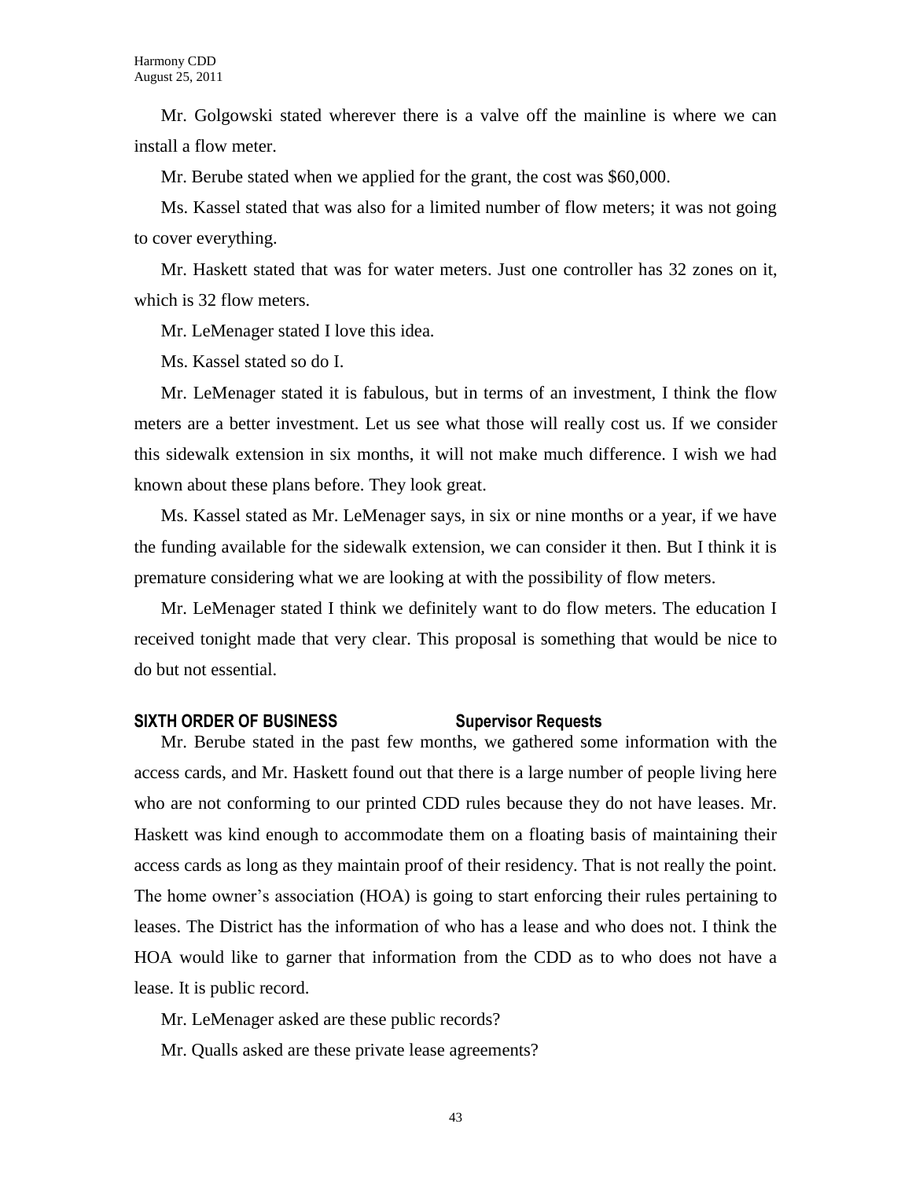Mr. Golgowski stated wherever there is a valve off the mainline is where we can install a flow meter.

Mr. Berube stated when we applied for the grant, the cost was $60,000.

Ms. Kassel stated that was also for a limited number of flow meters; it was not going to cover everything.

Mr. Haskett stated that was for water meters. Just one controller has 32 zones on it, which is 32 flow meters.

Mr. LeMenager stated I love this idea.

Ms. Kassel stated so do I.

Mr. LeMenager stated it is fabulous, but in terms of an investment, I think the flow meters are a better investment. Let us see what those will really cost us. If we consider this sidewalk extension in six months, it will not make much difference. I wish we had known about these plans before. They look great.

Ms. Kassel stated as Mr. LeMenager says, in six or nine months or a year, if we have the funding available for the sidewalk extension, we can consider it then. But I think it is premature considering what we are looking at with the possibility of flow meters.

Mr. LeMenager stated I think we definitely want to do flow meters. The education I received tonight made that very clear. This proposal is something that would be nice to do but not essential.

**SIXTH ORDER OF BUSINESS** **Supervisor Requests**

Mr. Berube stated in the past few months, we gathered some information with the access cards, and Mr. Haskett found out that there is a large number of people living here who are not conforming to our printed CDD rules because they do not have leases. Mr. Haskett was kind enough to accommodate them on a floating basis of maintaining their access cards as long as they maintain proof of their residency. That is not really the point. The home owner's association (HOA) is going to start enforcing their rules pertaining to leases. The District has the information of who has a lease and who does not. I think the HOA would like to garner that information from the CDD as to who does not have a lease. It is public record.

Mr. LeMenager asked are these public records?

Mr. Qualls asked are these private lease agreements?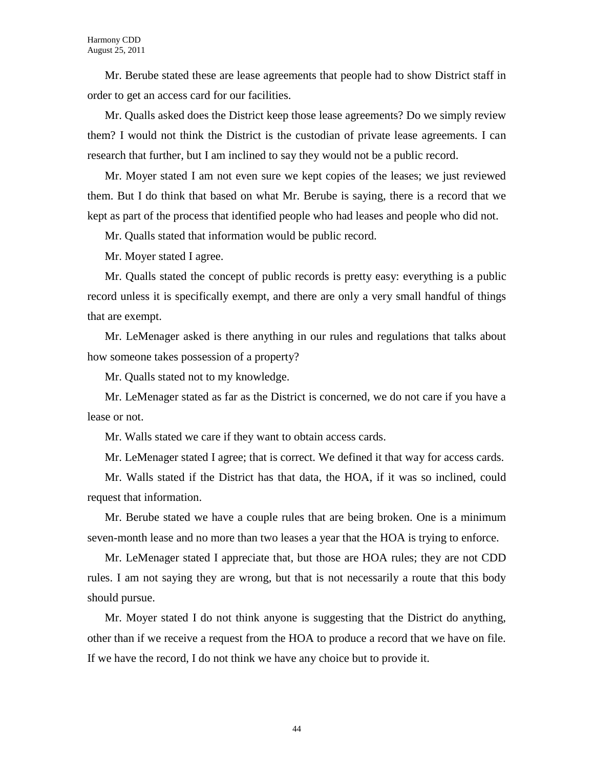Mr. Berube stated these are lease agreements that people had to show District staff in order to get an access card for our facilities.

Mr. Qualls asked does the District keep those lease agreements? Do we simply review them? I would not think the District is the custodian of private lease agreements. I can research that further, but I am inclined to say they would not be a public record.

Mr. Moyer stated I am not even sure we kept copies of the leases; we just reviewed them. But I do think that based on what Mr. Berube is saying, there is a record that we kept as part of the process that identified people who had leases and people who did not.

Mr. Qualls stated that information would be public record.

Mr. Moyer stated I agree.

Mr. Qualls stated the concept of public records is pretty easy: everything is a public record unless it is specifically exempt, and there are only a very small handful of things that are exempt.

Mr. LeMenager asked is there anything in our rules and regulations that talks about how someone takes possession of a property?

Mr. Qualls stated not to my knowledge.

Mr. LeMenager stated as far as the District is concerned, we do not care if you have a lease or not.

Mr. Walls stated we care if they want to obtain access cards.

Mr. LeMenager stated I agree; that is correct. We defined it that way for access cards.

Mr. Walls stated if the District has that data, the HOA, if it was so inclined, could request that information.

Mr. Berube stated we have a couple rules that are being broken. One is a minimum seven-month lease and no more than two leases a year that the HOA is trying to enforce.

Mr. LeMenager stated I appreciate that, but those are HOA rules; they are not CDD rules. I am not saying they are wrong, but that is not necessarily a route that this body should pursue.

Mr. Moyer stated I do not think anyone is suggesting that the District do anything, other than if we receive a request from the HOA to produce a record that we have on file. If we have the record, I do not think we have any choice but to provide it.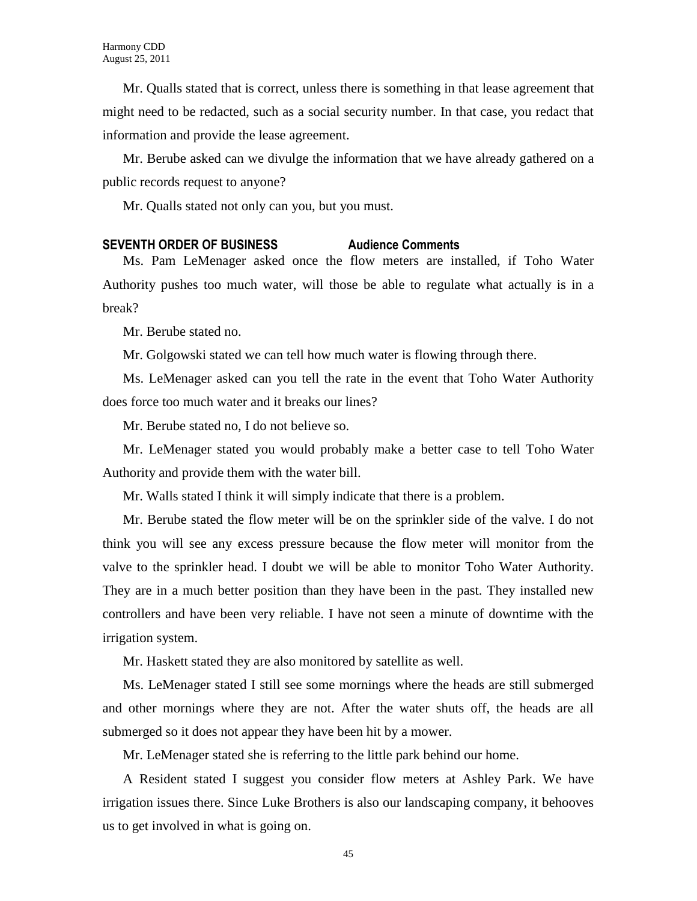Mr. Qualls stated that is correct, unless there is something in that lease agreement that might need to be redacted, such as a social security number. In that case, you redact that information and provide the lease agreement.

Mr. Berube asked can we divulge the information that we have already gathered on a public records request to anyone?

Mr. Qualls stated not only can you, but you must.

**SEVENTH ORDER OF BUSINESS Audience Comments**

Ms. Pam LeMenager asked once the flow meters are installed, if Toho Water Authority pushes too much water, will those be able to regulate what actually is in a break?

Mr. Berube stated no.

Mr. Golgowski stated we can tell how much water is flowing through there.

Ms. LeMenager asked can you tell the rate in the event that Toho Water Authority does force too much water and it breaks our lines?

Mr. Berube stated no, I do not believe so.

Mr. LeMenager stated you would probably make a better case to tell Toho Water Authority and provide them with the water bill.

Mr. Walls stated I think it will simply indicate that there is a problem.

Mr. Berube stated the flow meter will be on the sprinkler side of the valve. I do not think you will see any excess pressure because the flow meter will monitor from the valve to the sprinkler head. I doubt we will be able to monitor Toho Water Authority. They are in a much better position than they have been in the past. They installed new controllers and have been very reliable. I have not seen a minute of downtime with the irrigation system.

Mr. Haskett stated they are also monitored by satellite as well.

Ms. LeMenager stated I still see some mornings where the heads are still submerged and other mornings where they are not. After the water shuts off, the heads are all submerged so it does not appear they have been hit by a mower.

Mr. LeMenager stated she is referring to the little park behind our home.

A Resident stated I suggest you consider flow meters at Ashley Park. We have irrigation issues there. Since Luke Brothers is also our landscaping company, it behooves us to get involved in what is going on.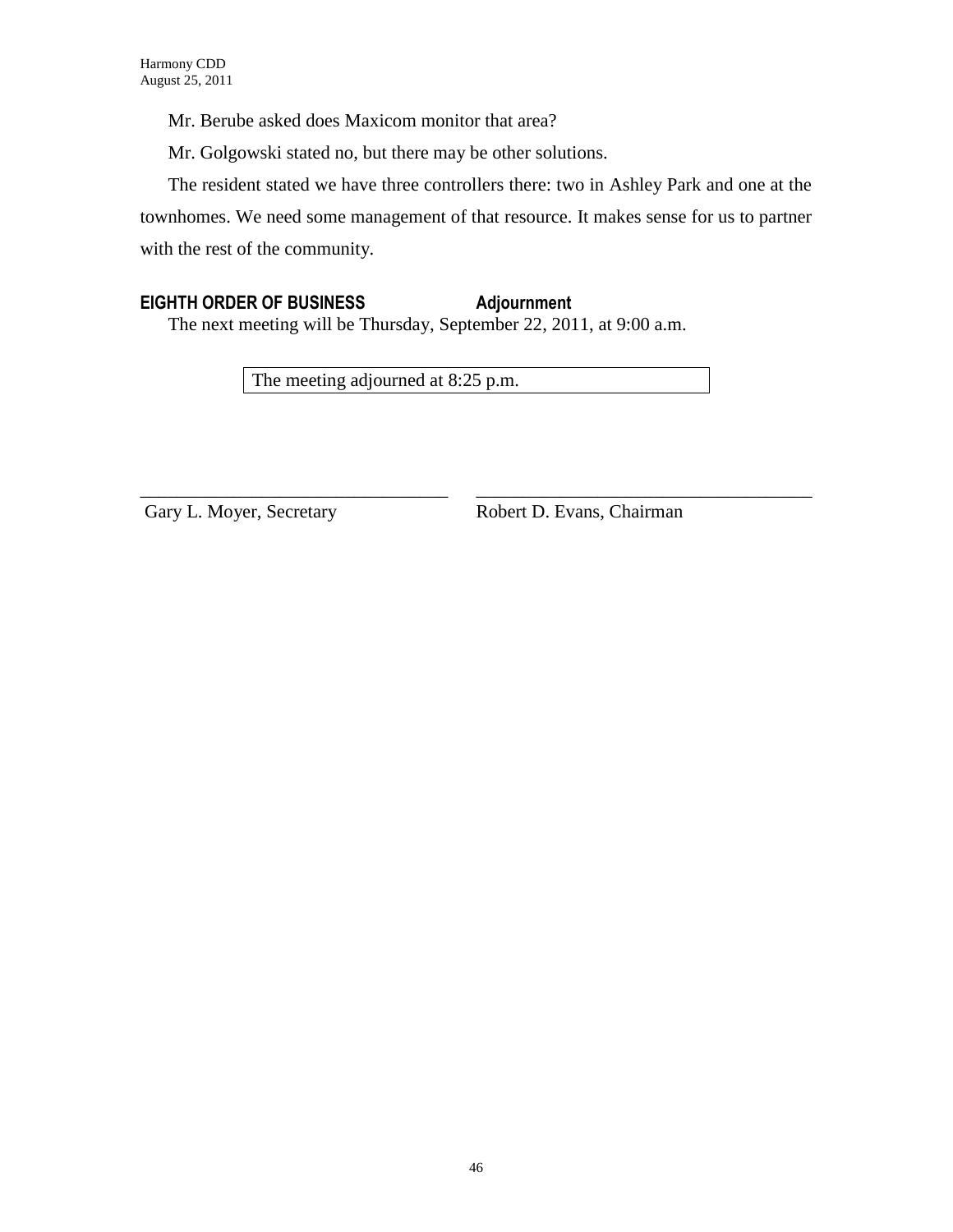Mr. Berube asked does Maxicom monitor that area?

Mr. Golgowski stated no, but there may be other solutions.

The resident stated we have three controllers there: two in Ashley Park and one at the townhomes. We need some management of that resource. It makes sense for us to partner with the rest of the community.

**EIGHTH ORDER OF BUSINESS** **Adjournment**

The next meeting will be Thursday, September 22, 2011, at 9:00 a.m.

The meeting adjourned at 8:25 p.m.

\_\_\_\_\_\_\_\_\_\_\_\_\_\_\_\_\_\_\_\_\_\_\_\_\_\_\_\_\_\_\_\_\_\_ \_\_\_\_\_\_\_\_\_\_\_\_\_\_\_\_\_\_\_\_\_\_\_\_\_\_\_\_\_\_\_\_\_\_\_\_\_

Gary L. Moyer, Secretary Robert D. Evans, Chairman